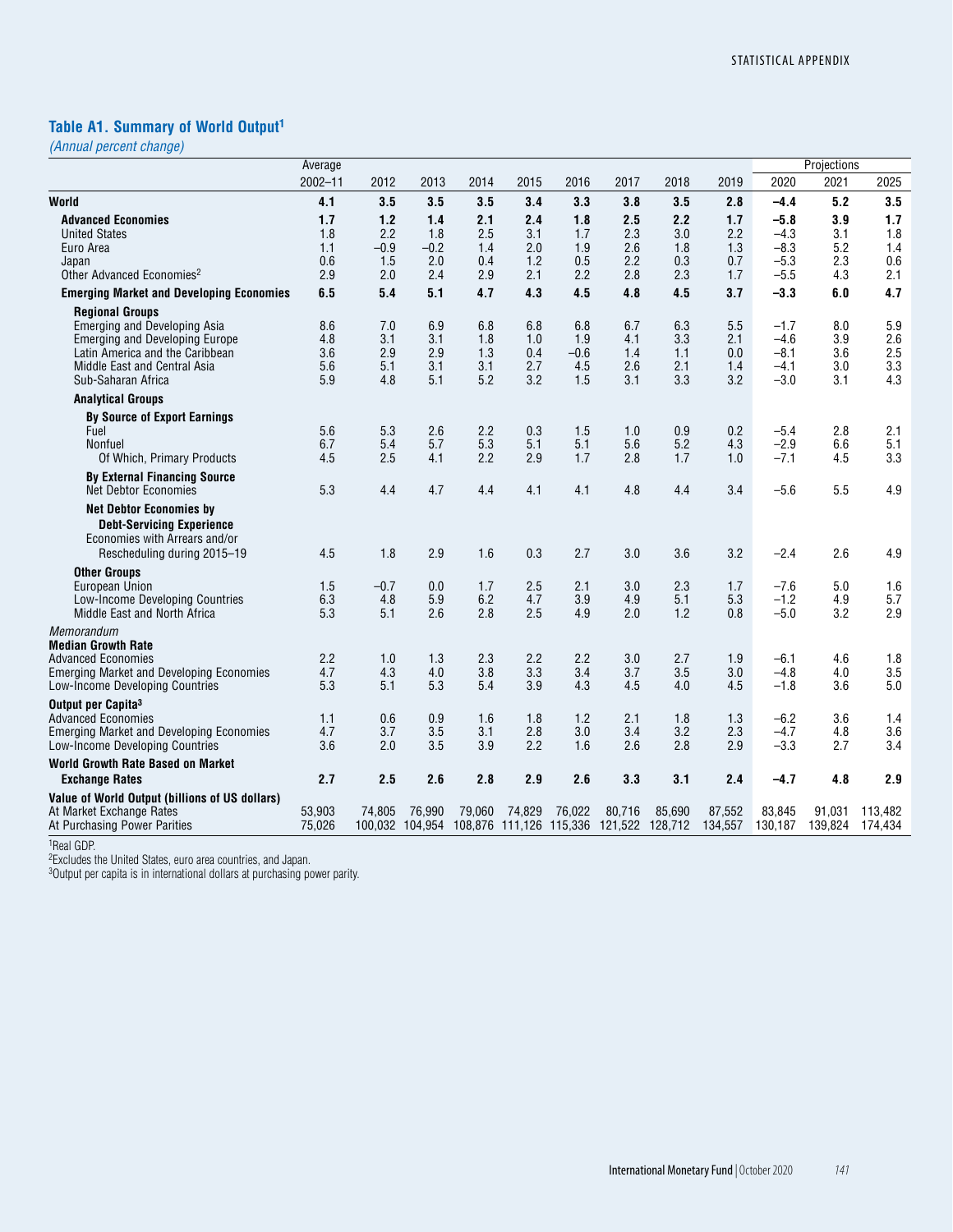## Table A1. Summary of World Output[1]

*(Annual percent change)*

| | Average | | | | | | | | | Projections | | |
|---|---|---|---|---|---|---|---|---|---|---|---|---|
| | 2002–11 | 2012 | 2013 | 2014 | 2015 | 2016 | 2017 | 2018 | 2019 | 2020 | 2021 | 2025 |
| **World** | **4.1** | **3.5** | **3.5** | **3.5** | **3.4** | **3.3** | **3.8** | **3.5** | **2.8** | **–4.4** | **5.2** | **3.5** |
| **Advanced Economies** | **1.7** | **1.2** | **1.4** | **2.1** | **2.4** | **1.8** | **2.5** | **2.2** | **1.7** | **–5.8** | **3.9** | **1.7** |
| United States | 1.8 | 2.2 | 1.8 | 2.5 | 3.1 | 1.7 | 2.3 | 3.0 | 2.2 | –4.3 | 3.1 | 1.8 |
| Euro Area | 1.1 | –0.9 | –0.2 | 1.4 | 2.0 | 1.9 | 2.6 | 1.8 | 1.3 | –8.3 | 5.2 | 1.4 |
| Japan | 0.6 | 1.5 | 2.0 | 0.4 | 1.2 | 0.5 | 2.2 | 0.3 | 0.7 | –5.3 | 2.3 | 0.6 |
| Other Advanced Economies[2] | 2.9 | 2.0 | 2.4 | 2.9 | 2.1 | 2.2 | 2.8 | 2.3 | 1.7 | –5.5 | 4.3 | 2.1 |
| **Emerging Market and Developing Economies** | **6.5** | **5.4** | **5.1** | **4.7** | **4.3** | **4.5** | **4.8** | **4.5** | **3.7** | **–3.3** | **6.0** | **4.7** |
| **Regional Groups** | | | | | | | | | | | | |
| Emerging and Developing Asia | 8.6 | 7.0 | 6.9 | 6.8 | 6.8 | 6.8 | 6.7 | 6.3 | 5.5 | –1.7 | 8.0 | 5.9 |
| Emerging and Developing Europe | 4.8 | 3.1 | 3.1 | 1.8 | 1.0 | 1.9 | 4.1 | 3.3 | 2.1 | –4.6 | 3.9 | 2.6 |
| Latin America and the Caribbean | 3.6 | 2.9 | 2.9 | 1.3 | 0.4 | –0.6 | 1.4 | 1.1 | 0.0 | –8.1 | 3.6 | 2.5 |
| Middle East and Central Asia | 5.6 | 5.1 | 3.1 | 3.1 | 2.7 | 4.5 | 2.6 | 2.1 | 1.4 | –4.1 | 3.0 | 3.3 |
| Sub-Saharan Africa | 5.9 | 4.8 | 5.1 | 5.2 | 3.2 | 1.5 | 3.1 | 3.3 | 3.2 | –3.0 | 3.1 | 4.3 |
| **Analytical Groups** | | | | | | | | | | | | |
| **By Source of Export Earnings** | | | | | | | | | | | | |
| Fuel | 5.6 | 5.3 | 2.6 | 2.2 | 0.3 | 1.5 | 1.0 | 0.9 | 0.2 | –5.4 | 2.8 | 2.1 |
| Nonfuel | 6.7 | 5.4 | 5.7 | 5.3 | 5.1 | 5.1 | 5.6 | 5.2 | 4.3 | –2.9 | 6.6 | 5.1 |
| Of Which, Primary Products | 4.5 | 2.5 | 4.1 | 2.2 | 2.9 | 1.7 | 2.8 | 1.7 | 1.0 | –7.1 | 4.5 | 3.3 |
| **By External Financing Source** | | | | | | | | | | | | |
| Net Debtor Economies | 5.3 | 4.4 | 4.7 | 4.4 | 4.1 | 4.1 | 4.8 | 4.4 | 3.4 | –5.6 | 5.5 | 4.9 |
| **Net Debtor Economies by Debt-Servicing Experience** | | | | | | | | | | | | |
| Economies with Arrears and/or Rescheduling during 2015–19 | 4.5 | 1.8 | 2.9 | 1.6 | 0.3 | 2.7 | 3.0 | 3.6 | 3.2 | –2.4 | 2.6 | 4.9 |
| **Other Groups** | | | | | | | | | | | | |
| European Union | 1.5 | –0.7 | 0.0 | 1.7 | 2.5 | 2.1 | 3.0 | 2.3 | 1.7 | –7.6 | 5.0 | 1.6 |
| Low-Income Developing Countries | 6.3 | 4.8 | 5.9 | 6.2 | 4.7 | 3.9 | 4.9 | 5.1 | 5.3 | –1.2 | 4.9 | 5.7 |
| Middle East and North Africa | 5.3 | 5.1 | 2.6 | 2.8 | 2.5 | 4.9 | 2.0 | 1.2 | 0.8 | –5.0 | 3.2 | 2.9 |
| *Memorandum* | | | | | | | | | | | | |
| **Median Growth Rate** | | | | | | | | | | | | |
| Advanced Economies | 2.2 | 1.0 | 1.3 | 2.3 | 2.2 | 2.2 | 3.0 | 2.7 | 1.9 | –6.1 | 4.6 | 1.8 |
| Emerging Market and Developing Economies | 4.7 | 4.3 | 4.0 | 3.8 | 3.3 | 3.4 | 3.7 | 3.5 | 3.0 | –4.8 | 4.0 | 3.5 |
| Low-Income Developing Countries | 5.3 | 5.1 | 5.3 | 5.4 | 3.9 | 4.3 | 4.5 | 4.0 | 4.5 | –1.8 | 3.6 | 5.0 |
| **Output per Capita[3]** | | | | | | | | | | | | |
| Advanced Economies | 1.1 | 0.6 | 0.9 | 1.6 | 1.8 | 1.2 | 2.1 | 1.8 | 1.3 | –6.2 | 3.6 | 1.4 |
| Emerging Market and Developing Economies | 4.7 | 3.7 | 3.5 | 3.1 | 2.8 | 3.0 | 3.4 | 3.2 | 2.3 | –4.7 | 4.8 | 3.6 |
| Low-Income Developing Countries | 3.6 | 2.0 | 3.5 | 3.9 | 2.2 | 1.6 | 2.6 | 2.8 | 2.9 | –3.3 | 2.7 | 3.4 |
| **World Growth Rate Based on Market Exchange Rates** | **2.7** | **2.5** | **2.6** | **2.8** | **2.9** | **2.6** | **3.3** | **3.1** | **2.4** | **–4.7** | **4.8** | **2.9** |
| **Value of World Output (billions of US dollars)** | | | | | | | | | | | | |
| At Market Exchange Rates | 53,903 | 74,805 | 76,990 | 79,060 | 74,829 | 76,022 | 80,716 | 85,690 | 87,552 | 83,845 | 91,031 | 113,482 |
| At Purchasing Power Parities | 75,026 | 100,032 | 104,954 | 108,876 | 111,126 | 115,336 | 121,522 | 128,712 | 134,557 | 130,187 | 139,824 | 174,434 |

[1]Real GDP.
[2]Excludes the United States, euro area countries, and Japan.
[3]Output per capita is in international dollars at purchasing power parity.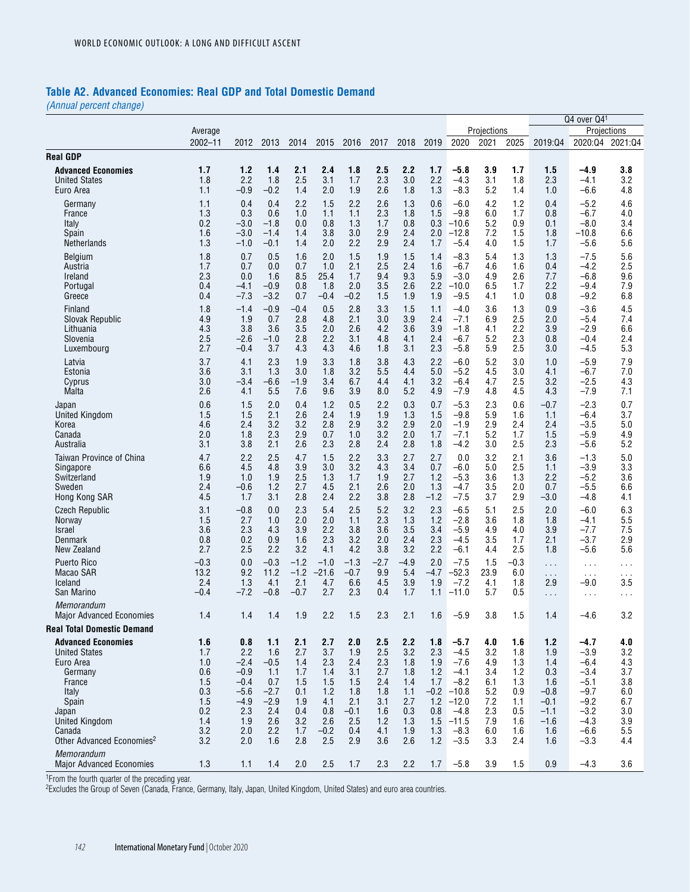## Table A2. Advanced Economies: Real GDP and Total Domestic Demand

*(Annual percent change)*

| | Average | | | | | | | | | Projections | | | Q4 over Q4[1] | Projections | |
|---|---|---|---|---|---|---|---|---|---|---|---|---|---|---|---|
| | 2002–11 | 2012 | 2013 | 2014 | 2015 | 2016 | 2017 | 2018 | 2019 | 2020 | 2021 | 2025 | 2019:Q4 | 2020:Q4 | 2021:Q4 |
| **Real GDP** | | | | | | | | | | | | | | | |
| **Advanced Economies** | **1.7** | **1.2** | **1.4** | **2.1** | **2.4** | **1.8** | **2.5** | **2.2** | **1.7** | **–5.8** | **3.9** | **1.7** | **1.5** | **–4.9** | **3.8** |
| United States | 1.8 | 2.2 | 1.8 | 2.5 | 3.1 | 1.7 | 2.3 | 3.0 | 2.2 | –4.3 | 3.1 | 1.8 | 2.3 | –4.1 | 3.2 |
| Euro Area | 1.1 | –0.9 | –0.2 | 1.4 | 2.0 | 1.9 | 2.6 | 1.8 | 1.3 | –8.3 | 5.2 | 1.4 | 1.0 | –6.6 | 4.8 |
| Germany | 1.1 | 0.4 | 0.4 | 2.2 | 1.5 | 2.2 | 2.6 | 1.3 | 0.6 | –6.0 | 4.2 | 1.2 | 0.4 | –5.2 | 4.6 |
| France | 1.3 | 0.3 | 0.6 | 1.0 | 1.1 | 1.1 | 2.3 | 1.8 | 1.5 | –9.8 | 6.0 | 1.7 | 0.8 | –6.7 | 4.0 |
| Italy | 0.2 | –3.0 | –1.8 | 0.0 | 0.8 | 1.3 | 1.7 | 0.8 | 0.3 | –10.6 | 5.2 | 0.9 | 0.1 | –8.0 | 3.4 |
| Spain | 1.6 | –3.0 | –1.4 | 1.4 | 3.8 | 3.0 | 2.9 | 2.4 | 2.0 | –12.8 | 7.2 | 1.5 | 1.8 | –10.8 | 6.6 |
| Netherlands | 1.3 | –1.0 | –0.1 | 1.4 | 2.0 | 2.2 | 2.9 | 2.4 | 1.7 | –5.4 | 4.0 | 1.5 | 1.7 | –5.6 | 5.6 |
| Belgium | 1.8 | 0.7 | 0.5 | 1.6 | 2.0 | 1.5 | 1.9 | 1.5 | 1.4 | –8.3 | 5.4 | 1.3 | 1.3 | –7.5 | 5.6 |
| Austria | 1.7 | 0.7 | 0.0 | 0.7 | 1.0 | 2.1 | 2.5 | 2.4 | 1.6 | –6.7 | 4.6 | 1.6 | 0.4 | –4.2 | 2.5 |
| Ireland | 2.3 | 0.0 | 1.6 | 8.5 | 25.4 | 1.7 | 9.4 | 9.3 | 5.9 | –3.0 | 4.9 | 2.6 | 7.7 | –6.8 | 9.6 |
| Portugal | 0.4 | –4.1 | –0.9 | 0.8 | 1.8 | 2.0 | 3.5 | 2.6 | 2.2 | –10.0 | 6.5 | 1.7 | 2.2 | –9.4 | 7.9 |
| Greece | 0.4 | –7.3 | –3.2 | 0.7 | –0.4 | –0.2 | 1.5 | 1.9 | 1.9 | –9.5 | 4.1 | 1.0 | 0.8 | –9.2 | 6.8 |
| Finland | 1.8 | –1.4 | –0.9 | –0.4 | 0.5 | 2.8 | 3.3 | 1.5 | 1.1 | –4.0 | 3.6 | 1.3 | 0.9 | –3.6 | 4.5 |
| Slovak Republic | 4.9 | 1.9 | 0.7 | 2.8 | 4.8 | 2.1 | 3.0 | 3.9 | 2.4 | –7.1 | 6.9 | 2.5 | 2.0 | –5.4 | 7.4 |
| Lithuania | 4.3 | 3.8 | 3.6 | 3.5 | 2.0 | 2.6 | 4.2 | 3.6 | 3.9 | –1.8 | 4.1 | 2.2 | 3.9 | –2.9 | 6.6 |
| Slovenia | 2.5 | –2.6 | –1.0 | 2.8 | 2.2 | 3.1 | 4.8 | 4.1 | 2.4 | –6.7 | 5.2 | 2.3 | 0.8 | –0.4 | 2.4 |
| Luxembourg | 2.7 | –0.4 | 3.7 | 4.3 | 4.3 | 4.6 | 1.8 | 3.1 | 2.3 | –5.8 | 5.9 | 2.5 | 3.0 | –4.5 | 5.3 |
| Latvia | 3.7 | 4.1 | 2.3 | 1.9 | 3.3 | 1.8 | 3.8 | 4.3 | 2.2 | –6.0 | 5.2 | 3.0 | 1.0 | –5.9 | 7.9 |
| Estonia | 3.6 | 3.1 | 1.3 | 3.0 | 1.8 | 3.2 | 5.5 | 4.4 | 5.0 | –5.2 | 4.5 | 3.0 | 4.1 | –6.7 | 7.0 |
| Cyprus | 3.0 | –3.4 | –6.6 | –1.9 | 3.4 | 6.7 | 4.4 | 4.1 | 3.2 | –6.4 | 4.7 | 2.5 | 3.2 | –2.5 | 4.3 |
| Malta | 2.6 | 4.1 | 5.5 | 7.6 | 9.6 | 3.9 | 8.0 | 5.2 | 4.9 | –7.9 | 4.8 | 4.5 | 4.3 | –7.9 | 7.1 |
| Japan | 0.6 | 1.5 | 2.0 | 0.4 | 1.2 | 0.5 | 2.2 | 0.3 | 0.7 | –5.3 | 2.3 | 0.6 | –0.7 | –2.3 | 0.7 |
| United Kingdom | 1.5 | 1.5 | 2.1 | 2.6 | 2.4 | 1.9 | 1.9 | 1.3 | 1.5 | –9.8 | 5.9 | 1.6 | 1.1 | –6.4 | 3.7 |
| Korea | 4.6 | 2.4 | 3.2 | 3.2 | 2.8 | 2.9 | 3.2 | 2.9 | 2.0 | –1.9 | 2.9 | 2.4 | 2.4 | –3.5 | 5.0 |
| Canada | 2.0 | 1.8 | 2.3 | 2.9 | 0.7 | 1.0 | 3.2 | 2.0 | 1.7 | –7.1 | 5.2 | 1.7 | 1.5 | –5.9 | 4.9 |
| Australia | 3.1 | 3.8 | 2.1 | 2.6 | 2.3 | 2.8 | 2.4 | 2.8 | 1.8 | –4.2 | 3.0 | 2.5 | 2.3 | –5.6 | 5.2 |
| Taiwan Province of China | 4.7 | 2.2 | 2.5 | 4.7 | 1.5 | 2.2 | 3.3 | 2.7 | 2.7 | 0.0 | 3.2 | 2.1 | 3.6 | –1.3 | 5.0 |
| Singapore | 6.6 | 4.5 | 4.8 | 3.9 | 3.0 | 3.2 | 4.3 | 3.4 | 0.7 | –6.0 | 5.0 | 2.5 | 1.1 | –3.9 | 3.3 |
| Switzerland | 1.9 | 1.0 | 1.9 | 2.5 | 1.3 | 1.7 | 1.9 | 2.7 | 1.2 | –5.3 | 3.6 | 1.3 | 2.2 | –5.2 | 3.6 |
| Sweden | 2.4 | –0.6 | 1.2 | 2.7 | 4.5 | 2.1 | 2.6 | 2.0 | 1.3 | –4.7 | 3.5 | 2.0 | 0.7 | –5.5 | 6.6 |
| Hong Kong SAR | 4.5 | 1.7 | 3.1 | 2.8 | 2.4 | 2.2 | 3.8 | 2.8 | –1.2 | –7.5 | 3.7 | 2.9 | –3.0 | –4.8 | 4.1 |
| Czech Republic | 3.1 | –0.8 | 0.0 | 2.3 | 5.4 | 2.5 | 5.2 | 3.2 | 2.3 | –6.5 | 5.1 | 2.5 | 2.0 | –6.0 | 6.3 |
| Norway | 1.5 | 2.7 | 1.0 | 2.0 | 2.0 | 1.1 | 2.3 | 1.3 | 1.2 | –2.8 | 3.6 | 1.8 | 1.8 | –4.1 | 5.5 |
| Israel | 3.6 | 2.3 | 4.3 | 3.9 | 2.2 | 3.8 | 3.6 | 3.5 | 3.4 | –5.9 | 4.9 | 4.0 | 3.9 | –7.7 | 7.5 |
| Denmark | 0.8 | 0.2 | 0.9 | 1.6 | 2.3 | 3.2 | 2.0 | 2.4 | 2.3 | –4.5 | 3.5 | 1.7 | 2.1 | –3.7 | 2.9 |
| New Zealand | 2.7 | 2.5 | 2.2 | 3.2 | 4.1 | 4.2 | 3.8 | 3.2 | 2.2 | –6.1 | 4.4 | 2.5 | 1.8 | –5.6 | 5.6 |
| Puerto Rico | –0.3 | 0.0 | –0.3 | –1.2 | –1.0 | –1.3 | –2.7 | –4.9 | 2.0 | –7.5 | 1.5 | –0.3 | . . . | . . . | . . . |
| Macao SAR | 13.2 | 9.2 | 11.2 | –1.2 | –21.6 | –0.7 | 9.9 | 5.4 | –4.7 | –52.3 | 23.9 | 6.0 | . . . | . . . | . . . |
| Iceland | 2.4 | 1.3 | 4.1 | 2.1 | 4.7 | 6.6 | 4.5 | 3.9 | 1.9 | –7.2 | 4.1 | 1.8 | 2.9 | –9.0 | 3.5 |
| San Marino | –0.4 | –7.2 | –0.8 | –0.7 | 2.7 | 2.3 | 0.4 | 1.7 | 1.1 | –11.0 | 5.7 | 0.5 | . . . | . . . | . . . |
| *Memorandum* | | | | | | | | | | | | | | | |
| Major Advanced Economies | 1.4 | 1.4 | 1.4 | 1.9 | 2.2 | 1.5 | 2.3 | 2.1 | 1.6 | –5.9 | 3.8 | 1.5 | 1.4 | –4.6 | 3.2 |
| **Real Total Domestic Demand** | | | | | | | | | | | | | | | |
| **Advanced Economies** | **1.6** | **0.8** | **1.1** | **2.1** | **2.7** | **2.0** | **2.5** | **2.2** | **1.8** | **–5.7** | **4.0** | **1.6** | **1.2** | **–4.7** | **4.0** |
| United States | 1.7 | 2.2 | 1.6 | 2.7 | 3.7 | 1.9 | 2.5 | 3.2 | 2.3 | –4.5 | 3.2 | 1.8 | 1.9 | –3.9 | 3.2 |
| Euro Area | 1.0 | –2.4 | –0.5 | 1.4 | 2.3 | 2.4 | 2.3 | 1.8 | 1.9 | –7.6 | 4.9 | 1.3 | 1.4 | –6.4 | 4.3 |
| Germany | 0.6 | –0.9 | 1.1 | 1.7 | 1.4 | 3.1 | 2.7 | 1.8 | 1.2 | –4.1 | 3.4 | 1.2 | 0.3 | –3.4 | 3.7 |
| France | 1.5 | –0.4 | 0.7 | 1.5 | 1.5 | 1.5 | 2.4 | 1.4 | 1.7 | –8.2 | 6.1 | 1.3 | 1.6 | –5.1 | 3.8 |
| Italy | 0.3 | –5.6 | –2.7 | 0.1 | 1.2 | 1.8 | 1.8 | 1.1 | –0.2 | –10.8 | 5.2 | 0.9 | –0.8 | –9.7 | 6.0 |
| Spain | 1.5 | –4.9 | –2.9 | 1.9 | 4.1 | 2.1 | 3.1 | 2.7 | 1.2 | –12.0 | 7.2 | 1.1 | –0.1 | –9.2 | 6.7 |
| Japan | 0.2 | 2.3 | 2.4 | 0.4 | 0.8 | –0.1 | 1.6 | 0.3 | 0.8 | –4.8 | 2.3 | 0.5 | –1.1 | –3.2 | 3.0 |
| United Kingdom | 1.4 | 1.9 | 2.6 | 3.2 | 4.5 | 2.5 | 1.2 | 1.3 | 1.5 | –11.5 | 7.9 | 1.6 | –1.6 | –4.3 | 3.9 |
| Canada | 3.2 | 2.0 | 2.2 | 1.7 | –0.2 | 0.4 | 4.1 | 1.9 | 1.3 | –8.3 | 6.0 | 1.6 | 1.6 | –6.6 | 5.5 |
| Other Advanced Economies[2] | 3.2 | 2.0 | 1.6 | 2.8 | 2.5 | 2.9 | 3.6 | 2.6 | 1.2 | –3.5 | 3.3 | 2.4 | 1.6 | –3.3 | 4.4 |
| *Memorandum* | | | | | | | | | | | | | | | |
| Major Advanced Economies | 1.3 | 1.1 | 1.4 | 2.0 | 2.5 | 1.7 | 2.3 | 2.2 | 1.7 | –5.8 | 3.9 | 1.5 | 0.9 | –4.3 | 3.6 |

[1]From the fourth quarter of the preceding year.
[2]Excludes the Group of Seven (Canada, France, Germany, Italy, Japan, United Kingdom, United States) and euro area countries.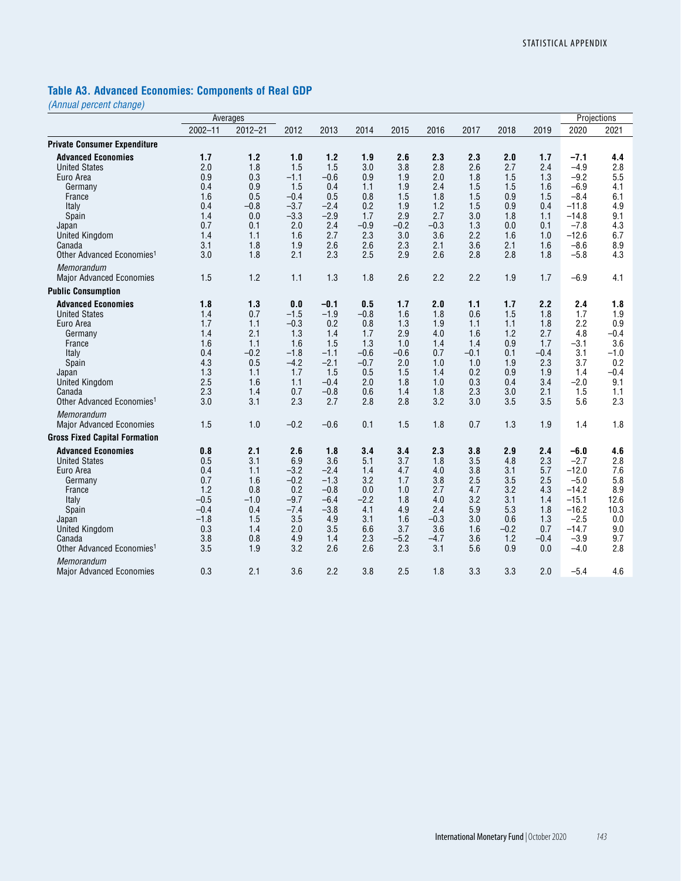## Table A3. Advanced Economies: Components of Real GDP

*(Annual percent change)*

| | Averages | | | | | | | | | | Projections | |
|---|---|---|---|---|---|---|---|---|---|---|---|---|
| | 2002–11 | 2012–21 | 2012 | 2013 | 2014 | 2015 | 2016 | 2017 | 2018 | 2019 | 2020 | 2021 |
| **Private Consumer Expenditure** | | | | | | | | | | | | |
| **Advanced Economies** | **1.7** | **1.2** | **1.0** | **1.2** | **1.9** | **2.6** | **2.3** | **2.3** | **2.0** | **1.7** | **–7.1** | **4.4** |
| United States | 2.0 | 1.8 | 1.5 | 1.5 | 3.0 | 3.8 | 2.8 | 2.6 | 2.7 | 2.4 | –4.9 | 2.8 |
| Euro Area | 0.9 | 0.3 | –1.1 | –0.6 | 0.9 | 1.9 | 2.0 | 1.8 | 1.5 | 1.3 | –9.2 | 5.5 |
| Germany | 0.4 | 0.9 | 1.5 | 0.4 | 1.1 | 1.9 | 2.4 | 1.5 | 1.5 | 1.6 | –6.9 | 4.1 |
| France | 1.6 | 0.5 | –0.4 | 0.5 | 0.8 | 1.5 | 1.8 | 1.5 | 0.9 | 1.5 | –8.4 | 6.1 |
| Italy | 0.4 | –0.8 | –3.7 | –2.4 | 0.2 | 1.9 | 1.2 | 1.5 | 0.9 | 0.4 | –11.8 | 4.9 |
| Spain | 1.4 | 0.0 | –3.3 | –2.9 | 1.7 | 2.9 | 2.7 | 3.0 | 1.8 | 1.1 | –14.8 | 9.1 |
| Japan | 0.7 | 0.1 | 2.0 | 2.4 | –0.9 | –0.2 | –0.3 | 1.3 | 0.0 | 0.1 | –7.8 | 4.3 |
| United Kingdom | 1.4 | 1.1 | 1.6 | 2.7 | 2.3 | 3.0 | 3.6 | 2.2 | 1.6 | 1.0 | –12.6 | 6.7 |
| Canada | 3.1 | 1.8 | 1.9 | 2.6 | 2.6 | 2.3 | 2.1 | 3.6 | 2.1 | 1.6 | –8.6 | 8.9 |
| Other Advanced Economies[1] | 3.0 | 1.8 | 2.1 | 2.3 | 2.5 | 2.9 | 2.6 | 2.8 | 2.8 | 1.8 | –5.8 | 4.3 |
| *Memorandum* | | | | | | | | | | | | |
| Major Advanced Economies | 1.5 | 1.2 | 1.1 | 1.3 | 1.8 | 2.6 | 2.2 | 2.2 | 1.9 | 1.7 | –6.9 | 4.1 |
| **Public Consumption** | | | | | | | | | | | | |
| **Advanced Economies** | **1.8** | **1.3** | **0.0** | **–0.1** | **0.5** | **1.7** | **2.0** | **1.1** | **1.7** | **2.2** | **2.4** | **1.8** |
| United States | 1.4 | 0.7 | –1.5 | –1.9 | –0.8 | 1.6 | 1.8 | 0.6 | 1.5 | 1.8 | 1.7 | 1.9 |
| Euro Area | 1.7 | 1.1 | –0.3 | 0.2 | 0.8 | 1.3 | 1.9 | 1.1 | 1.1 | 1.8 | 2.2 | 0.9 |
| Germany | 1.4 | 2.1 | 1.3 | 1.4 | 1.7 | 2.9 | 4.0 | 1.6 | 1.2 | 2.7 | 4.8 | –0.4 |
| France | 1.6 | 1.1 | 1.6 | 1.5 | 1.3 | 1.0 | 1.4 | 1.4 | 0.9 | 1.7 | –3.1 | 3.6 |
| Italy | 0.4 | –0.2 | –1.8 | –1.1 | –0.6 | –0.6 | 0.7 | –0.1 | 0.1 | –0.4 | 3.1 | –1.0 |
| Spain | 4.3 | 0.5 | –4.2 | –2.1 | –0.7 | 2.0 | 1.0 | 1.0 | 1.9 | 2.3 | 3.7 | 0.2 |
| Japan | 1.3 | 1.1 | 1.7 | 1.5 | 0.5 | 1.5 | 1.4 | 0.2 | 0.9 | 1.9 | 1.4 | –0.4 |
| United Kingdom | 2.5 | 1.6 | 1.1 | –0.4 | 2.0 | 1.8 | 1.0 | 0.3 | 0.4 | 3.4 | –2.0 | 9.1 |
| Canada | 2.3 | 1.4 | 0.7 | –0.8 | 0.6 | 1.4 | 1.8 | 2.3 | 3.0 | 2.1 | 1.5 | 1.1 |
| Other Advanced Economies[1] | 3.0 | 3.1 | 2.3 | 2.7 | 2.8 | 2.8 | 3.2 | 3.0 | 3.5 | 3.5 | 5.6 | 2.3 |
| *Memorandum* | | | | | | | | | | | | |
| Major Advanced Economies | 1.5 | 1.0 | –0.2 | –0.6 | 0.1 | 1.5 | 1.8 | 0.7 | 1.3 | 1.9 | 1.4 | 1.8 |
| **Gross Fixed Capital Formation** | | | | | | | | | | | | |
| **Advanced Economies** | **0.8** | **2.1** | **2.6** | **1.8** | **3.4** | **3.4** | **2.3** | **3.8** | **2.9** | **2.4** | **–6.0** | **4.6** |
| United States | 0.5 | 3.1 | 6.9 | 3.6 | 5.1 | 3.7 | 1.8 | 3.5 | 4.8 | 2.3 | –2.7 | 2.8 |
| Euro Area | 0.4 | 1.1 | –3.2 | –2.4 | 1.4 | 4.7 | 4.0 | 3.8 | 3.1 | 5.7 | –12.0 | 7.6 |
| Germany | 0.7 | 1.6 | –0.2 | –1.3 | 3.2 | 1.7 | 3.8 | 2.5 | 3.5 | 2.5 | –5.0 | 5.8 |
| France | 1.2 | 0.8 | 0.2 | –0.8 | 0.0 | 1.0 | 2.7 | 4.7 | 3.2 | 4.3 | –14.2 | 8.9 |
| Italy | –0.5 | –1.0 | –9.7 | –6.4 | –2.2 | 1.8 | 4.0 | 3.2 | 3.1 | 1.4 | –15.1 | 12.6 |
| Spain | –0.4 | 0.4 | –7.4 | –3.8 | 4.1 | 4.9 | 2.4 | 5.9 | 5.3 | 1.8 | –16.2 | 10.3 |
| Japan | –1.8 | 1.5 | 3.5 | 4.9 | 3.1 | 1.6 | –0.3 | 3.0 | 0.6 | 1.3 | –2.5 | 0.0 |
| United Kingdom | 0.3 | 1.4 | 2.0 | 3.5 | 6.6 | 3.7 | 3.6 | 1.6 | –0.2 | 0.7 | –14.7 | 9.0 |
| Canada | 3.8 | 0.8 | 4.9 | 1.4 | 2.3 | –5.2 | –4.7 | 3.6 | 1.2 | –0.4 | –3.9 | 9.7 |
| Other Advanced Economies[1] | 3.5 | 1.9 | 3.2 | 2.6 | 2.6 | 2.3 | 3.1 | 5.6 | 0.9 | 0.0 | –4.0 | 2.8 |
| *Memorandum* | | | | | | | | | | | | |
| Major Advanced Economies | 0.3 | 2.1 | 3.6 | 2.2 | 3.8 | 2.5 | 1.8 | 3.3 | 3.3 | 2.0 | –5.4 | 4.6 |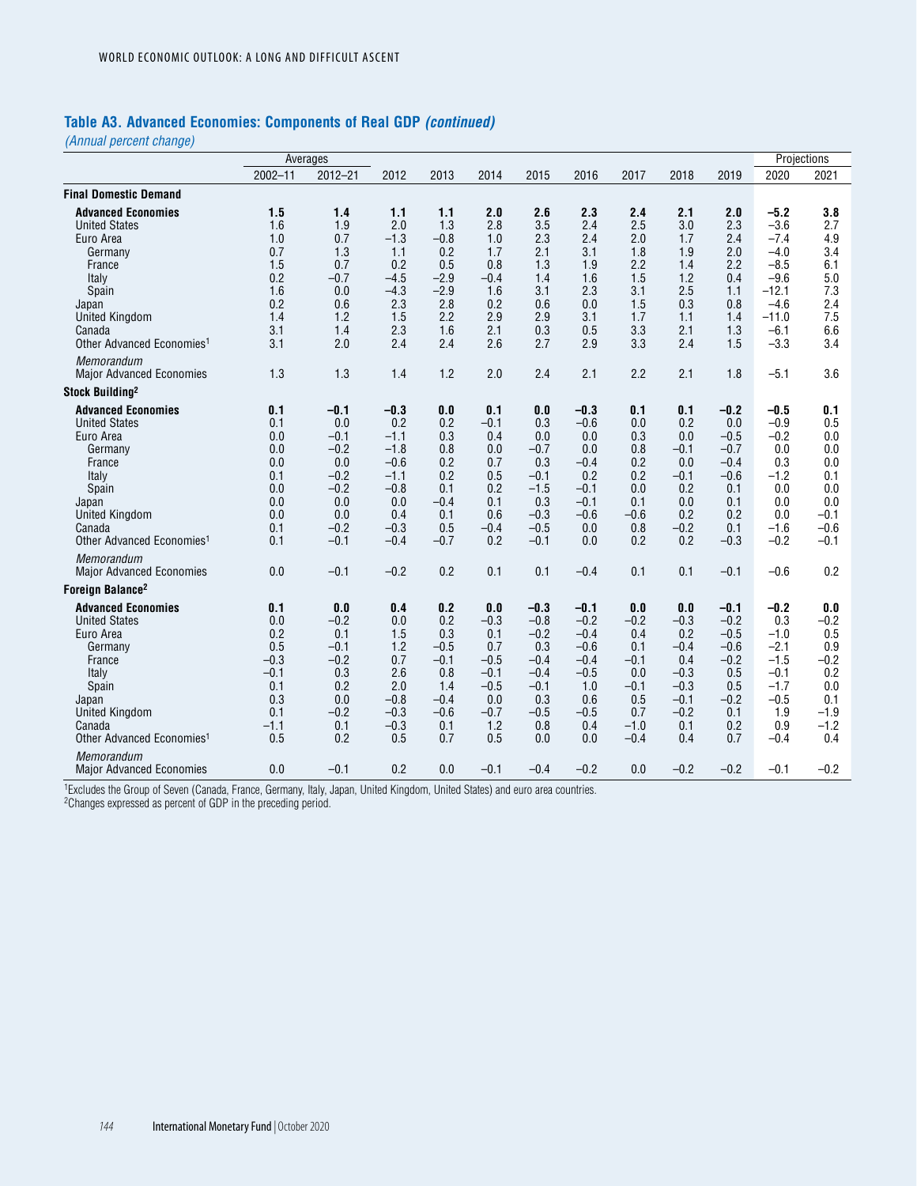## Table A3. Advanced Economies: Components of Real GDP *(continued)*

*(Annual percent change)*

| | Averages | | | | | | | | | | Projections | |
|---|---|---|---|---|---|---|---|---|---|---|---|---|
| | 2002–11 | 2012–21 | 2012 | 2013 | 2014 | 2015 | 2016 | 2017 | 2018 | 2019 | 2020 | 2021 |
| **Final Domestic Demand** | | | | | | | | | | | | |
| **Advanced Economies** | **1.5** | **1.4** | **1.1** | **1.1** | **2.0** | **2.6** | **2.3** | **2.4** | **2.1** | **2.0** | **–5.2** | **3.8** |
| United States | 1.6 | 1.9 | 2.0 | 1.3 | 2.8 | 3.5 | 2.4 | 2.5 | 3.0 | 2.3 | –3.6 | 2.7 |
| Euro Area | 1.0 | 0.7 | –1.3 | –0.8 | 1.0 | 2.3 | 2.4 | 2.0 | 1.7 | 2.4 | –7.4 | 4.9 |
| Germany | 0.7 | 1.3 | 1.1 | 0.2 | 1.7 | 2.1 | 3.1 | 1.8 | 1.9 | 2.0 | –4.0 | 3.4 |
| France | 1.5 | 0.7 | 0.2 | 0.5 | 0.8 | 1.3 | 1.9 | 2.2 | 1.4 | 2.2 | –8.5 | 6.1 |
| Italy | 0.2 | –0.7 | –4.5 | –2.9 | –0.4 | 1.4 | 1.6 | 1.5 | 1.2 | 0.4 | –9.6 | 5.0 |
| Spain | 1.6 | 0.0 | –4.3 | –2.9 | 1.6 | 3.1 | 2.3 | 3.1 | 2.5 | 1.1 | –12.1 | 7.3 |
| Japan | 0.2 | 0.6 | 2.3 | 2.8 | 0.2 | 0.6 | 0.0 | 1.5 | 0.3 | 0.8 | –4.6 | 2.4 |
| United Kingdom | 1.4 | 1.2 | 1.5 | 2.2 | 2.9 | 2.9 | 3.1 | 1.7 | 1.1 | 1.4 | –11.0 | 7.5 |
| Canada | 3.1 | 1.4 | 2.3 | 1.6 | 2.1 | 0.3 | 0.5 | 3.3 | 2.1 | 1.3 | –6.1 | 6.6 |
| Other Advanced Economies[1] | 3.1 | 2.0 | 2.4 | 2.4 | 2.6 | 2.7 | 2.9 | 3.3 | 2.4 | 1.5 | –3.3 | 3.4 |
| *Memorandum* | | | | | | | | | | | | |
| Major Advanced Economies | 1.3 | 1.3 | 1.4 | 1.2 | 2.0 | 2.4 | 2.1 | 2.2 | 2.1 | 1.8 | –5.1 | 3.6 |
| **Stock Building[2]** | | | | | | | | | | | | |
| **Advanced Economies** | **0.1** | **–0.1** | **–0.3** | **0.0** | **0.1** | **0.0** | **–0.3** | **0.1** | **0.1** | **–0.2** | **–0.5** | **0.1** |
| United States | 0.1 | 0.0 | 0.2 | 0.2 | –0.1 | 0.3 | –0.6 | 0.0 | 0.2 | 0.0 | –0.9 | 0.5 |
| Euro Area | 0.0 | –0.1 | –1.1 | 0.3 | 0.4 | 0.0 | 0.0 | 0.3 | 0.0 | –0.5 | –0.2 | 0.0 |
| Germany | 0.0 | –0.2 | –1.8 | 0.8 | 0.0 | –0.7 | 0.0 | 0.8 | –0.1 | –0.7 | 0.0 | 0.0 |
| France | 0.0 | 0.0 | –0.6 | 0.2 | 0.7 | 0.3 | –0.4 | 0.2 | 0.0 | –0.4 | 0.3 | 0.0 |
| Italy | 0.1 | –0.2 | –1.1 | 0.2 | 0.5 | –0.1 | 0.2 | 0.2 | –0.1 | –0.6 | –1.2 | 0.1 |
| Spain | 0.0 | –0.2 | –0.8 | 0.1 | 0.2 | –1.5 | –0.1 | 0.0 | 0.2 | 0.1 | 0.0 | 0.0 |
| Japan | 0.0 | 0.0 | 0.0 | –0.4 | 0.1 | 0.3 | –0.1 | 0.1 | 0.0 | 0.1 | 0.0 | 0.0 |
| United Kingdom | 0.0 | 0.0 | 0.4 | 0.1 | 0.6 | –0.3 | –0.6 | –0.6 | 0.2 | 0.2 | 0.0 | –0.1 |
| Canada | 0.1 | –0.2 | –0.3 | 0.5 | –0.4 | –0.5 | 0.0 | 0.8 | –0.2 | 0.1 | –1.6 | –0.6 |
| Other Advanced Economies[1] | 0.1 | –0.1 | –0.4 | –0.7 | 0.2 | –0.1 | 0.0 | 0.2 | 0.2 | –0.3 | –0.2 | –0.1 |
| *Memorandum* | | | | | | | | | | | | |
| Major Advanced Economies | 0.0 | –0.1 | –0.2 | 0.2 | 0.1 | 0.1 | –0.4 | 0.1 | 0.1 | –0.1 | –0.6 | 0.2 |
| **Foreign Balance[2]** | | | | | | | | | | | | |
| **Advanced Economies** | **0.1** | **0.0** | **0.4** | **0.2** | **0.0** | **–0.3** | **–0.1** | **0.0** | **0.0** | **–0.1** | **–0.2** | **0.0** |
| United States | 0.0 | –0.2 | 0.0 | 0.2 | –0.3 | –0.8 | –0.2 | –0.2 | –0.3 | –0.2 | 0.3 | –0.2 |
| Euro Area | 0.2 | 0.1 | 1.5 | 0.3 | 0.1 | –0.2 | –0.4 | 0.4 | 0.2 | –0.5 | –1.0 | 0.5 |
| Germany | 0.5 | –0.1 | 1.2 | –0.5 | 0.7 | 0.3 | –0.6 | 0.1 | –0.4 | –0.6 | –2.1 | 0.9 |
| France | –0.3 | –0.2 | 0.7 | –0.1 | –0.5 | –0.4 | –0.4 | –0.1 | 0.4 | –0.2 | –1.5 | –0.2 |
| Italy | –0.1 | 0.3 | 2.6 | 0.8 | –0.1 | –0.4 | –0.5 | 0.0 | –0.3 | 0.5 | –0.1 | 0.2 |
| Spain | 0.1 | 0.2 | 2.0 | 1.4 | –0.5 | –0.1 | 1.0 | –0.1 | –0.3 | 0.5 | –1.7 | 0.0 |
| Japan | 0.3 | 0.0 | –0.8 | –0.4 | 0.0 | 0.3 | 0.6 | 0.5 | –0.1 | –0.2 | –0.5 | 0.1 |
| United Kingdom | 0.1 | –0.2 | –0.3 | –0.6 | –0.7 | –0.5 | –0.5 | 0.7 | –0.2 | 0.1 | 1.9 | –1.9 |
| Canada | –1.1 | 0.1 | –0.3 | 0.1 | 1.2 | 0.8 | 0.4 | –1.0 | 0.1 | 0.2 | 0.9 | –1.2 |
| Other Advanced Economies[1] | 0.5 | 0.2 | 0.5 | 0.7 | 0.5 | 0.0 | 0.0 | –0.4 | 0.4 | 0.7 | –0.4 | 0.4 |
| *Memorandum* | | | | | | | | | | | | |
| Major Advanced Economies | 0.0 | –0.1 | 0.2 | 0.0 | –0.1 | –0.4 | –0.2 | 0.0 | –0.2 | –0.2 | –0.1 | –0.2 |

[1]Excludes the Group of Seven (Canada, France, Germany, Italy, Japan, United Kingdom, United States) and euro area countries.
[2]Changes expressed as percent of GDP in the preceding period.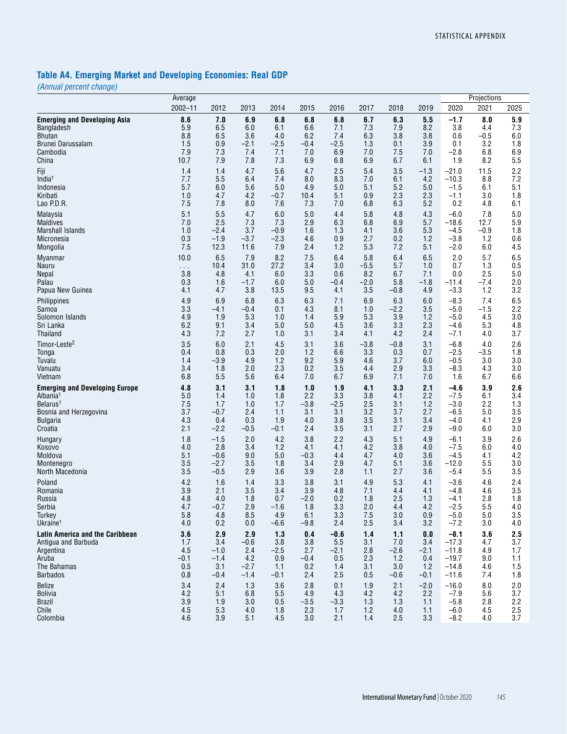## Table A4. Emerging Market and Developing Economies: Real GDP

*(Annual percent change)*

| | Average | | | | | | | | | Projections | | |
|---|---|---|---|---|---|---|---|---|---|---|---|---|
| | 2002–11 | 2012 | 2013 | 2014 | 2015 | 2016 | 2017 | 2018 | 2019 | 2020 | 2021 | 2025 |
| **Emerging and Developing Asia** | **8.6** | **7.0** | **6.9** | **6.8** | **6.8** | **6.8** | **6.7** | **6.3** | **5.5** | **–1.7** | **8.0** | **5.9** |
| Bangladesh | 5.9 | 6.5 | 6.0 | 6.1 | 6.6 | 7.1 | 7.3 | 7.9 | 8.2 | 3.8 | 4.4 | 7.3 |
| Bhutan | 8.8 | 6.5 | 3.6 | 4.0 | 6.2 | 7.4 | 6.3 | 3.8 | 3.8 | 0.6 | –0.5 | 6.0 |
| Brunei Darussalam | 1.5 | 0.9 | –2.1 | –2.5 | –0.4 | –2.5 | 1.3 | 0.1 | 3.9 | 0.1 | 3.2 | 1.8 |
| Cambodia | 7.9 | 7.3 | 7.4 | 7.1 | 7.0 | 6.9 | 7.0 | 7.5 | 7.0 | –2.8 | 6.8 | 6.9 |
| China | 10.7 | 7.9 | 7.8 | 7.3 | 6.9 | 6.8 | 6.9 | 6.7 | 6.1 | 1.9 | 8.2 | 5.5 |
| Fiji | 1.4 | 1.4 | 4.7 | 5.6 | 4.7 | 2.5 | 5.4 | 3.5 | –1.3 | –21.0 | 11.5 | 2.2 |
| India[1] | 7.7 | 5.5 | 6.4 | 7.4 | 8.0 | 8.3 | 7.0 | 6.1 | 4.2 | –10.3 | 8.8 | 7.2 |
| Indonesia | 5.7 | 6.0 | 5.6 | 5.0 | 4.9 | 5.0 | 5.1 | 5.2 | 5.0 | –1.5 | 6.1 | 5.1 |
| Kiribati | 1.0 | 4.7 | 4.2 | –0.7 | 10.4 | 5.1 | 0.9 | 2.3 | 2.3 | –1.1 | 3.0 | 1.8 |
| Lao P.D.R. | 7.5 | 7.8 | 8.0 | 7.6 | 7.3 | 7.0 | 6.8 | 6.3 | 5.2 | 0.2 | 4.8 | 6.1 |
| Malaysia | 5.1 | 5.5 | 4.7 | 6.0 | 5.0 | 4.4 | 5.8 | 4.8 | 4.3 | –6.0 | 7.8 | 5.0 |
| Maldives | 7.0 | 2.5 | 7.3 | 7.3 | 2.9 | 6.3 | 6.8 | 6.9 | 5.7 | –18.6 | 12.7 | 5.9 |
| Marshall Islands | 1.0 | –2.4 | 3.7 | –0.9 | 1.6 | 1.3 | 4.1 | 3.6 | 5.3 | –4.5 | –0.9 | 1.8 |
| Micronesia | 0.3 | –1.9 | –3.7 | –2.3 | 4.6 | 0.9 | 2.7 | 0.2 | 1.2 | –3.8 | 1.2 | 0.6 |
| Mongolia | 7.5 | 12.3 | 11.6 | 7.9 | 2.4 | 1.2 | 5.3 | 7.2 | 5.1 | –2.0 | 6.0 | 4.5 |
| Myanmar | 10.0 | 6.5 | 7.9 | 8.2 | 7.5 | 6.4 | 5.8 | 6.4 | 6.5 | 2.0 | 5.7 | 6.5 |
| Nauru | . . . | 10.4 | 31.0 | 27.2 | 3.4 | 3.0 | –5.5 | 5.7 | 1.0 | 0.7 | 1.3 | 0.5 |
| Nepal | 3.8 | 4.8 | 4.1 | 6.0 | 3.3 | 0.6 | 8.2 | 6.7 | 7.1 | 0.0 | 2.5 | 5.0 |
| Palau | 0.3 | 1.6 | –1.7 | 6.0 | 5.0 | –0.4 | –2.0 | 5.8 | –1.8 | –11.4 | –7.4 | 2.0 |
| Papua New Guinea | 4.1 | 4.7 | 3.8 | 13.5 | 9.5 | 4.1 | 3.5 | –0.8 | 4.9 | –3.3 | 1.2 | 3.2 |
| Philippines | 4.9 | 6.9 | 6.8 | 6.3 | 6.3 | 7.1 | 6.9 | 6.3 | 6.0 | –8.3 | 7.4 | 6.5 |
| Samoa | 3.3 | –4.1 | –0.4 | 0.1 | 4.3 | 8.1 | 1.0 | –2.2 | 3.5 | –5.0 | –1.5 | 2.2 |
| Solomon Islands | 4.9 | 1.9 | 5.3 | 1.0 | 1.4 | 5.9 | 5.3 | 3.9 | 1.2 | –5.0 | 4.5 | 3.0 |
| Sri Lanka | 6.2 | 9.1 | 3.4 | 5.0 | 5.0 | 4.5 | 3.6 | 3.3 | 2.3 | –4.6 | 5.3 | 4.8 |
| Thailand | 4.3 | 7.2 | 2.7 | 1.0 | 3.1 | 3.4 | 4.1 | 4.2 | 2.4 | –7.1 | 4.0 | 3.7 |
| Timor-Leste[2] | 3.5 | 6.0 | 2.1 | 4.5 | 3.1 | 3.6 | –3.8 | –0.8 | 3.1 | –6.8 | 4.0 | 2.6 |
| Tonga | 0.4 | 0.8 | 0.3 | 2.0 | 1.2 | 6.6 | 3.3 | 0.3 | 0.7 | –2.5 | –3.5 | 1.8 |
| Tuvalu | 1.4 | –3.9 | 4.9 | 1.2 | 9.2 | 5.9 | 4.6 | 3.7 | 6.0 | –0.5 | 3.0 | 3.0 |
| Vanuatu | 3.4 | 1.8 | 2.0 | 2.3 | 0.2 | 3.5 | 4.4 | 2.9 | 3.3 | –8.3 | 4.3 | 3.0 |
| Vietnam | 6.8 | 5.5 | 5.6 | 6.4 | 7.0 | 6.7 | 6.9 | 7.1 | 7.0 | 1.6 | 6.7 | 6.6 |
| **Emerging and Developing Europe** | **4.8** | **3.1** | **3.1** | **1.8** | **1.0** | **1.9** | **4.1** | **3.3** | **2.1** | **–4.6** | **3.9** | **2.6** |
| Albania[1] | 5.0 | 1.4 | 1.0 | 1.8 | 2.2 | 3.3 | 3.8 | 4.1 | 2.2 | –7.5 | 6.1 | 3.4 |
| Belarus[1] | 7.5 | 1.7 | 1.0 | 1.7 | –3.8 | –2.5 | 2.5 | 3.1 | 1.2 | –3.0 | 2.2 | 1.3 |
| Bosnia and Herzegovina | 3.7 | –0.7 | 2.4 | 1.1 | 3.1 | 3.1 | 3.2 | 3.7 | 2.7 | –6.5 | 5.0 | 3.5 |
| Bulgaria | 4.3 | 0.4 | 0.3 | 1.9 | 4.0 | 3.8 | 3.5 | 3.1 | 3.4 | –4.0 | 4.1 | 2.9 |
| Croatia | 2.1 | –2.2 | –0.5 | –0.1 | 2.4 | 3.5 | 3.1 | 2.7 | 2.9 | –9.0 | 6.0 | 3.0 |
| Hungary | 1.8 | –1.5 | 2.0 | 4.2 | 3.8 | 2.2 | 4.3 | 5.1 | 4.9 | –6.1 | 3.9 | 2.6 |
| Kosovo | 4.0 | 2.8 | 3.4 | 1.2 | 4.1 | 4.1 | 4.2 | 3.8 | 4.0 | –7.5 | 6.0 | 4.0 |
| Moldova | 5.1 | –0.6 | 9.0 | 5.0 | –0.3 | 4.4 | 4.7 | 4.0 | 3.6 | –4.5 | 4.1 | 4.2 |
| Montenegro | 3.5 | –2.7 | 3.5 | 1.8 | 3.4 | 2.9 | 4.7 | 5.1 | 3.6 | –12.0 | 5.5 | 3.0 |
| North Macedonia | 3.5 | –0.5 | 2.9 | 3.6 | 3.9 | 2.8 | 1.1 | 2.7 | 3.6 | –5.4 | 5.5 | 3.5 |
| Poland | 4.2 | 1.6 | 1.4 | 3.3 | 3.8 | 3.1 | 4.9 | 5.3 | 4.1 | –3.6 | 4.6 | 2.4 |
| Romania | 3.9 | 2.1 | 3.5 | 3.4 | 3.9 | 4.8 | 7.1 | 4.4 | 4.1 | –4.8 | 4.6 | 3.5 |
| Russia | 4.8 | 4.0 | 1.8 | 0.7 | –2.0 | 0.2 | 1.8 | 2.5 | 1.3 | –4.1 | 2.8 | 1.8 |
| Serbia | 4.7 | –0.7 | 2.9 | –1.6 | 1.8 | 3.3 | 2.0 | 4.4 | 4.2 | –2.5 | 5.5 | 4.0 |
| Turkey | 5.8 | 4.8 | 8.5 | 4.9 | 6.1 | 3.3 | 7.5 | 3.0 | 0.9 | –5.0 | 5.0 | 3.5 |
| Ukraine[1] | 4.0 | 0.2 | 0.0 | –6.6 | –9.8 | 2.4 | 2.5 | 3.4 | 3.2 | –7.2 | 3.0 | 4.0 |
| **Latin America and the Caribbean** | **3.6** | **2.9** | **2.9** | **1.3** | **0.4** | **–0.6** | **1.4** | **1.1** | **0.0** | **–8.1** | **3.6** | **2.5** |
| Antigua and Barbuda | 1.7 | 3.4 | –0.6 | 3.8 | 3.8 | 5.5 | 3.1 | 7.0 | 3.4 | –17.3 | 4.7 | 3.7 |
| Argentina | 4.5 | –1.0 | 2.4 | –2.5 | 2.7 | –2.1 | 2.8 | –2.6 | –2.1 | –11.8 | 4.9 | 1.7 |
| Aruba | –0.1 | –1.4 | 4.2 | 0.9 | –0.4 | 0.5 | 2.3 | 1.2 | 0.4 | –19.7 | 9.0 | 1.1 |
| The Bahamas | 0.5 | 3.1 | –2.7 | 1.1 | 0.2 | 1.4 | 3.1 | 3.0 | 1.2 | –14.8 | 4.6 | 1.5 |
| Barbados | 0.8 | –0.4 | –1.4 | –0.1 | 2.4 | 2.5 | 0.5 | –0.6 | –0.1 | –11.6 | 7.4 | 1.8 |
| Belize | 3.4 | 2.4 | 1.3 | 3.6 | 2.8 | 0.1 | 1.9 | 2.1 | –2.0 | –16.0 | 8.0 | 2.0 |
| Bolivia | 4.2 | 5.1 | 6.8 | 5.5 | 4.9 | 4.3 | 4.2 | 4.2 | 2.2 | –7.9 | 5.6 | 3.7 |
| Brazil | 3.9 | 1.9 | 3.0 | 0.5 | –3.5 | –3.3 | 1.3 | 1.3 | 1.1 | –5.8 | 2.8 | 2.2 |
| Chile | 4.5 | 5.3 | 4.0 | 1.8 | 2.3 | 1.7 | 1.2 | 4.0 | 1.1 | –6.0 | 4.5 | 2.5 |
| Colombia | 4.6 | 3.9 | 5.1 | 4.5 | 3.0 | 2.1 | 1.4 | 2.5 | 3.3 | –8.2 | 4.0 | 3.7 |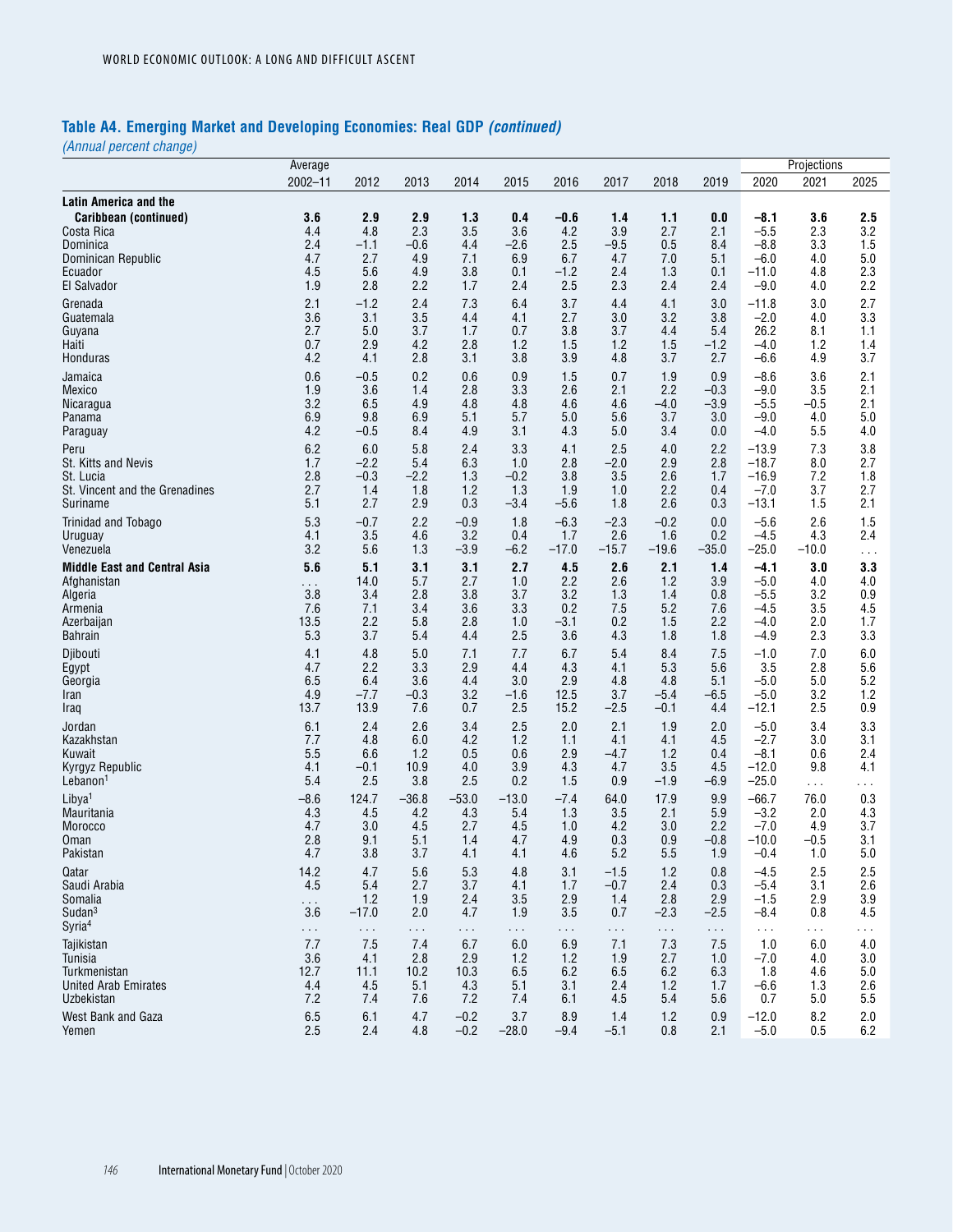## Table A4. Emerging Market and Developing Economies: Real GDP *(continued)*

*(Annual percent change)*

| | Average | | | | | | | | | Projections | | |
|---|---|---|---|---|---|---|---|---|---|---|---|---|
| | 2002–11 | 2012 | 2013 | 2014 | 2015 | 2016 | 2017 | 2018 | 2019 | 2020 | 2021 | 2025 |
| **Latin America and the Caribbean (continued)** | **3.6** | **2.9** | **2.9** | **1.3** | **0.4** | **–0.6** | **1.4** | **1.1** | **0.0** | **–8.1** | **3.6** | **2.5** |
| Costa Rica | 4.4 | 4.8 | 2.3 | 3.5 | 3.6 | 4.2 | 3.9 | 2.7 | 2.1 | –5.5 | 2.3 | 3.2 |
| Dominica | 2.4 | –1.1 | –0.6 | 4.4 | –2.6 | 2.5 | –9.5 | 0.5 | 8.4 | –8.8 | 3.3 | 1.5 |
| Dominican Republic | 4.7 | 2.7 | 4.9 | 7.1 | 6.9 | 6.7 | 4.7 | 7.0 | 5.1 | –6.0 | 4.0 | 5.0 |
| Ecuador | 4.5 | 5.6 | 4.9 | 3.8 | 0.1 | –1.2 | 2.4 | 1.3 | 0.1 | –11.0 | 4.8 | 2.3 |
| El Salvador | 1.9 | 2.8 | 2.2 | 1.7 | 2.4 | 2.5 | 2.3 | 2.4 | 2.4 | –9.0 | 4.0 | 2.2 |
| Grenada | 2.1 | –1.2 | 2.4 | 7.3 | 6.4 | 3.7 | 4.4 | 4.1 | 3.0 | –11.8 | 3.0 | 2.7 |
| Guatemala | 3.6 | 3.1 | 3.5 | 4.4 | 4.1 | 2.7 | 3.0 | 3.2 | 3.8 | –2.0 | 4.0 | 3.3 |
| Guyana | 2.7 | 5.0 | 3.7 | 1.7 | 0.7 | 3.8 | 3.7 | 4.4 | 5.4 | 26.2 | 8.1 | 1.1 |
| Haiti | 0.7 | 2.9 | 4.2 | 2.8 | 1.2 | 1.5 | 1.2 | 1.5 | –1.2 | –4.0 | 1.2 | 1.4 |
| Honduras | 4.2 | 4.1 | 2.8 | 3.1 | 3.8 | 3.9 | 4.8 | 3.7 | 2.7 | –6.6 | 4.9 | 3.7 |
| Jamaica | 0.6 | –0.5 | 0.2 | 0.6 | 0.9 | 1.5 | 0.7 | 1.9 | 0.9 | –8.6 | 3.6 | 2.1 |
| Mexico | 1.9 | 3.6 | 1.4 | 2.8 | 3.3 | 2.6 | 2.1 | 2.2 | –0.3 | –9.0 | 3.5 | 2.1 |
| Nicaragua | 3.2 | 6.5 | 4.9 | 4.8 | 4.8 | 4.6 | 4.6 | –4.0 | –3.9 | –5.5 | –0.5 | 2.1 |
| Panama | 6.9 | 9.8 | 6.9 | 5.1 | 5.7 | 5.0 | 5.6 | 3.7 | 3.0 | –9.0 | 4.0 | 5.0 |
| Paraguay | 4.2 | –0.5 | 8.4 | 4.9 | 3.1 | 4.3 | 5.0 | 3.4 | 0.0 | –4.0 | 5.5 | 4.0 |
| Peru | 6.2 | 6.0 | 5.8 | 2.4 | 3.3 | 4.1 | 2.5 | 4.0 | 2.2 | –13.9 | 7.3 | 3.8 |
| St. Kitts and Nevis | 1.7 | –2.2 | 5.4 | 6.3 | 1.0 | 2.8 | –2.0 | 2.9 | 2.8 | –18.7 | 8.0 | 2.7 |
| St. Lucia | 2.8 | –0.3 | –2.2 | 1.3 | –0.2 | 3.8 | 3.5 | 2.6 | 1.7 | –16.9 | 7.2 | 1.8 |
| St. Vincent and the Grenadines | 2.7 | 1.4 | 1.8 | 1.2 | 1.3 | 1.9 | 1.0 | 2.2 | 0.4 | –7.0 | 3.7 | 2.7 |
| Suriname | 5.1 | 2.7 | 2.9 | 0.3 | –3.4 | –5.6 | 1.8 | 2.6 | 0.3 | –13.1 | 1.5 | 2.1 |
| Trinidad and Tobago | 5.3 | –0.7 | 2.2 | –0.9 | 1.8 | –6.3 | –2.3 | –0.2 | 0.0 | –5.6 | 2.6 | 1.5 |
| Uruguay | 4.1 | 3.5 | 4.6 | 3.2 | 0.4 | 1.7 | 2.6 | 1.6 | 0.2 | –4.5 | 4.3 | 2.4 |
| Venezuela | 3.2 | 5.6 | 1.3 | –3.9 | –6.2 | –17.0 | –15.7 | –19.6 | –35.0 | –25.0 | –10.0 | . . . |
| **Middle East and Central Asia** | **5.6** | **5.1** | **3.1** | **3.1** | **2.7** | **4.5** | **2.6** | **2.1** | **1.4** | **–4.1** | **3.0** | **3.3** |
| Afghanistan | . . . | 14.0 | 5.7 | 2.7 | 1.0 | 2.2 | 2.6 | 1.2 | 3.9 | –5.0 | 4.0 | 4.0 |
| Algeria | 3.8 | 3.4 | 2.8 | 3.8 | 3.7 | 3.2 | 1.3 | 1.4 | 0.8 | –5.5 | 3.2 | 0.9 |
| Armenia | 7.6 | 7.1 | 3.4 | 3.6 | 3.3 | 0.2 | 7.5 | 5.2 | 7.6 | –4.5 | 3.5 | 4.5 |
| Azerbaijan | 13.5 | 2.2 | 5.8 | 2.8 | 1.0 | –3.1 | 0.2 | 1.5 | 2.2 | –4.0 | 2.0 | 1.7 |
| Bahrain | 5.3 | 3.7 | 5.4 | 4.4 | 2.5 | 3.6 | 4.3 | 1.8 | 1.8 | –4.9 | 2.3 | 3.3 |
| Djibouti | 4.1 | 4.8 | 5.0 | 7.1 | 7.7 | 6.7 | 5.4 | 8.4 | 7.5 | –1.0 | 7.0 | 6.0 |
| Egypt | 4.7 | 2.2 | 3.3 | 2.9 | 4.4 | 4.3 | 4.1 | 5.3 | 5.6 | 3.5 | 2.8 | 5.6 |
| Georgia | 6.5 | 6.4 | 3.6 | 4.4 | 3.0 | 2.9 | 4.8 | 4.8 | 5.1 | –5.0 | 5.0 | 5.2 |
| Iran | 4.9 | –7.7 | –0.3 | 3.2 | –1.6 | 12.5 | 3.7 | –5.4 | –6.5 | –5.0 | 3.2 | 1.2 |
| Iraq | 13.7 | 13.9 | 7.6 | 0.7 | 2.5 | 15.2 | –2.5 | –0.1 | 4.4 | –12.1 | 2.5 | 0.9 |
| Jordan | 6.1 | 2.4 | 2.6 | 3.4 | 2.5 | 2.0 | 2.1 | 1.9 | 2.0 | –5.0 | 3.4 | 3.3 |
| Kazakhstan | 7.7 | 4.8 | 6.0 | 4.2 | 1.2 | 1.1 | 4.1 | 4.1 | 4.5 | –2.7 | 3.0 | 3.1 |
| Kuwait | 5.5 | 6.6 | 1.2 | 0.5 | 0.6 | 2.9 | –4.7 | 1.2 | 0.4 | –8.1 | 0.6 | 2.4 |
| Kyrgyz Republic | 4.1 | –0.1 | 10.9 | 4.0 | 3.9 | 4.3 | 4.7 | 3.5 | 4.5 | –12.0 | 9.8 | 4.1 |
| Lebanon[1] | 5.4 | 2.5 | 3.8 | 2.5 | 0.2 | 1.5 | 0.9 | –1.9 | –6.9 | –25.0 | . . . | . . . |
| Libya[1] | –8.6 | 124.7 | –36.8 | –53.0 | –13.0 | –7.4 | 64.0 | 17.9 | 9.9 | –66.7 | 76.0 | 0.3 |
| Mauritania | 4.3 | 4.5 | 4.2 | 4.3 | 5.4 | 1.3 | 3.5 | 2.1 | 5.9 | –3.2 | 2.0 | 4.3 |
| Morocco | 4.7 | 3.0 | 4.5 | 2.7 | 4.5 | 1.0 | 4.2 | 3.0 | 2.2 | –7.0 | 4.9 | 3.7 |
| Oman | 2.8 | 9.1 | 5.1 | 1.4 | 4.7 | 4.9 | 0.3 | 0.9 | –0.8 | –10.0 | –0.5 | 3.1 |
| Pakistan | 4.7 | 3.8 | 3.7 | 4.1 | 4.1 | 4.6 | 5.2 | 5.5 | 1.9 | –0.4 | 1.0 | 5.0 |
| Qatar | 14.2 | 4.7 | 5.6 | 5.3 | 4.8 | 3.1 | –1.5 | 1.2 | 0.8 | –4.5 | 2.5 | 2.5 |
| Saudi Arabia | 4.5 | 5.4 | 2.7 | 3.7 | 4.1 | 1.7 | –0.7 | 2.4 | 0.3 | –5.4 | 3.1 | 2.6 |
| Somalia | . . . | 1.2 | 1.9 | 2.4 | 3.5 | 2.9 | 1.4 | 2.8 | 2.9 | –1.5 | 2.9 | 3.9 |
| Sudan[3] | 3.6 | –17.0 | 2.0 | 4.7 | 1.9 | 3.5 | 0.7 | –2.3 | –2.5 | –8.4 | 0.8 | 4.5 |
| Syria[4] | . . . | . . . | . . . | . . . | . . . | . . . | . . . | . . . | . . . | . . . | . . . | . . . |
| Tajikistan | 7.7 | 7.5 | 7.4 | 6.7 | 6.0 | 6.9 | 7.1 | 7.3 | 7.5 | 1.0 | 6.0 | 4.0 |
| Tunisia | 3.6 | 4.1 | 2.8 | 2.9 | 1.2 | 1.2 | 1.9 | 2.7 | 1.0 | –7.0 | 4.0 | 3.0 |
| Turkmenistan | 12.7 | 11.1 | 10.2 | 10.3 | 6.5 | 6.2 | 6.5 | 6.2 | 6.3 | 1.8 | 4.6 | 5.0 |
| United Arab Emirates | 4.4 | 4.5 | 5.1 | 4.3 | 5.1 | 3.1 | 2.4 | 1.2 | 1.7 | –6.6 | 1.3 | 2.6 |
| Uzbekistan | 7.2 | 7.4 | 7.6 | 7.2 | 7.4 | 6.1 | 4.5 | 5.4 | 5.6 | 0.7 | 5.0 | 5.5 |
| West Bank and Gaza | 6.5 | 6.1 | 4.7 | –0.2 | 3.7 | 8.9 | 1.4 | 1.2 | 0.9 | –12.0 | 8.2 | 2.0 |
| Yemen | 2.5 | 2.4 | 4.8 | –0.2 | –28.0 | –9.4 | –5.1 | 0.8 | 2.1 | –5.0 | 0.5 | 6.2 |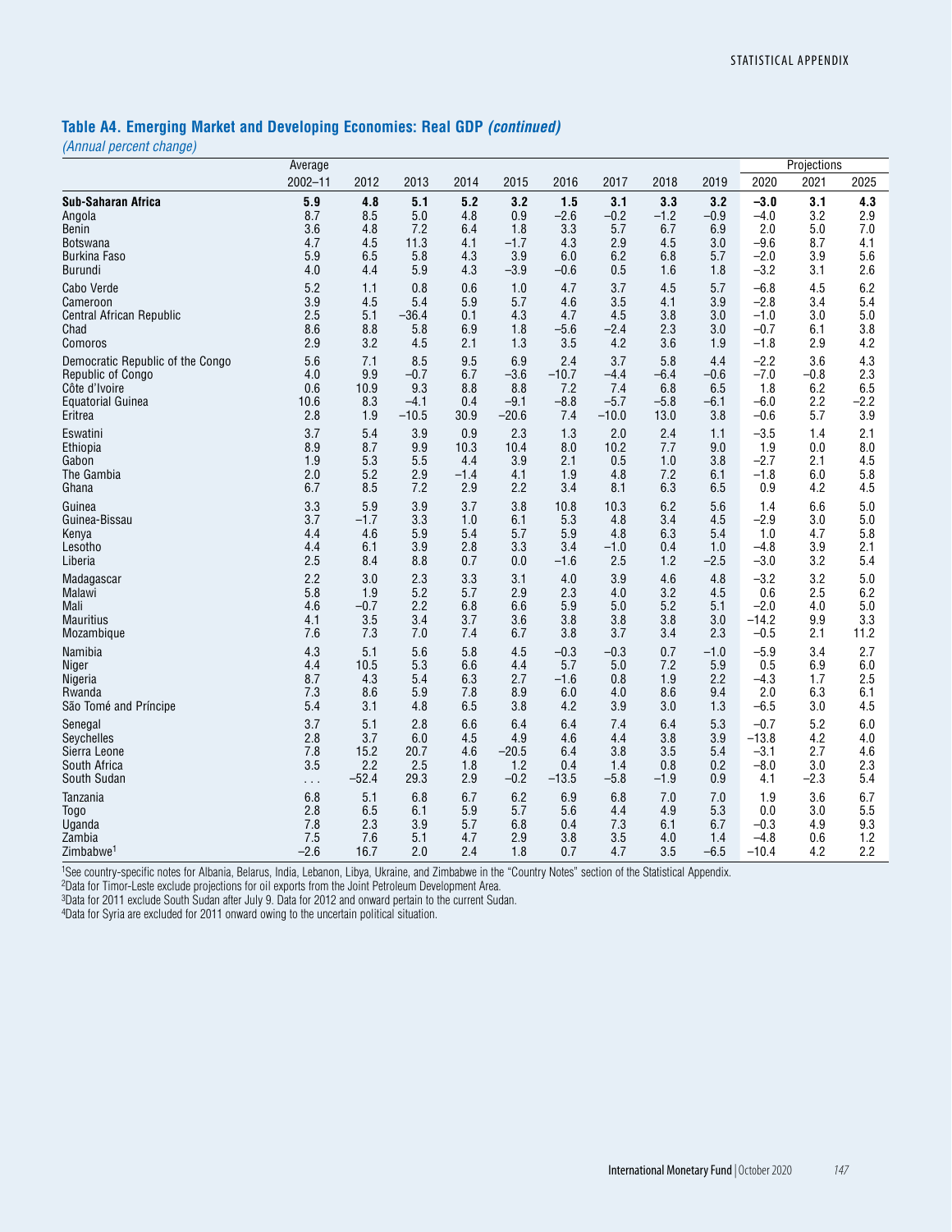## Table A4. Emerging Market and Developing Economies: Real GDP *(continued)*

*(Annual percent change)*

| | Average | | | | | | | | | Projections | | |
|---|---|---|---|---|---|---|---|---|---|---|---|---|
| | 2002–11 | 2012 | 2013 | 2014 | 2015 | 2016 | 2017 | 2018 | 2019 | 2020 | 2021 | 2025 |
| **Sub-Saharan Africa** | **5.9** | **4.8** | **5.1** | **5.2** | **3.2** | **1.5** | **3.1** | **3.3** | **3.2** | **–3.0** | **3.1** | **4.3** |
| Angola | 8.7 | 8.5 | 5.0 | 4.8 | 0.9 | –2.6 | –0.2 | –1.2 | –0.9 | –4.0 | 3.2 | 2.9 |
| Benin | 3.6 | 4.8 | 7.2 | 6.4 | 1.8 | 3.3 | 5.7 | 6.7 | 6.9 | 2.0 | 5.0 | 7.0 |
| Botswana | 4.7 | 4.5 | 11.3 | 4.1 | –1.7 | 4.3 | 2.9 | 4.5 | 3.0 | –9.6 | 8.7 | 4.1 |
| Burkina Faso | 5.9 | 6.5 | 5.8 | 4.3 | 3.9 | 6.0 | 6.2 | 6.8 | 5.7 | –2.0 | 3.9 | 5.6 |
| Burundi | 4.0 | 4.4 | 5.9 | 4.3 | –3.9 | –0.6 | 0.5 | 1.6 | 1.8 | –3.2 | 3.1 | 2.6 |
| Cabo Verde | 5.2 | 1.1 | 0.8 | 0.6 | 1.0 | 4.7 | 3.7 | 4.5 | 5.7 | –6.8 | 4.5 | 6.2 |
| Cameroon | 3.9 | 4.5 | 5.4 | 5.9 | 5.7 | 4.6 | 3.5 | 4.1 | 3.9 | –2.8 | 3.4 | 5.4 |
| Central African Republic | 2.5 | 5.1 | –36.4 | 0.1 | 4.3 | 4.7 | 4.5 | 3.8 | 3.0 | –1.0 | 3.0 | 5.0 |
| Chad | 8.6 | 8.8 | 5.8 | 6.9 | 1.8 | –5.6 | –2.4 | 2.3 | 3.0 | –0.7 | 6.1 | 3.8 |
| Comoros | 2.9 | 3.2 | 4.5 | 2.1 | 1.3 | 3.5 | 4.2 | 3.6 | 1.9 | –1.8 | 2.9 | 4.2 |
| Democratic Republic of the Congo | 5.6 | 7.1 | 8.5 | 9.5 | 6.9 | 2.4 | 3.7 | 5.8 | 4.4 | –2.2 | 3.6 | 4.3 |
| Republic of Congo | 4.0 | 9.9 | –0.7 | 6.7 | –3.6 | –10.7 | –4.4 | –6.4 | –0.6 | –7.0 | –0.8 | 2.3 |
| Côte d'Ivoire | 0.6 | 10.9 | 9.3 | 8.8 | 8.8 | 7.2 | 7.4 | 6.8 | 6.5 | 1.8 | 6.2 | 6.5 |
| Equatorial Guinea | 10.6 | 8.3 | –4.1 | 0.4 | –9.1 | –8.8 | –5.7 | –5.8 | –6.1 | –6.0 | 2.2 | –2.2 |
| Eritrea | 2.8 | 1.9 | –10.5 | 30.9 | –20.6 | 7.4 | –10.0 | 13.0 | 3.8 | –0.6 | 5.7 | 3.9 |
| Eswatini | 3.7 | 5.4 | 3.9 | 0.9 | 2.3 | 1.3 | 2.0 | 2.4 | 1.1 | –3.5 | 1.4 | 2.1 |
| Ethiopia | 8.9 | 8.7 | 9.9 | 10.3 | 10.4 | 8.0 | 10.2 | 7.7 | 9.0 | 1.9 | 0.0 | 8.0 |
| Gabon | 1.9 | 5.3 | 5.5 | 4.4 | 3.9 | 2.1 | 0.5 | 1.0 | 3.8 | –2.7 | 2.1 | 4.5 |
| The Gambia | 2.0 | 5.2 | 2.9 | –1.4 | 4.1 | 1.9 | 4.8 | 7.2 | 6.1 | –1.8 | 6.0 | 5.8 |
| Ghana | 6.7 | 8.5 | 7.2 | 2.9 | 2.2 | 3.4 | 8.1 | 6.3 | 6.5 | 0.9 | 4.2 | 4.5 |
| Guinea | 3.3 | 5.9 | 3.9 | 3.7 | 3.8 | 10.8 | 10.3 | 6.2 | 5.6 | 1.4 | 6.6 | 5.0 |
| Guinea-Bissau | 3.7 | –1.7 | 3.3 | 1.0 | 6.1 | 5.3 | 4.8 | 3.4 | 4.5 | –2.9 | 3.0 | 5.0 |
| Kenya | 4.4 | 4.6 | 5.9 | 5.4 | 5.7 | 5.9 | 4.8 | 6.3 | 5.4 | 1.0 | 4.7 | 5.8 |
| Lesotho | 4.4 | 6.1 | 3.9 | 2.8 | 3.3 | 3.4 | –1.0 | 0.4 | 1.0 | –4.8 | 3.9 | 2.1 |
| Liberia | 2.5 | 8.4 | 8.8 | 0.7 | 0.0 | –1.6 | 2.5 | 1.2 | –2.5 | –3.0 | 3.2 | 5.4 |
| Madagascar | 2.2 | 3.0 | 2.3 | 3.3 | 3.1 | 4.0 | 3.9 | 4.6 | 4.8 | –3.2 | 3.2 | 5.0 |
| Malawi | 5.8 | 1.9 | 5.2 | 5.7 | 2.9 | 2.3 | 4.0 | 3.2 | 4.5 | 0.6 | 2.5 | 6.2 |
| Mali | 4.6 | –0.7 | 2.2 | 6.8 | 6.6 | 5.9 | 5.0 | 5.2 | 5.1 | –2.0 | 4.0 | 5.0 |
| Mauritius | 4.1 | 3.5 | 3.4 | 3.7 | 3.6 | 3.8 | 3.8 | 3.8 | 3.0 | –14.2 | 9.9 | 3.3 |
| Mozambique | 7.6 | 7.3 | 7.0 | 7.4 | 6.7 | 3.8 | 3.7 | 3.4 | 2.3 | –0.5 | 2.1 | 11.2 |
| Namibia | 4.3 | 5.1 | 5.6 | 5.8 | 4.5 | –0.3 | –0.3 | 0.7 | –1.0 | –5.9 | 3.4 | 2.7 |
| Niger | 4.4 | 10.5 | 5.3 | 6.6 | 4.4 | 5.7 | 5.0 | 7.2 | 5.9 | 0.5 | 6.9 | 6.0 |
| Nigeria | 8.7 | 4.3 | 5.4 | 6.3 | 2.7 | –1.6 | 0.8 | 1.9 | 2.2 | –4.3 | 1.7 | 2.5 |
| Rwanda | 7.3 | 8.6 | 5.9 | 7.8 | 8.9 | 6.0 | 4.0 | 8.6 | 9.4 | 2.0 | 6.3 | 6.1 |
| São Tomé and Príncipe | 5.4 | 3.1 | 4.8 | 6.5 | 3.8 | 4.2 | 3.9 | 3.0 | 1.3 | –6.5 | 3.0 | 4.5 |
| Senegal | 3.7 | 5.1 | 2.8 | 6.6 | 6.4 | 6.4 | 7.4 | 6.4 | 5.3 | –0.7 | 5.2 | 6.0 |
| Seychelles | 2.8 | 3.7 | 6.0 | 4.5 | 4.9 | 4.6 | 4.4 | 3.8 | 3.9 | –13.8 | 4.2 | 4.0 |
| Sierra Leone | 7.8 | 15.2 | 20.7 | 4.6 | –20.5 | 6.4 | 3.8 | 3.5 | 5.4 | –3.1 | 2.7 | 4.6 |
| South Africa | 3.5 | 2.2 | 2.5 | 1.8 | 1.2 | 0.4 | 1.4 | 0.8 | 0.2 | –8.0 | 3.0 | 2.3 |
| South Sudan | . . . | –52.4 | 29.3 | 2.9 | –0.2 | –13.5 | –5.8 | –1.9 | 0.9 | 4.1 | –2.3 | 5.4 |
| Tanzania | 6.8 | 5.1 | 6.8 | 6.7 | 6.2 | 6.9 | 6.8 | 7.0 | 7.0 | 1.9 | 3.6 | 6.7 |
| Togo | 2.8 | 6.5 | 6.1 | 5.9 | 5.7 | 5.6 | 4.4 | 4.9 | 5.3 | 0.0 | 3.0 | 5.5 |
| Uganda | 7.8 | 2.3 | 3.9 | 5.7 | 6.8 | 0.4 | 7.3 | 6.1 | 6.7 | –0.3 | 4.9 | 9.3 |
| Zambia | 7.5 | 7.6 | 5.1 | 4.7 | 2.9 | 3.8 | 3.5 | 4.0 | 1.4 | –4.8 | 0.6 | 1.2 |
| Zimbabwe[1] | –2.6 | 16.7 | 2.0 | 2.4 | 1.8 | 0.7 | 4.7 | 3.5 | –6.5 | –10.4 | 4.2 | 2.2 |

[1]See country-specific notes for Albania, Belarus, India, Lebanon, Libya, Ukraine, and Zimbabwe in the "Country Notes" section of the Statistical Appendix.
[2]Data for Timor-Leste exclude projections for oil exports from the Joint Petroleum Development Area.
[3]Data for 2011 exclude South Sudan after July 9. Data for 2012 and onward pertain to the current Sudan.
[4]Data for Syria are excluded for 2011 onward owing to the uncertain political situation.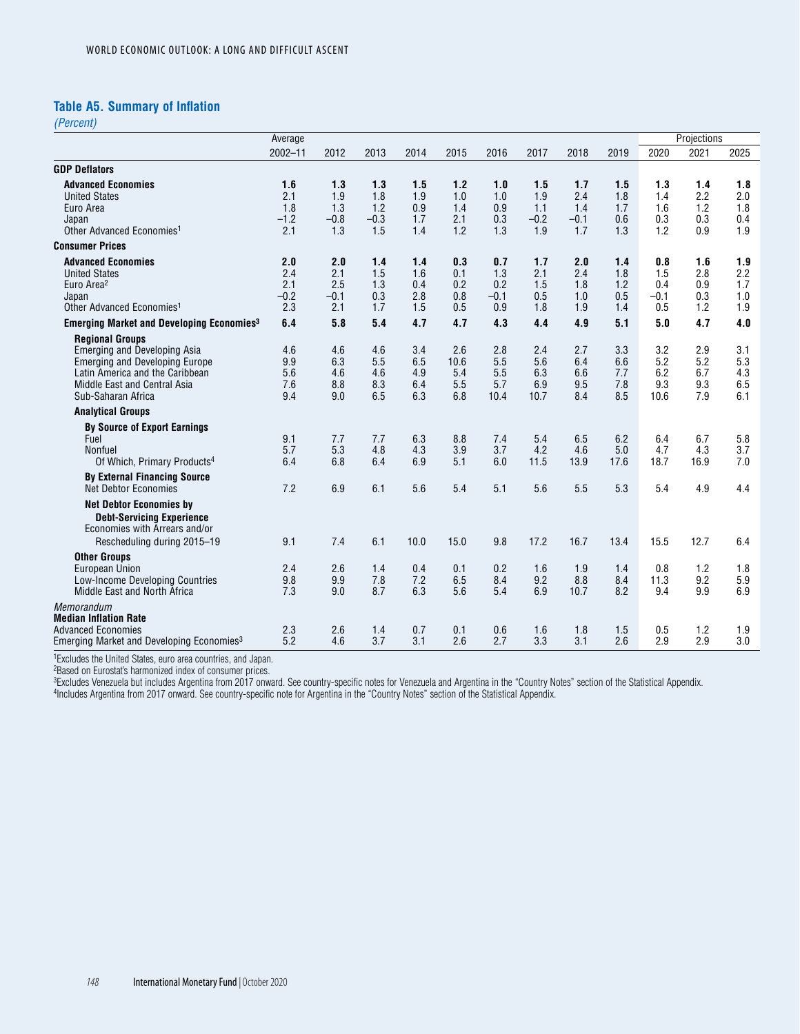## Table A5. Summary of Inflation

*(Percent)*

| | Average | | | | | | | | | Projections | | |
|---|---|---|---|---|---|---|---|---|---|---|---|---|
| | 2002–11 | 2012 | 2013 | 2014 | 2015 | 2016 | 2017 | 2018 | 2019 | 2020 | 2021 | 2025 |
| **GDP Deflators** | | | | | | | | | | | | |
| **Advanced Economies** | **1.6** | **1.3** | **1.3** | **1.5** | **1.2** | **1.0** | **1.5** | **1.7** | **1.5** | **1.3** | **1.4** | **1.8** |
| United States | 2.1 | 1.9 | 1.8 | 1.9 | 1.0 | 1.0 | 1.9 | 2.4 | 1.8 | 1.4 | 2.2 | 2.0 |
| Euro Area | 1.8 | 1.3 | 1.2 | 0.9 | 1.4 | 0.9 | 1.1 | 1.4 | 1.7 | 1.6 | 1.2 | 1.8 |
| Japan | –1.2 | –0.8 | –0.3 | 1.7 | 2.1 | 0.3 | –0.2 | –0.1 | 0.6 | 0.3 | 0.3 | 0.4 |
| Other Advanced Economies[1] | 2.1 | 1.3 | 1.5 | 1.4 | 1.2 | 1.3 | 1.9 | 1.7 | 1.3 | 1.2 | 0.9 | 1.9 |
| **Consumer Prices** | | | | | | | | | | | | |
| **Advanced Economies** | **2.0** | **2.0** | **1.4** | **1.4** | **0.3** | **0.7** | **1.7** | **2.0** | **1.4** | **0.8** | **1.6** | **1.9** |
| United States | 2.4 | 2.1 | 1.5 | 1.6 | 0.1 | 1.3 | 2.1 | 2.4 | 1.8 | 1.5 | 2.8 | 2.2 |
| Euro Area[2] | 2.1 | 2.5 | 1.3 | 0.4 | 0.2 | 0.2 | 1.5 | 1.8 | 1.2 | 0.4 | 0.9 | 1.7 |
| Japan | –0.2 | –0.1 | 0.3 | 2.8 | 0.8 | –0.1 | 0.5 | 1.0 | 0.5 | –0.1 | 0.3 | 1.0 |
| Other Advanced Economies[1] | 2.3 | 2.1 | 1.7 | 1.5 | 0.5 | 0.9 | 1.8 | 1.9 | 1.4 | 0.5 | 1.2 | 1.9 |
| **Emerging Market and Developing Economies[3]** | **6.4** | **5.8** | **5.4** | **4.7** | **4.7** | **4.3** | **4.4** | **4.9** | **5.1** | **5.0** | **4.7** | **4.0** |
| **Regional Groups** | | | | | | | | | | | | |
| Emerging and Developing Asia | 4.6 | 4.6 | 4.6 | 3.4 | 2.6 | 2.8 | 2.4 | 2.7 | 3.3 | 3.2 | 2.9 | 3.1 |
| Emerging and Developing Europe | 9.9 | 6.3 | 5.5 | 6.5 | 10.6 | 5.5 | 5.6 | 6.4 | 6.6 | 5.2 | 5.2 | 5.3 |
| Latin America and the Caribbean | 5.6 | 4.6 | 4.6 | 4.9 | 5.4 | 5.5 | 6.3 | 6.6 | 7.7 | 6.2 | 6.7 | 4.3 |
| Middle East and Central Asia | 7.6 | 8.8 | 8.3 | 6.4 | 5.5 | 5.7 | 6.9 | 9.5 | 7.8 | 9.3 | 9.3 | 6.5 |
| Sub-Saharan Africa | 9.4 | 9.0 | 6.5 | 6.3 | 6.8 | 10.4 | 10.7 | 8.4 | 8.5 | 10.6 | 7.9 | 6.1 |
| **Analytical Groups** | | | | | | | | | | | | |
| **By Source of Export Earnings** | | | | | | | | | | | | |
| Fuel | 9.1 | 7.7 | 7.7 | 6.3 | 8.8 | 7.4 | 5.4 | 6.5 | 6.2 | 6.4 | 6.7 | 5.8 |
| Nonfuel | 5.7 | 5.3 | 4.8 | 4.3 | 3.9 | 3.7 | 4.2 | 4.6 | 5.0 | 4.7 | 4.3 | 3.7 |
| Of Which, Primary Products[4] | 6.4 | 6.8 | 6.4 | 6.9 | 5.1 | 6.0 | 11.5 | 13.9 | 17.6 | 18.7 | 16.9 | 7.0 |
| **By External Financing Source** | | | | | | | | | | | | |
| Net Debtor Economies | 7.2 | 6.9 | 6.1 | 5.6 | 5.4 | 5.1 | 5.6 | 5.5 | 5.3 | 5.4 | 4.9 | 4.4 |
| **Net Debtor Economies by Debt-Servicing Experience** | | | | | | | | | | | | |
| Economies with Arrears and/or Rescheduling during 2015–19 | 9.1 | 7.4 | 6.1 | 10.0 | 15.0 | 9.8 | 17.2 | 16.7 | 13.4 | 15.5 | 12.7 | 6.4 |
| **Other Groups** | | | | | | | | | | | | |
| European Union | 2.4 | 2.6 | 1.4 | 0.4 | 0.1 | 0.2 | 1.6 | 1.9 | 1.4 | 0.8 | 1.2 | 1.8 |
| Low-Income Developing Countries | 9.8 | 9.9 | 7.8 | 7.2 | 6.5 | 8.4 | 9.2 | 8.8 | 8.4 | 11.3 | 9.2 | 5.9 |
| Middle East and North Africa | 7.3 | 9.0 | 8.7 | 6.3 | 5.6 | 5.4 | 6.9 | 10.7 | 8.2 | 9.4 | 9.9 | 6.9 |
| *Memorandum* | | | | | | | | | | | | |
| **Median Inflation Rate** | | | | | | | | | | | | |
| Advanced Economies | 2.3 | 2.6 | 1.4 | 0.7 | 0.1 | 0.6 | 1.6 | 1.8 | 1.5 | 0.5 | 1.2 | 1.9 |
| Emerging Market and Developing Economies[3] | 5.2 | 4.6 | 3.7 | 3.1 | 2.6 | 2.7 | 3.3 | 3.1 | 2.6 | 2.9 | 2.9 | 3.0 |

[1]Excludes the United States, euro area countries, and Japan.
[2]Based on Eurostat's harmonized index of consumer prices.
[3]Excludes Venezuela but includes Argentina from 2017 onward. See country-specific notes for Venezuela and Argentina in the "Country Notes" section of the Statistical Appendix.
[4]Includes Argentina from 2017 onward. See country-specific note for Argentina in the "Country Notes" section of the Statistical Appendix.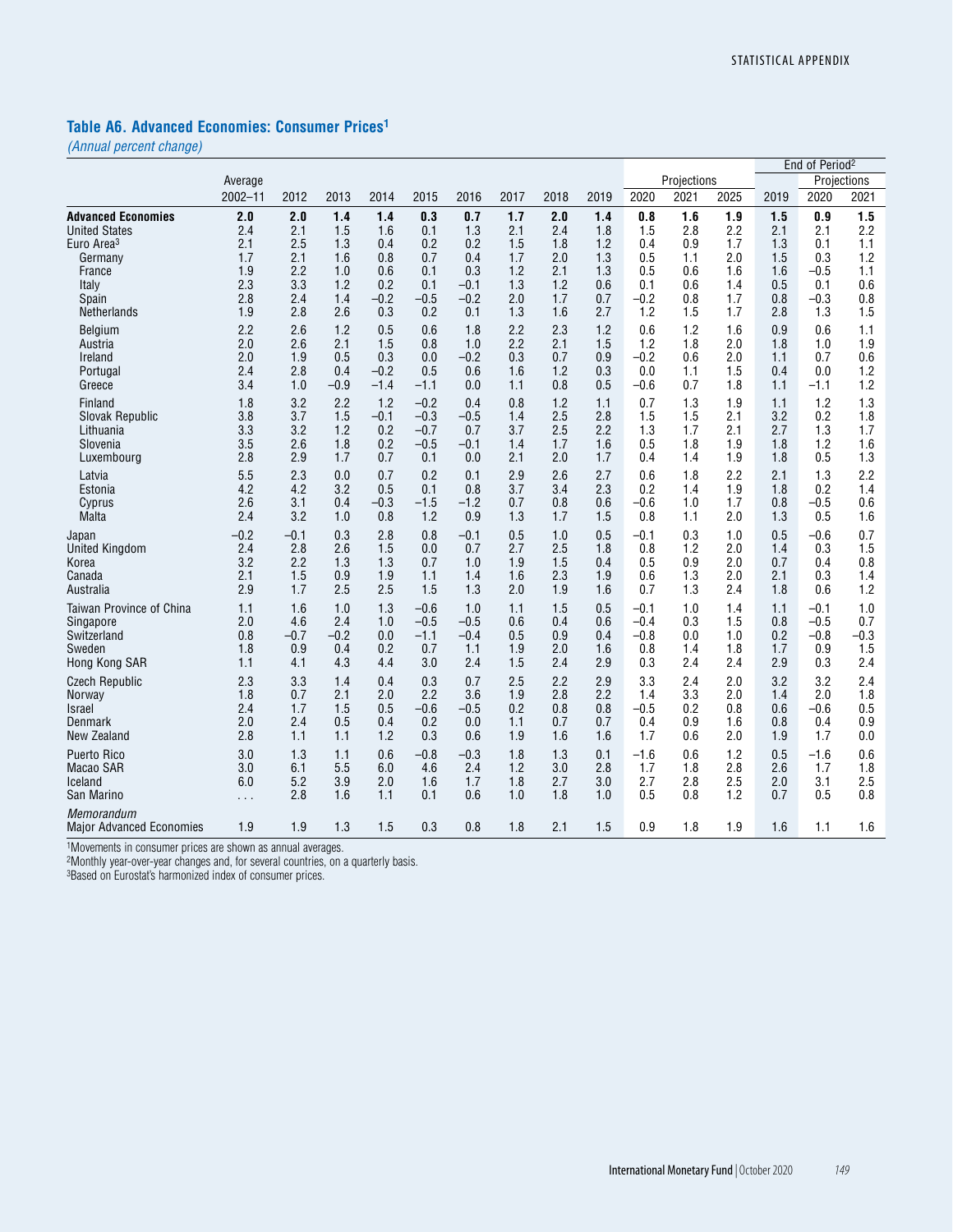## Table A6. Advanced Economies: Consumer Prices[1]

*(Annual percent change)*

| | Average | | | | | | | | | Projections | | | End of Period[2] | Projections | |
|---|---|---|---|---|---|---|---|---|---|---|---|---|---|---|---|
| | 2002–11 | 2012 | 2013 | 2014 | 2015 | 2016 | 2017 | 2018 | 2019 | 2020 | 2021 | 2025 | 2019 | 2020 | 2021 |
| **Advanced Economies** | **2.0** | **2.0** | **1.4** | **1.4** | **0.3** | **0.7** | **1.7** | **2.0** | **1.4** | **0.8** | **1.6** | **1.9** | **1.5** | **0.9** | **1.5** |
| United States | 2.4 | 2.1 | 1.5 | 1.6 | 0.1 | 1.3 | 2.1 | 2.4 | 1.8 | 1.5 | 2.8 | 2.2 | 2.1 | 2.1 | 2.2 |
| Euro Area[3] | 2.1 | 2.5 | 1.3 | 0.4 | 0.2 | 0.2 | 1.5 | 1.8 | 1.2 | 0.4 | 0.9 | 1.7 | 1.3 | 0.1 | 1.1 |
| Germany | 1.7 | 2.1 | 1.6 | 0.8 | 0.7 | 0.4 | 1.7 | 2.0 | 1.3 | 0.5 | 1.1 | 2.0 | 1.5 | 0.3 | 1.2 |
| France | 1.9 | 2.2 | 1.0 | 0.6 | 0.1 | 0.3 | 1.2 | 2.1 | 1.3 | 0.5 | 0.6 | 1.6 | 1.6 | –0.5 | 1.1 |
| Italy | 2.3 | 3.3 | 1.2 | 0.2 | 0.1 | –0.1 | 1.3 | 1.2 | 0.6 | 0.1 | 0.6 | 1.4 | 0.5 | 0.1 | 0.6 |
| Spain | 2.8 | 2.4 | 1.4 | –0.2 | –0.5 | –0.2 | 2.0 | 1.7 | 0.7 | –0.2 | 0.8 | 1.7 | 0.8 | –0.3 | 0.8 |
| Netherlands | 1.9 | 2.8 | 2.6 | 0.3 | 0.2 | 0.1 | 1.3 | 1.6 | 2.7 | 1.2 | 1.5 | 1.7 | 2.8 | 1.3 | 1.5 |
| Belgium | 2.2 | 2.6 | 1.2 | 0.5 | 0.6 | 1.8 | 2.2 | 2.3 | 1.2 | 0.6 | 1.2 | 1.6 | 0.9 | 0.6 | 1.1 |
| Austria | 2.0 | 2.6 | 2.1 | 1.5 | 0.8 | 1.0 | 2.2 | 2.1 | 1.5 | 1.2 | 1.8 | 2.0 | 1.8 | 1.0 | 1.9 |
| Ireland | 2.0 | 1.9 | 0.5 | 0.3 | 0.0 | –0.2 | 0.3 | 0.7 | 0.9 | –0.2 | 0.6 | 2.0 | 1.1 | 0.7 | 0.6 |
| Portugal | 2.4 | 2.8 | 0.4 | –0.2 | 0.5 | 0.6 | 1.6 | 1.2 | 0.3 | 0.0 | 1.1 | 1.5 | 0.4 | 0.0 | 1.2 |
| Greece | 3.4 | 1.0 | –0.9 | –1.4 | –1.1 | 0.0 | 1.1 | 0.8 | 0.5 | –0.6 | 0.7 | 1.8 | 1.1 | –1.1 | 1.2 |
| Finland | 1.8 | 3.2 | 2.2 | 1.2 | –0.2 | 0.4 | 0.8 | 1.2 | 1.1 | 0.7 | 1.3 | 1.9 | 1.1 | 1.2 | 1.3 |
| Slovak Republic | 3.8 | 3.7 | 1.5 | –0.1 | –0.3 | –0.5 | 1.4 | 2.5 | 2.8 | 1.5 | 1.5 | 2.1 | 3.2 | 0.2 | 1.8 |
| Lithuania | 3.3 | 3.2 | 1.2 | 0.2 | –0.7 | 0.7 | 3.7 | 2.5 | 2.2 | 1.3 | 1.7 | 2.1 | 2.7 | 1.3 | 1.7 |
| Slovenia | 3.5 | 2.6 | 1.8 | 0.2 | –0.5 | –0.1 | 1.4 | 1.7 | 1.6 | 0.5 | 1.8 | 1.9 | 1.8 | 1.2 | 1.6 |
| Luxembourg | 2.8 | 2.9 | 1.7 | 0.7 | 0.1 | 0.0 | 2.1 | 2.0 | 1.7 | 0.4 | 1.4 | 1.9 | 1.8 | 0.5 | 1.3 |
| Latvia | 5.5 | 2.3 | 0.0 | 0.7 | 0.2 | 0.1 | 2.9 | 2.6 | 2.7 | 0.6 | 1.8 | 2.2 | 2.1 | 1.3 | 2.2 |
| Estonia | 4.2 | 4.2 | 3.2 | 0.5 | 0.1 | 0.8 | 3.7 | 3.4 | 2.3 | 0.2 | 1.4 | 1.9 | 1.8 | 0.2 | 1.4 |
| Cyprus | 2.6 | 3.1 | 0.4 | –0.3 | –1.5 | –1.2 | 0.7 | 0.8 | 0.6 | –0.6 | 1.0 | 1.7 | 0.8 | –0.5 | 0.6 |
| Malta | 2.4 | 3.2 | 1.0 | 0.8 | 1.2 | 0.9 | 1.3 | 1.7 | 1.5 | 0.8 | 1.1 | 2.0 | 1.3 | 0.5 | 1.6 |
| Japan | –0.2 | –0.1 | 0.3 | 2.8 | 0.8 | –0.1 | 0.5 | 1.0 | 0.5 | –0.1 | 0.3 | 1.0 | 0.5 | –0.6 | 0.7 |
| United Kingdom | 2.4 | 2.8 | 2.6 | 1.5 | 0.0 | 0.7 | 2.7 | 2.5 | 1.8 | 0.8 | 1.2 | 2.0 | 1.4 | 0.3 | 1.5 |
| Korea | 3.2 | 2.2 | 1.3 | 1.3 | 0.7 | 1.0 | 1.9 | 1.5 | 0.4 | 0.5 | 0.9 | 2.0 | 0.7 | 0.4 | 0.8 |
| Canada | 2.1 | 1.5 | 0.9 | 1.9 | 1.1 | 1.4 | 1.6 | 2.3 | 1.9 | 0.6 | 1.3 | 2.0 | 2.1 | 0.3 | 1.4 |
| Australia | 2.9 | 1.7 | 2.5 | 2.5 | 1.5 | 1.3 | 2.0 | 1.9 | 1.6 | 0.7 | 1.3 | 2.4 | 1.8 | 0.6 | 1.2 |
| Taiwan Province of China | 1.1 | 1.6 | 1.0 | 1.3 | –0.6 | 1.0 | 1.1 | 1.5 | 0.5 | –0.1 | 1.0 | 1.4 | 1.1 | –0.1 | 1.0 |
| Singapore | 2.0 | 4.6 | 2.4 | 1.0 | –0.5 | –0.5 | 0.6 | 0.4 | 0.6 | –0.4 | 0.3 | 1.5 | 0.8 | –0.5 | 0.7 |
| Switzerland | 0.8 | –0.7 | –0.2 | 0.0 | –1.1 | –0.4 | 0.5 | 0.9 | 0.4 | –0.8 | 0.0 | 1.0 | 0.2 | –0.8 | –0.3 |
| Sweden | 1.8 | 0.9 | 0.4 | 0.2 | 0.7 | 1.1 | 1.9 | 2.0 | 1.6 | 0.8 | 1.4 | 1.8 | 1.7 | 0.9 | 1.5 |
| Hong Kong SAR | 1.1 | 4.1 | 4.3 | 4.4 | 3.0 | 2.4 | 1.5 | 2.4 | 2.9 | 0.3 | 2.4 | 2.4 | 2.9 | 0.3 | 2.4 |
| Czech Republic | 2.3 | 3.3 | 1.4 | 0.4 | 0.3 | 0.7 | 2.5 | 2.2 | 2.9 | 3.3 | 2.4 | 2.0 | 3.2 | 3.2 | 2.4 |
| Norway | 1.8 | 0.7 | 2.1 | 2.0 | 2.2 | 3.6 | 1.9 | 2.8 | 2.2 | 1.4 | 3.3 | 2.0 | 1.4 | 2.0 | 1.8 |
| Israel | 2.4 | 1.7 | 1.5 | 0.5 | –0.6 | –0.5 | 0.2 | 0.8 | 0.8 | –0.5 | 0.2 | 0.8 | 0.6 | –0.6 | 0.5 |
| Denmark | 2.0 | 2.4 | 0.5 | 0.4 | 0.2 | 0.0 | 1.1 | 0.7 | 0.7 | 0.4 | 0.9 | 1.6 | 0.8 | 0.4 | 0.9 |
| New Zealand | 2.8 | 1.1 | 1.1 | 1.2 | 0.3 | 0.6 | 1.9 | 1.6 | 1.6 | 1.7 | 0.6 | 2.0 | 1.9 | 1.7 | 0.0 |
| Puerto Rico | 3.0 | 1.3 | 1.1 | 0.6 | –0.8 | –0.3 | 1.8 | 1.3 | 0.1 | –1.6 | 0.6 | 1.2 | 0.5 | –1.6 | 0.6 |
| Macao SAR | 3.0 | 6.1 | 5.5 | 6.0 | 4.6 | 2.4 | 1.2 | 3.0 | 2.8 | 1.7 | 1.8 | 2.8 | 2.6 | 1.7 | 1.8 |
| Iceland | 6.0 | 5.2 | 3.9 | 2.0 | 1.6 | 1.7 | 1.8 | 2.7 | 3.0 | 2.7 | 2.8 | 2.5 | 2.0 | 3.1 | 2.5 |
| San Marino | . . . | 2.8 | 1.6 | 1.1 | 0.1 | 0.6 | 1.0 | 1.8 | 1.0 | 0.5 | 0.8 | 1.2 | 0.7 | 0.5 | 0.8 |
| *Memorandum* | | | | | | | | | | | | | | | |
| Major Advanced Economies | 1.9 | 1.9 | 1.3 | 1.5 | 0.3 | 0.8 | 1.8 | 2.1 | 1.5 | 0.9 | 1.8 | 1.9 | 1.6 | 1.1 | 1.6 |

[1]Movements in consumer prices are shown as annual averages.
[2]Monthly year-over-year changes and, for several countries, on a quarterly basis.
[3]Based on Eurostat's harmonized index of consumer prices.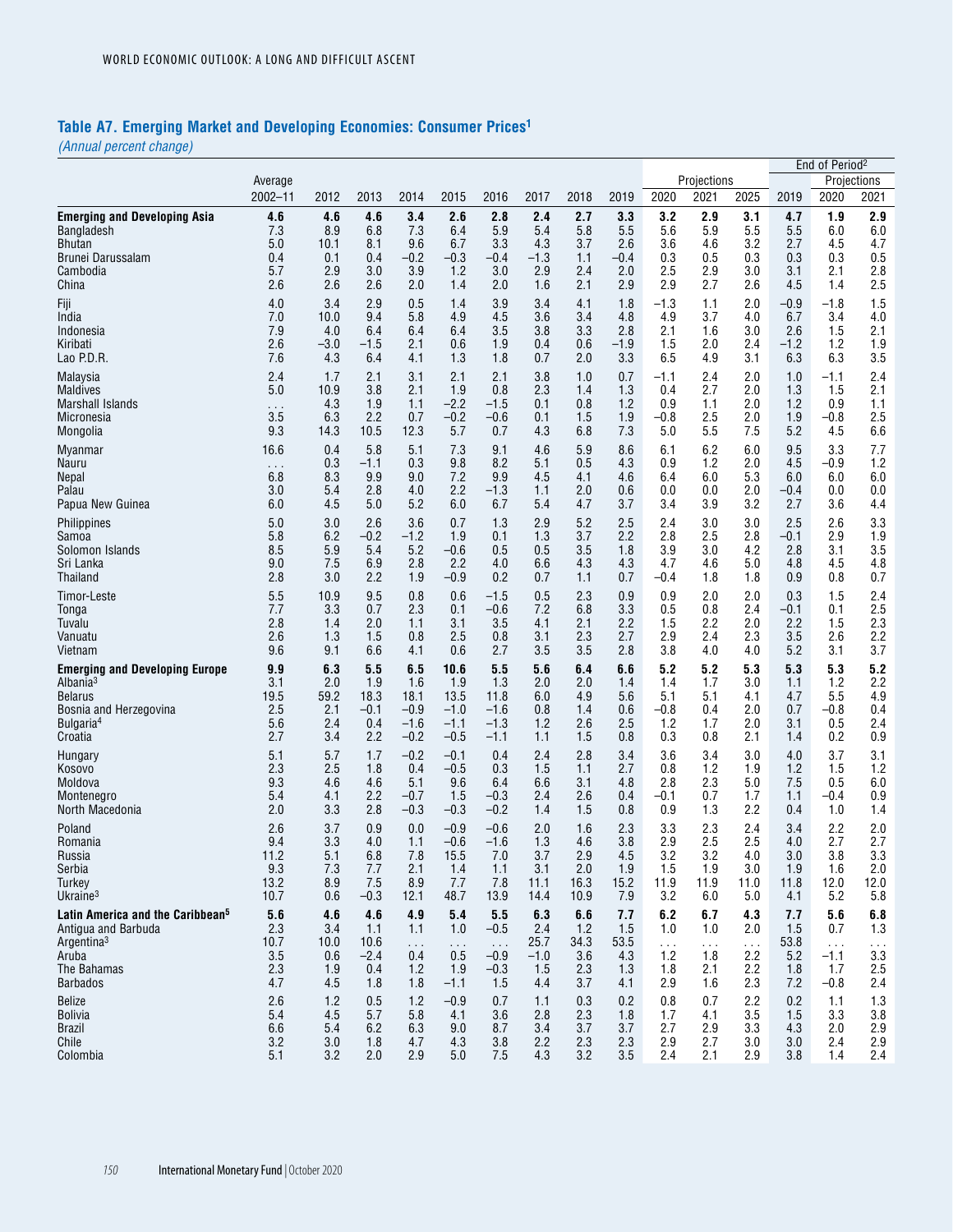## Table A7. Emerging Market and Developing Economies: Consumer Prices[1]

*(Annual percent change)*

| | Average | | | | | | | | | Projections | | | End of Period[2] | Projections | |
|---|---|---|---|---|---|---|---|---|---|---|---|---|---|---|---|
| | 2002–11 | 2012 | 2013 | 2014 | 2015 | 2016 | 2017 | 2018 | 2019 | 2020 | 2021 | 2025 | 2019 | 2020 | 2021 |
| **Emerging and Developing Asia** | **4.6** | **4.6** | **4.6** | **3.4** | **2.6** | **2.8** | **2.4** | **2.7** | **3.3** | **3.2** | **2.9** | **3.1** | **4.7** | **1.9** | **2.9** |
| Bangladesh | 7.3 | 8.9 | 6.8 | 7.3 | 6.4 | 5.9 | 5.4 | 5.8 | 5.5 | 5.6 | 5.9 | 5.5 | 5.5 | 6.0 | 6.0 |
| Bhutan | 5.0 | 10.1 | 8.1 | 9.6 | 6.7 | 3.3 | 4.3 | 3.7 | 2.6 | 3.6 | 4.6 | 3.2 | 2.7 | 4.5 | 4.7 |
| Brunei Darussalam | 0.4 | 0.1 | 0.4 | –0.2 | –0.3 | –0.4 | –1.3 | 1.1 | –0.4 | 0.3 | 0.5 | 0.3 | 0.3 | 0.3 | 0.5 |
| Cambodia | 5.7 | 2.9 | 3.0 | 3.9 | 1.2 | 3.0 | 2.9 | 2.4 | 2.0 | 2.5 | 2.9 | 3.0 | 3.1 | 2.1 | 2.8 |
| China | 2.6 | 2.6 | 2.6 | 2.0 | 1.4 | 2.0 | 1.6 | 2.1 | 2.9 | 2.9 | 2.7 | 2.6 | 4.5 | 1.4 | 2.5 |
| Fiji | 4.0 | 3.4 | 2.9 | 0.5 | 1.4 | 3.9 | 3.4 | 4.1 | 1.8 | –1.3 | 1.1 | 2.0 | –0.9 | –1.8 | 1.5 |
| India | 7.0 | 10.0 | 9.4 | 5.8 | 4.9 | 4.5 | 3.6 | 3.4 | 4.8 | 4.9 | 3.7 | 4.0 | 6.7 | 3.4 | 4.0 |
| Indonesia | 7.9 | 4.0 | 6.4 | 6.4 | 6.4 | 3.5 | 3.8 | 3.3 | 2.8 | 2.1 | 1.6 | 3.0 | 2.6 | 1.5 | 2.1 |
| Kiribati | 2.6 | –3.0 | –1.5 | 2.1 | 0.6 | 1.9 | 0.4 | 0.6 | –1.9 | 1.5 | 2.0 | 2.4 | –1.2 | 1.2 | 1.9 |
| Lao P.D.R. | 7.6 | 4.3 | 6.4 | 4.1 | 1.3 | 1.8 | 0.7 | 2.0 | 3.3 | 6.5 | 4.9 | 3.1 | 6.3 | 6.3 | 3.5 |
| Malaysia | 2.4 | 1.7 | 2.1 | 3.1 | 2.1 | 2.1 | 3.8 | 1.0 | 0.7 | –1.1 | 2.4 | 2.0 | 1.0 | –1.1 | 2.4 |
| Maldives | 5.0 | 10.9 | 3.8 | 2.1 | 1.9 | 0.8 | 2.3 | 1.4 | 1.3 | 0.4 | 2.7 | 2.0 | 1.3 | 1.5 | 2.1 |
| Marshall Islands | . . . | 4.3 | 1.9 | 1.1 | –2.2 | –1.5 | 0.1 | 0.8 | 1.2 | 0.9 | 1.1 | 2.0 | 1.2 | 0.9 | 1.1 |
| Micronesia | 3.5 | 6.3 | 2.2 | 0.7 | –0.2 | –0.6 | 0.1 | 1.5 | 1.9 | –0.8 | 2.5 | 2.0 | 1.9 | –0.8 | 2.5 |
| Mongolia | 9.3 | 14.3 | 10.5 | 12.3 | 5.7 | 0.7 | 4.3 | 6.8 | 7.3 | 5.0 | 5.5 | 7.5 | 5.2 | 4.5 | 6.6 |
| Myanmar | 16.6 | 0.4 | 5.8 | 5.1 | 7.3 | 9.1 | 4.6 | 5.9 | 8.6 | 6.1 | 6.2 | 6.0 | 9.5 | 3.3 | 7.7 |
| Nauru | . . . | 0.3 | –1.1 | 0.3 | 9.8 | 8.2 | 5.1 | 0.5 | 4.3 | 0.9 | 1.2 | 2.0 | 4.5 | –0.9 | 1.2 |
| Nepal | 6.8 | 8.3 | 9.9 | 9.0 | 7.2 | 9.9 | 4.5 | 4.1 | 4.6 | 6.4 | 6.0 | 5.3 | 6.0 | 6.0 | 6.0 |
| Palau | 3.0 | 5.4 | 2.8 | 4.0 | 2.2 | –1.3 | 1.1 | 2.0 | 0.6 | 0.0 | 0.0 | 2.0 | –0.4 | 0.0 | 0.0 |
| Papua New Guinea | 6.0 | 4.5 | 5.0 | 5.2 | 6.0 | 6.7 | 5.4 | 4.7 | 3.7 | 3.4 | 3.9 | 3.2 | 2.7 | 3.6 | 4.4 |
| Philippines | 5.0 | 3.0 | 2.6 | 3.6 | 0.7 | 1.3 | 2.9 | 5.2 | 2.5 | 2.4 | 3.0 | 3.0 | 2.5 | 2.6 | 3.3 |
| Samoa | 5.8 | 6.2 | –0.2 | –1.2 | 1.9 | 0.1 | 1.3 | 3.7 | 2.2 | 2.8 | 2.5 | 2.8 | –0.1 | 2.9 | 1.9 |
| Solomon Islands | 8.5 | 5.9 | 5.4 | 5.2 | –0.6 | 0.5 | 0.5 | 3.5 | 1.8 | 3.9 | 3.0 | 4.2 | 2.8 | 3.1 | 3.5 |
| Sri Lanka | 9.0 | 7.5 | 6.9 | 2.8 | 2.2 | 4.0 | 6.6 | 4.3 | 4.3 | 4.7 | 4.6 | 5.0 | 4.8 | 4.5 | 4.8 |
| Thailand | 2.8 | 3.0 | 2.2 | 1.9 | –0.9 | 0.2 | 0.7 | 1.1 | 0.7 | –0.4 | 1.8 | 1.8 | 0.9 | 0.8 | 0.7 |
| Timor-Leste | 5.5 | 10.9 | 9.5 | 0.8 | 0.6 | –1.5 | 0.5 | 2.3 | 0.9 | 0.9 | 2.0 | 2.0 | 0.3 | 1.5 | 2.4 |
| Tonga | 7.7 | 3.3 | 0.7 | 2.3 | 0.1 | –0.6 | 7.2 | 6.8 | 3.3 | 0.5 | 0.8 | 2.4 | –0.1 | 0.1 | 2.5 |
| Tuvalu | 2.8 | 1.4 | 2.0 | 1.1 | 3.1 | 3.5 | 4.1 | 2.1 | 2.2 | 1.5 | 2.2 | 2.0 | 2.2 | 1.5 | 2.3 |
| Vanuatu | 2.6 | 1.3 | 1.5 | 0.8 | 2.5 | 0.8 | 3.1 | 2.3 | 2.7 | 2.9 | 2.4 | 2.3 | 3.5 | 2.6 | 2.2 |
| Vietnam | 9.6 | 9.1 | 6.6 | 4.1 | 0.6 | 2.7 | 3.5 | 3.5 | 2.8 | 3.8 | 4.0 | 4.0 | 5.2 | 3.1 | 3.7 |
| **Emerging and Developing Europe** | **9.9** | **6.3** | **5.5** | **6.5** | **10.6** | **5.5** | **5.6** | **6.4** | **6.6** | **5.2** | **5.2** | **5.3** | **5.3** | **5.3** | **5.2** |
| Albania[3] | 3.1 | 2.0 | 1.9 | 1.6 | 1.9 | 1.3 | 2.0 | 2.0 | 1.4 | 1.4 | 1.7 | 3.0 | 1.1 | 1.2 | 2.2 |
| Belarus | 19.5 | 59.2 | 18.3 | 18.1 | 13.5 | 11.8 | 6.0 | 4.9 | 5.6 | 5.1 | 5.1 | 4.1 | 4.7 | 5.5 | 4.9 |
| Bosnia and Herzegovina | 2.5 | 2.1 | –0.1 | –0.9 | –1.0 | –1.6 | 0.8 | 1.4 | 0.6 | –0.8 | 0.4 | 2.0 | 0.7 | –0.8 | 0.4 |
| Bulgaria[4] | 5.6 | 2.4 | 0.4 | –1.6 | –1.1 | –1.3 | 1.2 | 2.6 | 2.5 | 1.2 | 1.7 | 2.0 | 3.1 | 0.5 | 2.4 |
| Croatia | 2.7 | 3.4 | 2.2 | –0.2 | –0.5 | –1.1 | 1.1 | 1.5 | 0.8 | 0.3 | 0.8 | 2.1 | 1.4 | 0.2 | 0.9 |
| Hungary | 5.1 | 5.7 | 1.7 | –0.2 | –0.1 | 0.4 | 2.4 | 2.8 | 3.4 | 3.6 | 3.4 | 3.0 | 4.0 | 3.7 | 3.1 |
| Kosovo | 2.3 | 2.5 | 1.8 | 0.4 | –0.5 | 0.3 | 1.5 | 1.1 | 2.7 | 0.8 | 1.2 | 1.9 | 1.2 | 1.5 | 1.2 |
| Moldova | 9.3 | 4.6 | 4.6 | 5.1 | 9.6 | 6.4 | 6.6 | 3.1 | 4.8 | 2.8 | 2.3 | 5.0 | 7.5 | 0.5 | 6.0 |
| Montenegro | 5.4 | 4.1 | 2.2 | –0.7 | 1.5 | –0.3 | 2.4 | 2.6 | 0.4 | –0.1 | 0.7 | 1.7 | 1.1 | –0.4 | 0.9 |
| North Macedonia | 2.0 | 3.3 | 2.8 | –0.3 | –0.3 | –0.2 | 1.4 | 1.5 | 0.8 | 0.9 | 1.3 | 2.2 | 0.4 | 1.0 | 1.4 |
| Poland | 2.6 | 3.7 | 0.9 | 0.0 | –0.9 | –0.6 | 2.0 | 1.6 | 2.3 | 3.3 | 2.3 | 2.4 | 3.4 | 2.2 | 2.0 |
| Romania | 9.4 | 3.3 | 4.0 | 1.1 | –0.6 | –1.6 | 1.3 | 4.6 | 3.8 | 2.9 | 2.5 | 2.5 | 4.0 | 2.7 | 2.7 |
| Russia | 11.2 | 5.1 | 6.8 | 7.8 | 15.5 | 7.0 | 3.7 | 2.9 | 4.5 | 3.2 | 3.2 | 4.0 | 3.0 | 3.8 | 3.3 |
| Serbia | 9.3 | 7.3 | 7.7 | 2.1 | 1.4 | 1.1 | 3.1 | 2.0 | 1.9 | 1.5 | 1.9 | 3.0 | 1.9 | 1.6 | 2.0 |
| Turkey | 13.2 | 8.9 | 7.5 | 8.9 | 7.7 | 7.8 | 11.1 | 16.3 | 15.2 | 11.9 | 11.9 | 11.0 | 11.8 | 12.0 | 12.0 |
| Ukraine[3] | 10.7 | 0.6 | –0.3 | 12.1 | 48.7 | 13.9 | 14.4 | 10.9 | 7.9 | 3.2 | 6.0 | 5.0 | 4.1 | 5.2 | 5.8 |
| **Latin America and the Caribbean[5]** | **5.6** | **4.6** | **4.6** | **4.9** | **5.4** | **5.5** | **6.3** | **6.6** | **7.7** | **6.2** | **6.7** | **4.3** | **7.7** | **5.6** | **6.8** |
| Antigua and Barbuda | 2.3 | 3.4 | 1.1 | 1.1 | 1.0 | –0.5 | 2.4 | 1.2 | 1.5 | 1.0 | 1.0 | 2.0 | 1.5 | 0.7 | 1.3 |
| Argentina[3] | 10.7 | 10.0 | 10.6 | . . . | . . . | . . . | 25.7 | 34.3 | 53.5 | . . . | . . . | . . . | 53.8 | . . . | . . . |
| Aruba | 3.5 | 0.6 | –2.4 | 0.4 | 0.5 | –0.9 | –1.0 | 3.6 | 4.3 | 1.2 | 1.8 | 2.2 | 5.2 | –1.1 | 3.3 |
| The Bahamas | 2.3 | 1.9 | 0.4 | 1.2 | 1.9 | –0.3 | 1.5 | 2.3 | 1.3 | 1.8 | 2.1 | 2.2 | 1.8 | 1.7 | 2.5 |
| Barbados | 4.7 | 4.5 | 1.8 | 1.8 | –1.1 | 1.5 | 4.4 | 3.7 | 4.1 | 2.9 | 1.6 | 2.3 | 7.2 | –0.8 | 2.4 |
| Belize | 2.6 | 1.2 | 0.5 | 1.2 | –0.9 | 0.7 | 1.1 | 0.3 | 0.2 | 0.8 | 0.7 | 2.2 | 0.2 | 1.1 | 1.3 |
| Bolivia | 5.4 | 4.5 | 5.7 | 5.8 | 4.1 | 3.6 | 2.8 | 2.3 | 1.8 | 1.7 | 4.1 | 3.5 | 1.5 | 3.3 | 3.8 |
| Brazil | 6.6 | 5.4 | 6.2 | 6.3 | 9.0 | 8.7 | 3.4 | 3.7 | 3.7 | 2.7 | 2.9 | 3.3 | 4.3 | 2.0 | 2.9 |
| Chile | 3.2 | 3.0 | 1.8 | 4.7 | 4.3 | 3.8 | 2.2 | 2.3 | 2.3 | 2.9 | 2.7 | 3.0 | 3.0 | 2.4 | 2.9 |
| Colombia | 5.1 | 3.2 | 2.0 | 2.9 | 5.0 | 7.5 | 4.3 | 3.2 | 3.5 | 2.4 | 2.1 | 2.9 | 3.8 | 1.4 | 2.4 |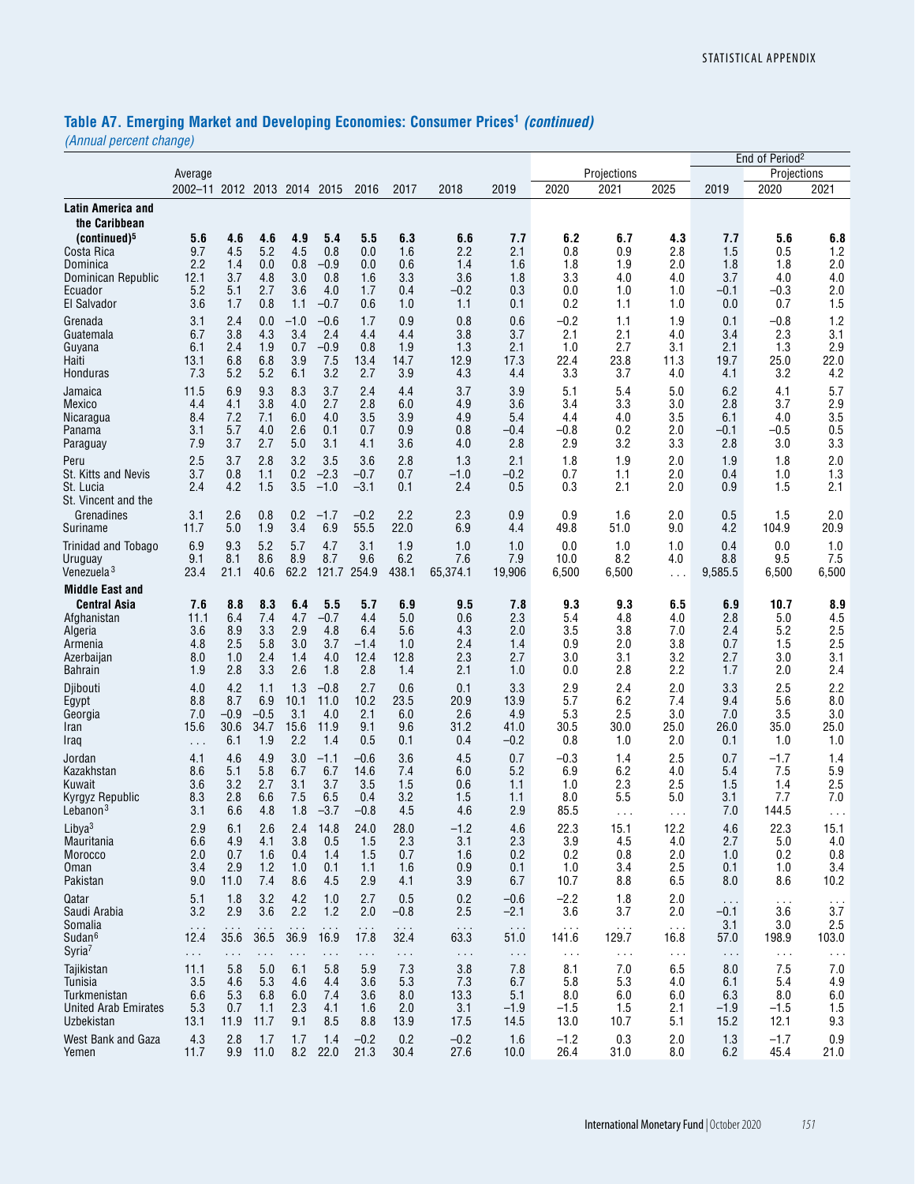### Table A7. Emerging Market and Developing Economies: Consumer Prices[1] *(continued)*

*(Annual percent change)*

| | Average | | | | | | | | | Projections | | | End of Period[2] | Projections | |
|---|---|---|---|---|---|---|---|---|---|---|---|---|---|---|---|
| | 2002–11 | 2012 | 2013 | 2014 | 2015 | 2016 | 2017 | 2018 | 2019 | 2020 | 2021 | 2025 | 2019 | 2020 | 2021 |
| **Latin America and the Caribbean (continued)[5]** | **5.6** | **4.6** | **4.6** | **4.9** | **5.4** | **5.5** | **6.3** | **6.6** | **7.7** | **6.2** | **6.7** | **4.3** | **7.7** | **5.6** | **6.8** |
| Costa Rica | 9.7 | 4.5 | 5.2 | 4.5 | 0.8 | 0.0 | 1.6 | 2.2 | 2.1 | 0.8 | 0.9 | 2.8 | 1.5 | 0.5 | 1.2 |
| Dominica | 2.2 | 1.4 | 0.0 | 0.8 | –0.9 | 0.0 | 0.6 | 1.4 | 1.6 | 1.8 | 1.9 | 2.0 | 1.8 | 1.8 | 2.0 |
| Dominican Republic | 12.1 | 3.7 | 4.8 | 3.0 | 0.8 | 1.6 | 3.3 | 3.6 | 1.8 | 3.3 | 4.0 | 4.0 | 3.7 | 4.0 | 4.0 |
| Ecuador | 5.2 | 5.1 | 2.7 | 3.6 | 4.0 | 1.7 | 0.4 | –0.2 | 0.3 | 0.0 | 1.0 | 1.0 | –0.1 | –0.3 | 2.0 |
| El Salvador | 3.6 | 1.7 | 0.8 | 1.1 | –0.7 | 0.6 | 1.0 | 1.1 | 0.1 | 0.2 | 1.1 | 1.0 | 0.0 | 0.7 | 1.5 |
| Grenada | 3.1 | 2.4 | 0.0 | –1.0 | –0.6 | 1.7 | 0.9 | 0.8 | 0.6 | –0.2 | 1.1 | 1.9 | 0.1 | –0.8 | 1.2 |
| Guatemala | 6.7 | 3.8 | 4.3 | 3.4 | 2.4 | 4.4 | 4.4 | 3.8 | 3.7 | 2.1 | 2.1 | 4.0 | 3.4 | 2.3 | 3.1 |
| Guyana | 6.1 | 2.4 | 1.9 | 0.7 | –0.9 | 0.8 | 1.9 | 1.3 | 2.1 | 1.0 | 2.7 | 3.1 | 2.1 | 1.3 | 2.9 |
| Haiti | 13.1 | 6.8 | 6.8 | 3.9 | 7.5 | 13.4 | 14.7 | 12.9 | 17.3 | 22.4 | 23.8 | 11.3 | 19.7 | 25.0 | 22.0 |
| Honduras | 7.3 | 5.2 | 5.2 | 6.1 | 3.2 | 2.7 | 3.9 | 4.3 | 4.4 | 3.3 | 3.7 | 4.0 | 4.1 | 3.2 | 4.2 |
| Jamaica | 11.5 | 6.9 | 9.3 | 8.3 | 3.7 | 2.4 | 4.4 | 3.7 | 3.9 | 5.1 | 5.4 | 5.0 | 6.2 | 4.1 | 5.7 |
| Mexico | 4.4 | 4.1 | 3.8 | 4.0 | 2.7 | 2.8 | 6.0 | 4.9 | 3.6 | 3.4 | 3.3 | 3.0 | 2.8 | 3.7 | 2.9 |
| Nicaragua | 8.4 | 7.2 | 7.1 | 6.0 | 4.0 | 3.5 | 3.9 | 4.9 | 5.4 | 4.4 | 4.0 | 3.5 | 6.1 | 4.0 | 3.5 |
| Panama | 3.1 | 5.7 | 4.0 | 2.6 | 0.1 | 0.7 | 0.9 | 0.8 | –0.4 | –0.8 | 0.2 | 2.0 | –0.1 | –0.5 | 0.5 |
| Paraguay | 7.9 | 3.7 | 2.7 | 5.0 | 3.1 | 4.1 | 3.6 | 4.0 | 2.8 | 2.9 | 3.2 | 3.3 | 2.8 | 3.0 | 3.3 |
| Peru | 2.5 | 3.7 | 2.8 | 3.2 | 3.5 | 3.6 | 2.8 | 1.3 | 2.1 | 1.8 | 1.9 | 2.0 | 1.9 | 1.8 | 2.0 |
| St. Kitts and Nevis | 3.7 | 0.8 | 1.1 | 0.2 | –2.3 | –0.7 | 0.7 | –1.0 | –0.2 | 0.7 | 1.1 | 2.0 | 0.4 | 1.0 | 1.3 |
| St. Lucia | 2.4 | 4.2 | 1.5 | 3.5 | –1.0 | –3.1 | 0.1 | 2.4 | 0.5 | 0.3 | 2.1 | 2.0 | 0.9 | 1.5 | 2.1 |
| St. Vincent and the Grenadines | 3.1 | 2.6 | 0.8 | 0.2 | –1.7 | –0.2 | 2.2 | 2.3 | 0.9 | 0.9 | 1.6 | 2.0 | 0.5 | 1.5 | 2.0 |
| Suriname | 11.7 | 5.0 | 1.9 | 3.4 | 6.9 | 55.5 | 22.0 | 6.9 | 4.4 | 49.8 | 51.0 | 9.0 | 4.2 | 104.9 | 20.9 |
| Trinidad and Tobago | 6.9 | 9.3 | 5.2 | 5.7 | 4.7 | 3.1 | 1.9 | 1.0 | 1.0 | 0.0 | 1.0 | 1.0 | 0.4 | 0.0 | 1.0 |
| Uruguay | 9.1 | 8.1 | 8.6 | 8.9 | 8.7 | 9.6 | 6.2 | 7.6 | 7.9 | 10.0 | 8.2 | 4.0 | 8.8 | 9.5 | 7.5 |
| Venezuela[3] | 23.4 | 21.1 | 40.6 | 62.2 | 121.7 | 254.9 | 438.1 | 65,374.1 | 19,906 | 6,500 | 6,500 | . . . | 9,585.5 | 6,500 | 6,500 |
| **Middle East and Central Asia** | **7.6** | **8.8** | **8.3** | **6.4** | **5.5** | **5.7** | **6.9** | **9.5** | **7.8** | **9.3** | **9.3** | **6.5** | **6.9** | **10.7** | **8.9** |
| Afghanistan | 11.1 | 6.4 | 7.4 | 4.7 | –0.7 | 4.4 | 5.0 | 0.6 | 2.3 | 5.4 | 4.8 | 4.0 | 2.8 | 5.0 | 4.5 |
| Algeria | 3.6 | 8.9 | 3.3 | 2.9 | 4.8 | 6.4 | 5.6 | 4.3 | 2.0 | 3.5 | 3.8 | 7.0 | 2.4 | 5.2 | 2.5 |
| Armenia | 4.8 | 2.5 | 5.8 | 3.0 | 3.7 | –1.4 | 1.0 | 2.4 | 1.4 | 0.9 | 2.0 | 3.8 | 0.7 | 1.5 | 2.5 |
| Azerbaijan | 8.0 | 1.0 | 2.4 | 1.4 | 4.0 | 12.4 | 12.8 | 2.3 | 2.7 | 3.0 | 3.1 | 3.2 | 2.7 | 3.0 | 3.1 |
| Bahrain | 1.9 | 2.8 | 3.3 | 2.6 | 1.8 | 2.8 | 1.4 | 2.1 | 1.0 | 0.0 | 2.8 | 2.2 | 1.7 | 2.0 | 2.4 |
| Djibouti | 4.0 | 4.2 | 1.1 | 1.3 | –0.8 | 2.7 | 0.6 | 0.1 | 3.3 | 2.9 | 2.4 | 2.0 | 3.3 | 2.5 | 2.2 |
| Egypt | 8.8 | 8.7 | 6.9 | 10.1 | 11.0 | 10.2 | 23.5 | 20.9 | 13.9 | 5.7 | 6.2 | 7.4 | 9.4 | 5.6 | 8.0 |
| Georgia | 7.0 | –0.9 | –0.5 | 3.1 | 4.0 | 2.1 | 6.0 | 2.6 | 4.9 | 5.3 | 2.5 | 3.0 | 7.0 | 3.5 | 3.0 |
| Iran | 15.6 | 30.6 | 34.7 | 15.6 | 11.9 | 9.1 | 9.6 | 31.2 | 41.0 | 30.5 | 30.0 | 25.0 | 26.0 | 35.0 | 25.0 |
| Iraq | . . . | 6.1 | 1.9 | 2.2 | 1.4 | 0.5 | 0.1 | 0.4 | –0.2 | 0.8 | 1.0 | 2.0 | 0.1 | 1.0 | 1.0 |
| Jordan | 4.1 | 4.6 | 4.9 | 3.0 | –1.1 | –0.6 | 3.6 | 4.5 | 0.7 | –0.3 | 1.4 | 2.5 | 0.7 | –1.7 | 1.4 |
| Kazakhstan | 8.6 | 5.1 | 5.8 | 6.7 | 6.7 | 14.6 | 7.4 | 6.0 | 5.2 | 6.9 | 6.2 | 4.0 | 5.4 | 7.5 | 5.9 |
| Kuwait | 3.6 | 3.2 | 2.7 | 3.1 | 3.7 | 3.5 | 1.5 | 0.6 | 1.1 | 1.0 | 2.3 | 2.5 | 1.5 | 1.4 | 2.5 |
| Kyrgyz Republic | 8.3 | 2.8 | 6.6 | 7.5 | 6.5 | 0.4 | 3.2 | 1.5 | 1.1 | 8.0 | 5.5 | 5.0 | 3.1 | 7.7 | 7.0 |
| Lebanon[3] | 3.1 | 6.6 | 4.8 | 1.8 | –3.7 | –0.8 | 4.5 | 4.6 | 2.9 | 85.5 | . . . | . . . | 7.0 | 144.5 | . . . |
| Libya[3] | 2.9 | 6.1 | 2.6 | 2.4 | 14.8 | 24.0 | 28.0 | –1.2 | 4.6 | 22.3 | 15.1 | 12.2 | 4.6 | 22.3 | 15.1 |
| Mauritania | 6.6 | 4.9 | 4.1 | 3.8 | 0.5 | 1.5 | 2.3 | 3.1 | 2.3 | 3.9 | 4.5 | 4.0 | 2.7 | 5.0 | 4.0 |
| Morocco | 2.0 | 0.7 | 1.6 | 0.4 | 1.4 | 1.5 | 0.7 | 1.6 | 0.2 | 0.2 | 0.8 | 2.0 | 1.0 | 0.2 | 0.8 |
| Oman | 3.4 | 2.9 | 1.2 | 1.0 | 0.1 | 1.1 | 1.6 | 0.9 | 0.1 | 1.0 | 3.4 | 2.5 | 0.1 | 1.0 | 3.4 |
| Pakistan | 9.0 | 11.0 | 7.4 | 8.6 | 4.5 | 2.9 | 4.1 | 3.9 | 6.7 | 10.7 | 8.8 | 6.5 | 8.0 | 8.6 | 10.2 |
| Qatar | 5.1 | 1.8 | 3.2 | 4.2 | 1.0 | 2.7 | 0.5 | 0.2 | –0.6 | –2.2 | 1.8 | 2.0 | . . . | . . . | . . . |
| Saudi Arabia | 3.2 | 2.9 | 3.6 | 2.2 | 1.2 | 2.0 | –0.8 | 2.5 | –2.1 | 3.6 | 3.7 | 2.0 | –0.1 | 3.6 | 3.7 |
| Somalia | . . . | . . . | . . . | . . . | . . . | . . . | . . . | . . . | . . . | . . . | . . . | . . . | 3.1 | 3.0 | 2.5 |
| Sudan[6] | 12.4 | 35.6 | 36.5 | 36.9 | 16.9 | 17.8 | 32.4 | 63.3 | 51.0 | 141.6 | 129.7 | 16.8 | 57.0 | 198.9 | 103.0 |
| Syria[7] | . . . | . . . | . . . | . . . | . . . | . . . | . . . | . . . | . . . | . . . | . . . | . . . | . . . | . . . | . . . |
| Tajikistan | 11.1 | 5.8 | 5.0 | 6.1 | 5.8 | 5.9 | 7.3 | 3.8 | 7.8 | 8.1 | 7.0 | 6.5 | 8.0 | 7.5 | 7.0 |
| Tunisia | 3.5 | 4.6 | 5.3 | 4.6 | 4.4 | 3.6 | 5.3 | 7.3 | 6.7 | 5.8 | 5.3 | 4.0 | 6.1 | 5.4 | 4.9 |
| Turkmenistan | 6.6 | 5.3 | 6.8 | 6.0 | 7.4 | 3.6 | 8.0 | 13.3 | 5.1 | 8.0 | 6.0 | 6.0 | 6.3 | 8.0 | 6.0 |
| United Arab Emirates | 5.3 | 0.7 | 1.1 | 2.3 | 4.1 | 1.6 | 2.0 | 3.1 | –1.9 | –1.5 | 1.5 | 2.1 | –1.9 | –1.5 | 1.5 |
| Uzbekistan | 13.1 | 11.9 | 11.7 | 9.1 | 8.5 | 8.8 | 13.9 | 17.5 | 14.5 | 13.0 | 10.7 | 5.1 | 15.2 | 12.1 | 9.3 |
| West Bank and Gaza | 4.3 | 2.8 | 1.7 | 1.7 | 1.4 | –0.2 | 0.2 | –0.2 | 1.6 | –1.2 | 0.3 | 2.0 | 1.3 | –1.7 | 0.9 |
| Yemen | 11.7 | 9.9 | 11.0 | 8.2 | 22.0 | 21.3 | 30.4 | 27.6 | 10.0 | 26.4 | 31.0 | 8.0 | 6.2 | 45.4 | 21.0 |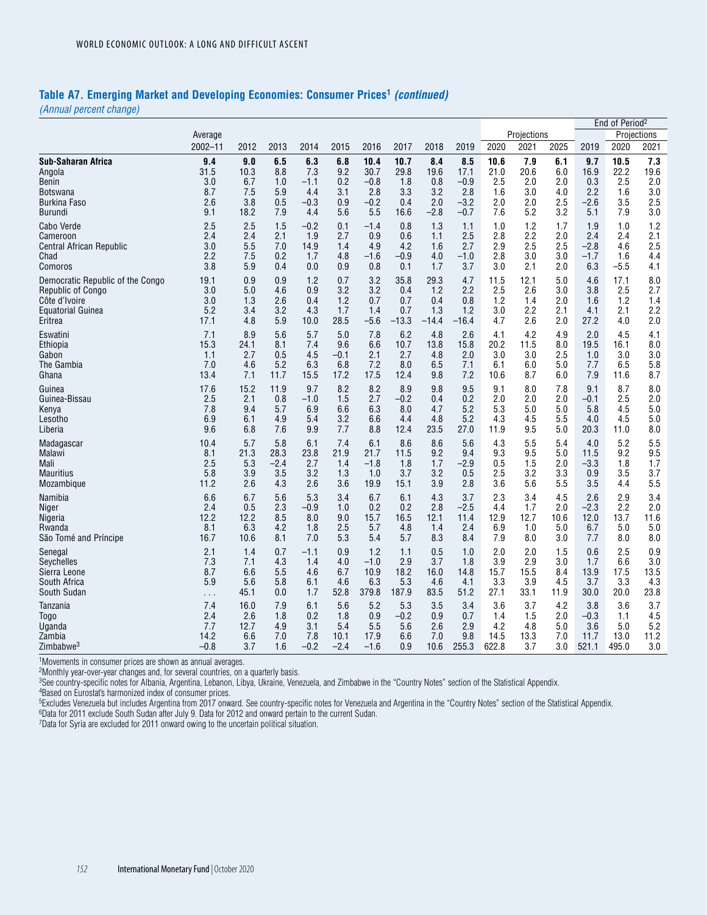## Table A7. Emerging Market and Developing Economies: Consumer Prices[1] *(continued)*

*(Annual percent change)*

| | Average | | | | | | | | | Projections | | | End of Period[2] | Projections | |
|---|---|---|---|---|---|---|---|---|---|---|---|---|---|---|---|
| | 2002–11 | 2012 | 2013 | 2014 | 2015 | 2016 | 2017 | 2018 | 2019 | 2020 | 2021 | 2025 | 2019 | 2020 | 2021 |
| **Sub-Saharan Africa** | **9.4** | **9.0** | **6.5** | **6.3** | **6.8** | **10.4** | **10.7** | **8.4** | **8.5** | **10.6** | **7.9** | **6.1** | **9.7** | **10.5** | **7.3** |
| Angola | 31.5 | 10.3 | 8.8 | 7.3 | 9.2 | 30.7 | 29.8 | 19.6 | 17.1 | 21.0 | 20.6 | 6.0 | 16.9 | 22.2 | 19.6 |
| Benin | 3.0 | 6.7 | 1.0 | –1.1 | 0.2 | –0.8 | 1.8 | 0.8 | –0.9 | 2.5 | 2.0 | 2.0 | 0.3 | 2.5 | 2.0 |
| Botswana | 8.7 | 7.5 | 5.9 | 4.4 | 3.1 | 2.8 | 3.3 | 3.2 | 2.8 | 1.6 | 3.0 | 4.0 | 2.2 | 1.6 | 3.0 |
| Burkina Faso | 2.6 | 3.8 | 0.5 | –0.3 | 0.9 | –0.2 | 0.4 | 2.0 | –3.2 | 2.0 | 2.0 | 2.5 | –2.6 | 3.5 | 2.5 |
| Burundi | 9.1 | 18.2 | 7.9 | 4.4 | 5.6 | 5.5 | 16.6 | –2.8 | –0.7 | 7.6 | 5.2 | 3.2 | 5.1 | 7.9 | 3.0 |
| Cabo Verde | 2.5 | 2.5 | 1.5 | –0.2 | 0.1 | –1.4 | 0.8 | 1.3 | 1.1 | 1.0 | 1.2 | 1.7 | 1.9 | 1.0 | 1.2 |
| Cameroon | 2.4 | 2.4 | 2.1 | 1.9 | 2.7 | 0.9 | 0.6 | 1.1 | 2.5 | 2.8 | 2.2 | 2.0 | 2.4 | 2.4 | 2.1 |
| Central African Republic | 3.0 | 5.5 | 7.0 | 14.9 | 1.4 | 4.9 | 4.2 | 1.6 | 2.7 | 2.9 | 2.5 | 2.5 | –2.8 | 4.6 | 2.5 |
| Chad | 2.2 | 7.5 | 0.2 | 1.7 | 4.8 | –1.6 | –0.9 | 4.0 | –1.0 | 2.8 | 3.0 | 3.0 | –1.7 | 1.6 | 4.4 |
| Comoros | 3.8 | 5.9 | 0.4 | 0.0 | 0.9 | 0.8 | 0.1 | 1.7 | 3.7 | 3.0 | 2.1 | 2.0 | 6.3 | –5.5 | 4.1 |
| Democratic Republic of the Congo | 19.1 | 0.9 | 0.9 | 1.2 | 0.7 | 3.2 | 35.8 | 29.3 | 4.7 | 11.5 | 12.1 | 5.0 | 4.6 | 17.1 | 8.0 |
| Republic of Congo | 3.0 | 5.0 | 4.6 | 0.9 | 3.2 | 3.2 | 0.4 | 1.2 | 2.2 | 2.5 | 2.6 | 3.0 | 3.8 | 2.5 | 2.7 |
| Côte d'Ivoire | 3.0 | 1.3 | 2.6 | 0.4 | 1.2 | 0.7 | 0.7 | 0.4 | 0.8 | 1.2 | 1.4 | 2.0 | 1.6 | 1.2 | 1.4 |
| Equatorial Guinea | 5.2 | 3.4 | 3.2 | 4.3 | 1.7 | 1.4 | 0.7 | 1.3 | 1.2 | 3.0 | 2.2 | 2.1 | 4.1 | 2.1 | 2.2 |
| Eritrea | 17.1 | 4.8 | 5.9 | 10.0 | 28.5 | –5.6 | –13.3 | –14.4 | –16.4 | 4.7 | 2.6 | 2.0 | 27.2 | 4.0 | 2.0 |
| Eswatini | 7.1 | 8.9 | 5.6 | 5.7 | 5.0 | 7.8 | 6.2 | 4.8 | 2.6 | 4.1 | 4.2 | 4.9 | 2.0 | 4.5 | 4.1 |
| Ethiopia | 15.3 | 24.1 | 8.1 | 7.4 | 9.6 | 6.6 | 10.7 | 13.8 | 15.8 | 20.2 | 11.5 | 8.0 | 19.5 | 16.1 | 8.0 |
| Gabon | 1.1 | 2.7 | 0.5 | 4.5 | –0.1 | 2.1 | 2.7 | 4.8 | 2.0 | 3.0 | 3.0 | 2.5 | 1.0 | 3.0 | 3.0 |
| The Gambia | 7.0 | 4.6 | 5.2 | 6.3 | 6.8 | 7.2 | 8.0 | 6.5 | 7.1 | 6.1 | 6.0 | 5.0 | 7.7 | 6.5 | 5.8 |
| Ghana | 13.4 | 7.1 | 11.7 | 15.5 | 17.2 | 17.5 | 12.4 | 9.8 | 7.2 | 10.6 | 8.7 | 6.0 | 7.9 | 11.6 | 8.7 |
| Guinea | 17.6 | 15.2 | 11.9 | 9.7 | 8.2 | 8.2 | 8.9 | 9.8 | 9.5 | 9.1 | 8.0 | 7.8 | 9.1 | 8.7 | 8.0 |
| Guinea-Bissau | 2.5 | 2.1 | 0.8 | –1.0 | 1.5 | 2.7 | –0.2 | 0.4 | 0.2 | 2.0 | 2.0 | 2.0 | –0.1 | 2.5 | 2.0 |
| Kenya | 7.8 | 9.4 | 5.7 | 6.9 | 6.6 | 6.3 | 8.0 | 4.7 | 5.2 | 5.3 | 5.0 | 5.0 | 5.8 | 4.5 | 5.0 |
| Lesotho | 6.9 | 6.1 | 4.9 | 5.4 | 3.2 | 6.6 | 4.4 | 4.8 | 5.2 | 4.3 | 4.5 | 5.5 | 4.0 | 4.5 | 5.0 |
| Liberia | 9.6 | 6.8 | 7.6 | 9.9 | 7.7 | 8.8 | 12.4 | 23.5 | 27.0 | 11.9 | 9.5 | 5.0 | 20.3 | 11.0 | 8.0 |
| Madagascar | 10.4 | 5.7 | 5.8 | 6.1 | 7.4 | 6.1 | 8.6 | 8.6 | 5.6 | 4.3 | 5.5 | 5.4 | 4.0 | 5.2 | 5.5 |
| Malawi | 8.1 | 21.3 | 28.3 | 23.8 | 21.9 | 21.7 | 11.5 | 9.2 | 9.4 | 9.3 | 9.5 | 5.0 | 11.5 | 9.2 | 9.5 |
| Mali | 2.5 | 5.3 | –2.4 | 2.7 | 1.4 | –1.8 | 1.8 | 1.7 | –2.9 | 0.5 | 1.5 | 2.0 | –3.3 | 1.8 | 1.7 |
| Mauritius | 5.8 | 3.9 | 3.5 | 3.2 | 1.3 | 1.0 | 3.7 | 3.2 | 0.5 | 2.5 | 3.2 | 3.3 | 0.9 | 3.5 | 3.7 |
| Mozambique | 11.2 | 2.6 | 4.3 | 2.6 | 3.6 | 19.9 | 15.1 | 3.9 | 2.8 | 3.6 | 5.6 | 5.5 | 3.5 | 4.4 | 5.5 |
| Namibia | 6.6 | 6.7 | 5.6 | 5.3 | 3.4 | 6.7 | 6.1 | 4.3 | 3.7 | 2.3 | 3.4 | 4.5 | 2.6 | 2.9 | 3.4 |
| Niger | 2.4 | 0.5 | 2.3 | –0.9 | 1.0 | 0.2 | 0.2 | 2.8 | –2.5 | 4.4 | 1.7 | 2.0 | –2.3 | 2.2 | 2.0 |
| Nigeria | 12.2 | 12.2 | 8.5 | 8.0 | 9.0 | 15.7 | 16.5 | 12.1 | 11.4 | 12.9 | 12.7 | 10.6 | 12.0 | 13.7 | 11.6 |
| Rwanda | 8.1 | 6.3 | 4.2 | 1.8 | 2.5 | 5.7 | 4.8 | 1.4 | 2.4 | 6.9 | 1.0 | 5.0 | 6.7 | 5.0 | 5.0 |
| São Tomé and Príncipe | 16.7 | 10.6 | 8.1 | 7.0 | 5.3 | 5.4 | 5.7 | 8.3 | 8.4 | 7.9 | 8.0 | 3.0 | 7.7 | 8.0 | 8.0 |
| Senegal | 2.1 | 1.4 | 0.7 | –1.1 | 0.9 | 1.2 | 1.1 | 0.5 | 1.0 | 2.0 | 2.0 | 1.5 | 0.6 | 2.5 | 0.9 |
| Seychelles | 7.3 | 7.1 | 4.3 | 1.4 | 4.0 | –1.0 | 2.9 | 3.7 | 1.8 | 3.9 | 2.9 | 3.0 | 1.7 | 6.6 | 3.0 |
| Sierra Leone | 8.7 | 6.6 | 5.5 | 4.6 | 6.7 | 10.9 | 18.2 | 16.0 | 14.8 | 15.7 | 15.5 | 8.4 | 13.9 | 17.5 | 13.5 |
| South Africa | 5.9 | 5.6 | 5.8 | 6.1 | 4.6 | 6.3 | 5.3 | 4.6 | 4.1 | 3.3 | 3.9 | 4.5 | 3.7 | 3.3 | 4.3 |
| South Sudan | . . . | 45.1 | 0.0 | 1.7 | 52.8 | 379.8 | 187.9 | 83.5 | 51.2 | 27.1 | 33.1 | 11.9 | 30.0 | 20.0 | 23.8 |
| Tanzania | 7.4 | 16.0 | 7.9 | 6.1 | 5.6 | 5.2 | 5.3 | 3.5 | 3.4 | 3.6 | 3.7 | 4.2 | 3.8 | 3.6 | 3.7 |
| Togo | 2.4 | 2.6 | 1.8 | 0.2 | 1.8 | 0.9 | –0.2 | 0.9 | 0.7 | 1.4 | 1.5 | 2.0 | –0.3 | 1.1 | 4.5 |
| Uganda | 7.7 | 12.7 | 4.9 | 3.1 | 5.4 | 5.5 | 5.6 | 2.6 | 2.9 | 4.2 | 4.8 | 5.0 | 3.6 | 5.0 | 5.2 |
| Zambia | 14.2 | 6.6 | 7.0 | 7.8 | 10.1 | 17.9 | 6.6 | 7.0 | 9.8 | 14.5 | 13.3 | 7.0 | 11.7 | 13.0 | 11.2 |
| Zimbabwe[3] | –0.8 | 3.7 | 1.6 | –0.2 | –2.4 | –1.6 | 0.9 | 10.6 | 255.3 | 622.8 | 3.7 | 3.0 | 521.1 | 495.0 | 3.0 |

[1]Movements in consumer prices are shown as annual averages.
[2]Monthly year-over-year changes and, for several countries, on a quarterly basis.
[3]See country-specific notes for Albania, Argentina, Lebanon, Libya, Ukraine, Venezuela, and Zimbabwe in the "Country Notes" section of the Statistical Appendix.
[4]Based on Eurostat's harmonized index of consumer prices.
[5]Excludes Venezuela but includes Argentina from 2017 onward. See country-specific notes for Venezuela and Argentina in the "Country Notes" section of the Statistical Appendix.
[6]Data for 2011 exclude South Sudan after July 9. Data for 2012 and onward pertain to the current Sudan.
[7]Data for Syria are excluded for 2011 onward owing to the uncertain political situation.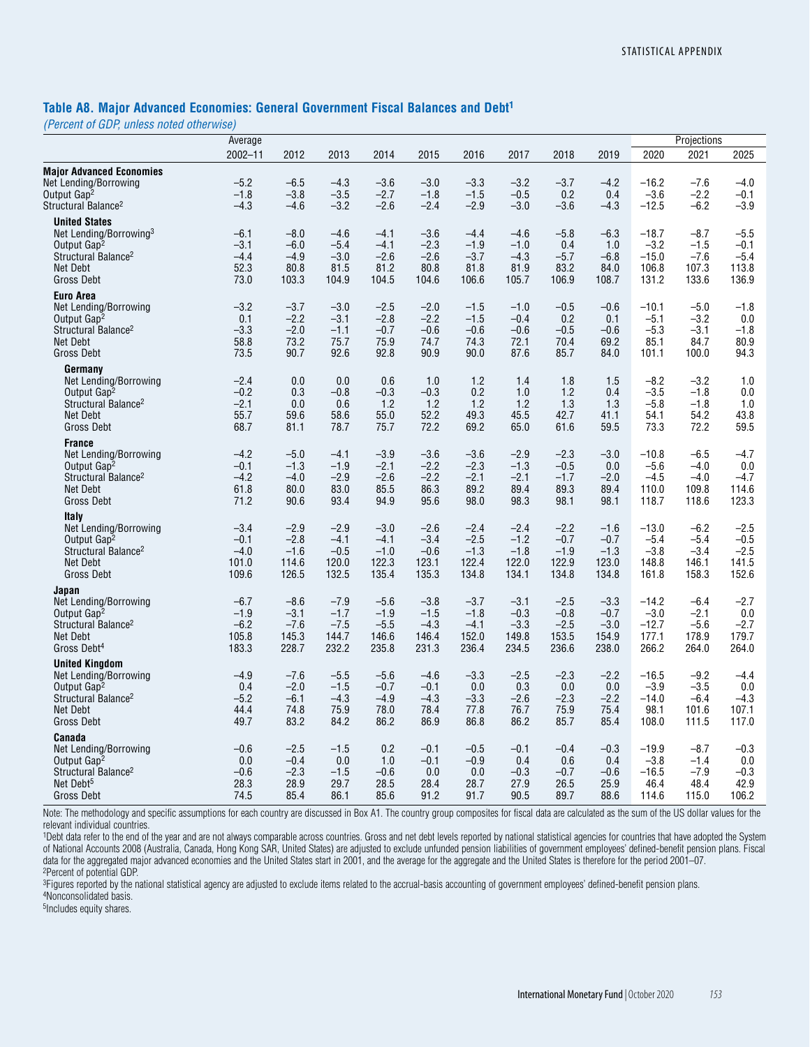## Table A8. Major Advanced Economies: General Government Fiscal Balances and Debt[1]

*(Percent of GDP, unless noted otherwise)*

| | Average | | | | | | | | | Projections | | |
|---|---|---|---|---|---|---|---|---|---|---|---|---|
| | 2002–11 | 2012 | 2013 | 2014 | 2015 | 2016 | 2017 | 2018 | 2019 | 2020 | 2021 | 2025 |
| **Major Advanced Economies** | | | | | | | | | | | | |
| Net Lending/Borrowing | –5.2 | –6.5 | –4.3 | –3.6 | –3.0 | –3.3 | –3.2 | –3.7 | –4.2 | –16.2 | –7.6 | –4.0 |
| Output Gap[2] | –1.8 | –3.8 | –3.5 | –2.7 | –1.8 | –1.5 | –0.5 | 0.2 | 0.4 | –3.6 | –2.2 | –0.1 |
| Structural Balance[2] | –4.3 | –4.6 | –3.2 | –2.6 | –2.4 | –2.9 | –3.0 | –3.6 | –4.3 | –12.5 | –6.2 | –3.9 |
| **United States** | | | | | | | | | | | | |
| Net Lending/Borrowing[3] | –6.1 | –8.0 | –4.6 | –4.1 | –3.6 | –4.4 | –4.6 | –5.8 | –6.3 | –18.7 | –8.7 | –5.5 |
| Output Gap[2] | –3.1 | –6.0 | –5.4 | –4.1 | –2.3 | –1.9 | –1.0 | 0.4 | 1.0 | –3.2 | –1.5 | –0.1 |
| Structural Balance[2] | –4.4 | –4.9 | –3.0 | –2.6 | –2.6 | –3.7 | –4.3 | –5.7 | –6.8 | –15.0 | –7.6 | –5.4 |
| Net Debt | 52.3 | 80.8 | 81.5 | 81.2 | 80.8 | 81.8 | 81.9 | 83.2 | 84.0 | 106.8 | 107.3 | 113.8 |
| Gross Debt | 73.0 | 103.3 | 104.9 | 104.5 | 104.6 | 106.6 | 105.7 | 106.9 | 108.7 | 131.2 | 133.6 | 136.9 |
| **Euro Area** | | | | | | | | | | | | |
| Net Lending/Borrowing | –3.2 | –3.7 | –3.0 | –2.5 | –2.0 | –1.5 | –1.0 | –0.5 | –0.6 | –10.1 | –5.0 | –1.8 |
| Output Gap[2] | 0.1 | –2.2 | –3.1 | –2.8 | –2.2 | –1.5 | –0.4 | 0.2 | 0.1 | –5.1 | –3.2 | 0.0 |
| Structural Balance[2] | –3.3 | –2.0 | –1.1 | –0.7 | –0.6 | –0.6 | –0.6 | –0.5 | –0.6 | –5.3 | –3.1 | –1.8 |
| Net Debt | 58.8 | 73.2 | 75.7 | 75.9 | 74.7 | 74.3 | 72.1 | 70.4 | 69.2 | 85.1 | 84.7 | 80.9 |
| Gross Debt | 73.5 | 90.7 | 92.6 | 92.8 | 90.9 | 90.0 | 87.6 | 85.7 | 84.0 | 101.1 | 100.0 | 94.3 |
| **Germany** | | | | | | | | | | | | |
| Net Lending/Borrowing | –2.4 | 0.0 | 0.0 | 0.6 | 1.0 | 1.2 | 1.4 | 1.8 | 1.5 | –8.2 | –3.2 | 1.0 |
| Output Gap[2] | –0.2 | 0.3 | –0.8 | –0.3 | –0.3 | 0.2 | 1.0 | 1.2 | 0.4 | –3.5 | –1.8 | 0.0 |
| Structural Balance[2] | –2.1 | 0.0 | 0.6 | 1.2 | 1.2 | 1.2 | 1.2 | 1.3 | 1.3 | –5.8 | –1.8 | 1.0 |
| Net Debt | 55.7 | 59.6 | 58.6 | 55.0 | 52.2 | 49.3 | 45.5 | 42.7 | 41.1 | 54.1 | 54.2 | 43.8 |
| Gross Debt | 68.7 | 81.1 | 78.7 | 75.7 | 72.2 | 69.2 | 65.0 | 61.6 | 59.5 | 73.3 | 72.2 | 59.5 |
| **France** | | | | | | | | | | | | |
| Net Lending/Borrowing | –4.2 | –5.0 | –4.1 | –3.9 | –3.6 | –3.6 | –2.9 | –2.3 | –3.0 | –10.8 | –6.5 | –4.7 |
| Output Gap[2] | –0.1 | –1.3 | –1.9 | –2.1 | –2.2 | –2.3 | –1.3 | –0.5 | 0.0 | –5.6 | –4.0 | 0.0 |
| Structural Balance[2] | –4.2 | –4.0 | –2.9 | –2.6 | –2.2 | –2.1 | –2.1 | –1.7 | –2.0 | –4.5 | –4.0 | –4.7 |
| Net Debt | 61.8 | 80.0 | 83.0 | 85.5 | 86.3 | 89.2 | 89.4 | 89.3 | 89.4 | 110.0 | 109.8 | 114.6 |
| Gross Debt | 71.2 | 90.6 | 93.4 | 94.9 | 95.6 | 98.0 | 98.3 | 98.1 | 98.1 | 118.7 | 118.6 | 123.3 |
| **Italy** | | | | | | | | | | | | |
| Net Lending/Borrowing | –3.4 | –2.9 | –2.9 | –3.0 | –2.6 | –2.4 | –2.4 | –2.2 | –1.6 | –13.0 | –6.2 | –2.5 |
| Output Gap[2] | –0.1 | –2.8 | –4.1 | –4.1 | –3.4 | –2.5 | –1.2 | –0.7 | –0.7 | –5.4 | –5.4 | –0.5 |
| Structural Balance[2] | –4.0 | –1.6 | –0.5 | –1.0 | –0.6 | –1.3 | –1.8 | –1.9 | –1.3 | –3.8 | –3.4 | –2.5 |
| Net Debt | 101.0 | 114.6 | 120.0 | 122.3 | 123.1 | 122.4 | 122.0 | 122.9 | 123.0 | 148.8 | 146.1 | 141.5 |
| Gross Debt | 109.6 | 126.5 | 132.5 | 135.4 | 135.3 | 134.8 | 134.1 | 134.8 | 134.8 | 161.8 | 158.3 | 152.6 |
| **Japan** | | | | | | | | | | | | |
| Net Lending/Borrowing | –6.7 | –8.6 | –7.9 | –5.6 | –3.8 | –3.7 | –3.1 | –2.5 | –3.3 | –14.2 | –6.4 | –2.7 |
| Output Gap[2] | –1.9 | –3.1 | –1.7 | –1.9 | –1.5 | –1.8 | –0.3 | –0.8 | –0.7 | –3.0 | –2.1 | 0.0 |
| Structural Balance[2] | –6.2 | –7.6 | –7.5 | –5.5 | –4.3 | –4.1 | –3.3 | –2.5 | –3.0 | –12.7 | –5.6 | –2.7 |
| Net Debt | 105.8 | 145.3 | 144.7 | 146.6 | 146.4 | 152.0 | 149.8 | 153.5 | 154.9 | 177.1 | 178.9 | 179.7 |
| Gross Debt[4] | 183.3 | 228.7 | 232.2 | 235.8 | 231.3 | 236.4 | 234.5 | 236.6 | 238.0 | 266.2 | 264.0 | 264.0 |
| **United Kingdom** | | | | | | | | | | | | |
| Net Lending/Borrowing | –4.9 | –7.6 | –5.5 | –5.6 | –4.6 | –3.3 | –2.5 | –2.3 | –2.2 | –16.5 | –9.2 | –4.4 |
| Output Gap[2] | 0.4 | –2.0 | –1.5 | –0.7 | –0.1 | 0.0 | 0.3 | 0.0 | 0.0 | –3.9 | –3.5 | 0.0 |
| Structural Balance[2] | –5.2 | –6.1 | –4.3 | –4.9 | –4.3 | –3.3 | –2.6 | –2.3 | –2.2 | –14.0 | –6.4 | –4.3 |
| Net Debt | 44.4 | 74.8 | 75.9 | 78.0 | 78.4 | 77.8 | 76.7 | 75.9 | 75.4 | 98.1 | 101.6 | 107.1 |
| Gross Debt | 49.7 | 83.2 | 84.2 | 86.2 | 86.9 | 86.8 | 86.2 | 85.7 | 85.4 | 108.0 | 111.5 | 117.0 |
| **Canada** | | | | | | | | | | | | |
| Net Lending/Borrowing | –0.6 | –2.5 | –1.5 | 0.2 | –0.1 | –0.5 | –0.1 | –0.4 | –0.3 | –19.9 | –8.7 | –0.3 |
| Output Gap[2] | 0.0 | –0.4 | 0.0 | 1.0 | –0.1 | –0.9 | 0.4 | 0.6 | 0.4 | –3.8 | –1.4 | 0.0 |
| Structural Balance[2] | –0.6 | –2.3 | –1.5 | –0.6 | 0.0 | 0.0 | –0.3 | –0.7 | –0.6 | –16.5 | –7.9 | –0.3 |
| Net Debt[5] | 28.3 | 28.9 | 29.7 | 28.5 | 28.4 | 28.7 | 27.9 | 26.5 | 25.9 | 46.4 | 48.4 | 42.9 |
| Gross Debt | 74.5 | 85.4 | 86.1 | 85.6 | 91.2 | 91.7 | 90.5 | 89.7 | 88.6 | 114.6 | 115.0 | 106.2 |

Note: The methodology and specific assumptions for each country are discussed in Box A1. The country group composites for fiscal data are calculated as the sum of the US dollar values for the relevant individual countries.

[1]Debt data refer to the end of the year and are not always comparable across countries. Gross and net debt levels reported by national statistical agencies for countries that have adopted the System of National Accounts 2008 (Australia, Canada, Hong Kong SAR, United States) are adjusted to exclude unfunded pension liabilities of government employees' defined-benefit pension plans. Fiscal data for the aggregated major advanced economies and the United States start in 2001, and the average for the aggregate and the United States is therefore for the period 2001–07.

[2]Percent of potential GDP.

[3]Figures reported by the national statistical agency are adjusted to exclude items related to the accrual-basis accounting of government employees' defined-benefit pension plans.

[4]Nonconsolidated basis.

[5]Includes equity shares.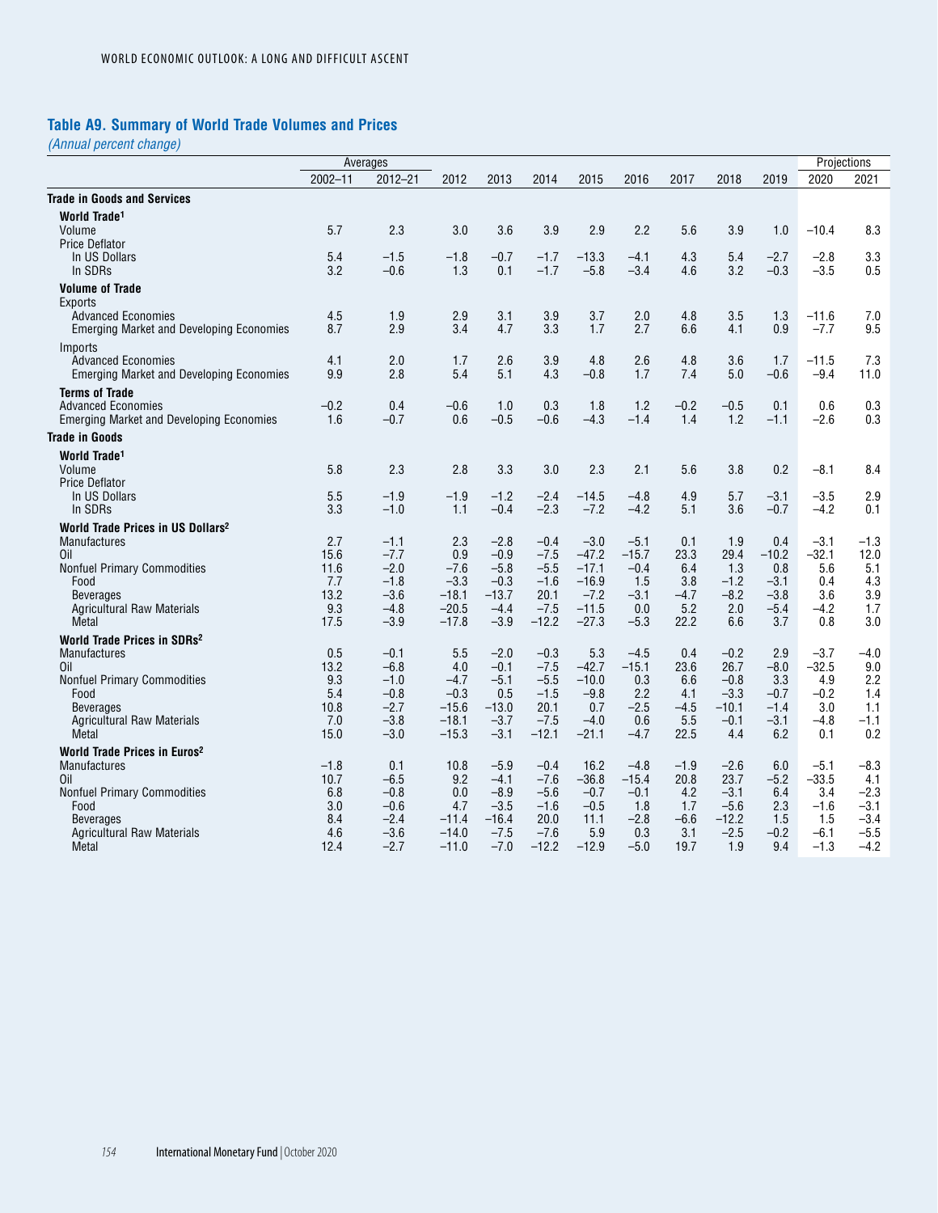## Table A9. Summary of World Trade Volumes and Prices

*(Annual percent change)*

| | Averages | | | | | | | | | | Projections | |
|---|---|---|---|---|---|---|---|---|---|---|---|---|
| | 2002–11 | 2012–21 | 2012 | 2013 | 2014 | 2015 | 2016 | 2017 | 2018 | 2019 | 2020 | 2021 |
| **Trade in Goods and Services** | | | | | | | | | | | | |
| **World Trade[1]** | | | | | | | | | | | | |
| Volume | 5.7 | 2.3 | 3.0 | 3.6 | 3.9 | 2.9 | 2.2 | 5.6 | 3.9 | 1.0 | −10.4 | 8.3 |
| Price Deflator | | | | | | | | | | | | |
| In US Dollars | 5.4 | −1.5 | −1.8 | −0.7 | −1.7 | −13.3 | −4.1 | 4.3 | 5.4 | −2.7 | −2.8 | 3.3 |
| In SDRs | 3.2 | −0.6 | 1.3 | 0.1 | −1.7 | −5.8 | −3.4 | 4.6 | 3.2 | −0.3 | −3.5 | 0.5 |
| **Volume of Trade** | | | | | | | | | | | | |
| Exports | | | | | | | | | | | | |
| Advanced Economies | 4.5 | 1.9 | 2.9 | 3.1 | 3.9 | 3.7 | 2.0 | 4.8 | 3.5 | 1.3 | −11.6 | 7.0 |
| Emerging Market and Developing Economies | 8.7 | 2.9 | 3.4 | 4.7 | 3.3 | 1.7 | 2.7 | 6.6 | 4.1 | 0.9 | −7.7 | 9.5 |
| Imports | | | | | | | | | | | | |
| Advanced Economies | 4.1 | 2.0 | 1.7 | 2.6 | 3.9 | 4.8 | 2.6 | 4.8 | 3.6 | 1.7 | −11.5 | 7.3 |
| Emerging Market and Developing Economies | 9.9 | 2.8 | 5.4 | 5.1 | 4.3 | −0.8 | 1.7 | 7.4 | 5.0 | −0.6 | −9.4 | 11.0 |
| **Terms of Trade** | | | | | | | | | | | | |
| Advanced Economies | −0.2 | 0.4 | −0.6 | 1.0 | 0.3 | 1.8 | 1.2 | −0.2 | −0.5 | 0.1 | 0.6 | 0.3 |
| Emerging Market and Developing Economies | 1.6 | −0.7 | 0.6 | −0.5 | −0.6 | −4.3 | −1.4 | 1.4 | 1.2 | −1.1 | −2.6 | 0.3 |
| **Trade in Goods** | | | | | | | | | | | | |
| **World Trade[1]** | | | | | | | | | | | | |
| Volume | 5.8 | 2.3 | 2.8 | 3.3 | 3.0 | 2.3 | 2.1 | 5.6 | 3.8 | 0.2 | −8.1 | 8.4 |
| Price Deflator | | | | | | | | | | | | |
| In US Dollars | 5.5 | −1.9 | −1.9 | −1.2 | −2.4 | −14.5 | −4.8 | 4.9 | 5.7 | −3.1 | −3.5 | 2.9 |
| In SDRs | 3.3 | −1.0 | 1.1 | −0.4 | −2.3 | −7.2 | −4.2 | 5.1 | 3.6 | −0.7 | −4.2 | 0.1 |
| **World Trade Prices in US Dollars[2]** | | | | | | | | | | | | |
| Manufactures | 2.7 | −1.1 | 2.3 | −2.8 | −0.4 | −3.0 | −5.1 | 0.1 | 1.9 | 0.4 | −3.1 | −1.3 |
| Oil | 15.6 | −7.7 | 0.9 | −0.9 | −7.5 | −47.2 | −15.7 | 23.3 | 29.4 | −10.2 | −32.1 | 12.0 |
| Nonfuel Primary Commodities | 11.6 | −2.0 | −7.6 | −5.8 | −5.5 | −17.1 | −0.4 | 6.4 | 1.3 | 0.8 | 5.6 | 5.1 |
| Food | 7.7 | −1.8 | −3.3 | −0.3 | −1.6 | −16.9 | 1.5 | 3.8 | −1.2 | −3.1 | 0.4 | 4.3 |
| Beverages | 13.2 | −3.6 | −18.1 | −13.7 | 20.1 | −7.2 | −3.1 | −4.7 | −8.2 | −3.8 | 3.6 | 3.9 |
| Agricultural Raw Materials | 9.3 | −4.8 | −20.5 | −4.4 | −7.5 | −11.5 | 0.0 | 5.2 | 2.0 | −5.4 | −4.2 | 1.7 |
| Metal | 17.5 | −3.9 | −17.8 | −3.9 | −12.2 | −27.3 | −5.3 | 22.2 | 6.6 | 3.7 | 0.8 | 3.0 |
| **World Trade Prices in SDRs[2]** | | | | | | | | | | | | |
| Manufactures | 0.5 | −0.1 | 5.5 | −2.0 | −0.3 | 5.3 | −4.5 | 0.4 | −0.2 | 2.9 | −3.7 | −4.0 |
| Oil | 13.2 | −6.8 | 4.0 | −0.1 | −7.5 | −42.7 | −15.1 | 23.6 | 26.7 | −8.0 | −32.5 | 9.0 |
| Nonfuel Primary Commodities | 9.3 | −1.0 | −4.7 | −5.1 | −5.5 | −10.0 | 0.3 | 6.6 | −0.8 | 3.3 | 4.9 | 2.2 |
| Food | 5.4 | −0.8 | −0.3 | 0.5 | −1.5 | −9.8 | 2.2 | 4.1 | −3.3 | −0.7 | −0.2 | 1.4 |
| Beverages | 10.8 | −2.7 | −15.6 | −13.0 | 20.1 | 0.7 | −2.5 | −4.5 | −10.1 | −1.4 | 3.0 | 1.1 |
| Agricultural Raw Materials | 7.0 | −3.8 | −18.1 | −3.7 | −7.5 | −4.0 | 0.6 | 5.5 | −0.1 | −3.1 | −4.8 | −1.1 |
| Metal | 15.0 | −3.0 | −15.3 | −3.1 | −12.1 | −21.1 | −4.7 | 22.5 | 4.4 | 6.2 | 0.1 | 0.2 |
| **World Trade Prices in Euros[2]** | | | | | | | | | | | | |
| Manufactures | −1.8 | 0.1 | 10.8 | −5.9 | −0.4 | 16.2 | −4.8 | −1.9 | −2.6 | 6.0 | −5.1 | −8.3 |
| Oil | 10.7 | −6.5 | 9.2 | −4.1 | −7.6 | −36.8 | −15.4 | 20.8 | 23.7 | −5.2 | −33.5 | 4.1 |
| Nonfuel Primary Commodities | 6.8 | −0.8 | 0.0 | −8.9 | −5.6 | −0.7 | −0.1 | 4.2 | −3.1 | 6.4 | 3.4 | −2.3 |
| Food | 3.0 | −0.6 | 4.7 | −3.5 | −1.6 | −0.5 | 1.8 | 1.7 | −5.6 | 2.3 | −1.6 | −3.1 |
| Beverages | 8.4 | −2.4 | −11.4 | −16.4 | 20.0 | 11.1 | −2.8 | −6.6 | −12.2 | 1.5 | 1.5 | −3.4 |
| Agricultural Raw Materials | 4.6 | −3.6 | −14.0 | −7.5 | −7.6 | 5.9 | 0.3 | 3.1 | −2.5 | −0.2 | −6.1 | −5.5 |
| Metal | 12.4 | −2.7 | −11.0 | −7.0 | −12.2 | −12.9 | −5.0 | 19.7 | 1.9 | 9.4 | −1.3 | −4.2 |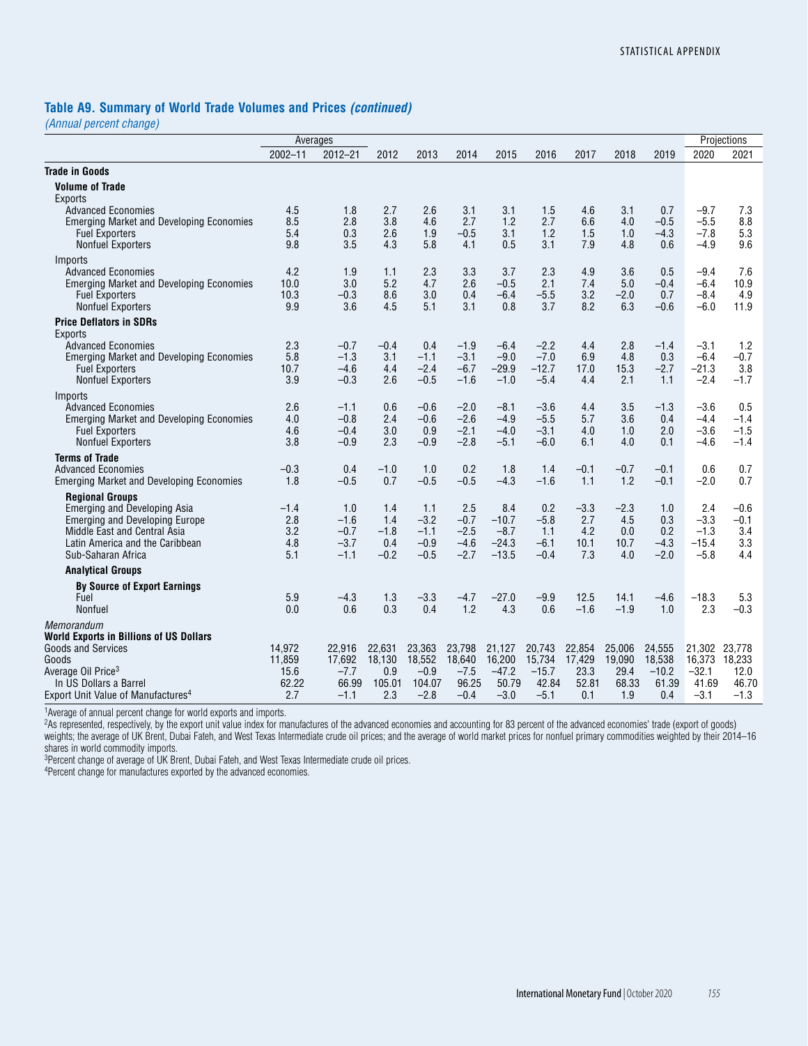## Table A9. Summary of World Trade Volumes and Prices *(continued)*

*(Annual percent change)*

| | Averages | | | | | | | | | | Projections | |
|---|---|---|---|---|---|---|---|---|---|---|---|---|
| | 2002–11 | 2012–21 | 2012 | 2013 | 2014 | 2015 | 2016 | 2017 | 2018 | 2019 | 2020 | 2021 |
| **Trade in Goods** | | | | | | | | | | | | |
| **Volume of Trade** | | | | | | | | | | | | |
| Exports | | | | | | | | | | | | |
| Advanced Economies | 4.5 | 1.8 | 2.7 | 2.6 | 3.1 | 3.1 | 1.5 | 4.6 | 3.1 | 0.7 | –9.7 | 7.3 |
| Emerging Market and Developing Economies | 8.5 | 2.8 | 3.8 | 4.6 | 2.7 | 1.2 | 2.7 | 6.6 | 4.0 | –0.5 | –5.5 | 8.8 |
| Fuel Exporters | 5.4 | 0.3 | 2.6 | 1.9 | –0.5 | 3.1 | 1.2 | 1.5 | 1.0 | –4.3 | –7.8 | 5.3 |
| Nonfuel Exporters | 9.8 | 3.5 | 4.3 | 5.8 | 4.1 | 0.5 | 3.1 | 7.9 | 4.8 | 0.6 | –4.9 | 9.6 |
| Imports | | | | | | | | | | | | |
| Advanced Economies | 4.2 | 1.9 | 1.1 | 2.3 | 3.3 | 3.7 | 2.3 | 4.9 | 3.6 | 0.5 | –9.4 | 7.6 |
| Emerging Market and Developing Economies | 10.0 | 3.0 | 5.2 | 4.7 | 2.6 | –0.5 | 2.1 | 7.4 | 5.0 | –0.4 | –6.4 | 10.9 |
| Fuel Exporters | 10.3 | –0.3 | 8.6 | 3.0 | 0.4 | –6.4 | –5.5 | 3.2 | –2.0 | 0.7 | –8.4 | 4.9 |
| Nonfuel Exporters | 9.9 | 3.6 | 4.5 | 5.1 | 3.1 | 0.8 | 3.7 | 8.2 | 6.3 | –0.6 | –6.0 | 11.9 |
| **Price Deflators in SDRs** | | | | | | | | | | | | |
| Exports | | | | | | | | | | | | |
| Advanced Economies | 2.3 | –0.7 | –0.4 | 0.4 | –1.9 | –6.4 | –2.2 | 4.4 | 2.8 | –1.4 | –3.1 | 1.2 |
| Emerging Market and Developing Economies | 5.8 | –1.3 | 3.1 | –1.1 | –3.1 | –9.0 | –7.0 | 6.9 | 4.8 | 0.3 | –6.4 | –0.7 |
| Fuel Exporters | 10.7 | –4.6 | 4.4 | –2.4 | –6.7 | –29.9 | –12.7 | 17.0 | 15.3 | –2.7 | –21.3 | 3.8 |
| Nonfuel Exporters | 3.9 | –0.3 | 2.6 | –0.5 | –1.6 | –1.0 | –5.4 | 4.4 | 2.1 | 1.1 | –2.4 | –1.7 |
| Imports | | | | | | | | | | | | |
| Advanced Economies | 2.6 | –1.1 | 0.6 | –0.6 | –2.0 | –8.1 | –3.6 | 4.4 | 3.5 | –1.3 | –3.6 | 0.5 |
| Emerging Market and Developing Economies | 4.0 | –0.8 | 2.4 | –0.6 | –2.6 | –4.9 | –5.5 | 5.7 | 3.6 | 0.4 | –4.4 | –1.4 |
| Fuel Exporters | 4.6 | –0.4 | 3.0 | 0.9 | –2.1 | –4.0 | –3.1 | 4.0 | 1.0 | 2.0 | –3.6 | –1.5 |
| Nonfuel Exporters | 3.8 | –0.9 | 2.3 | –0.9 | –2.8 | –5.1 | –6.0 | 6.1 | 4.0 | 0.1 | –4.6 | –1.4 |
| **Terms of Trade** | | | | | | | | | | | | |
| Advanced Economies | –0.3 | 0.4 | –1.0 | 1.0 | 0.2 | 1.8 | 1.4 | –0.1 | –0.7 | –0.1 | 0.6 | 0.7 |
| Emerging Market and Developing Economies | 1.8 | –0.5 | 0.7 | –0.5 | –0.5 | –4.3 | –1.6 | 1.1 | 1.2 | –0.1 | –2.0 | 0.7 |
| **Regional Groups** | | | | | | | | | | | | |
| Emerging and Developing Asia | –1.4 | 1.0 | 1.4 | 1.1 | 2.5 | 8.4 | 0.2 | –3.3 | –2.3 | 1.0 | 2.4 | –0.6 |
| Emerging and Developing Europe | 2.8 | –1.6 | 1.4 | –3.2 | –0.7 | –10.7 | –5.8 | 2.7 | 4.5 | 0.3 | –3.3 | –0.1 |
| Middle East and Central Asia | 3.2 | –0.7 | –1.8 | –1.1 | –2.5 | –8.7 | 1.1 | 4.2 | 0.0 | 0.2 | –1.3 | 3.4 |
| Latin America and the Caribbean | 4.8 | –3.7 | 0.4 | –0.9 | –4.6 | –24.3 | –6.1 | 10.1 | 10.7 | –4.3 | –15.4 | 3.3 |
| Sub-Saharan Africa | 5.1 | –1.1 | –0.2 | –0.5 | –2.7 | –13.5 | –0.4 | 7.3 | 4.0 | –2.0 | –5.8 | 4.4 |
| **Analytical Groups** | | | | | | | | | | | | |
| **By Source of Export Earnings** | | | | | | | | | | | | |
| Fuel | 5.9 | –4.3 | 1.3 | –3.3 | –4.7 | –27.0 | –9.9 | 12.5 | 14.1 | –4.6 | –18.3 | 5.3 |
| Nonfuel | 0.0 | 0.6 | 0.3 | 0.4 | 1.2 | 4.3 | 0.6 | –1.6 | –1.9 | 1.0 | 2.3 | –0.3 |
| *Memorandum* | | | | | | | | | | | | |
| **World Exports in Billions of US Dollars** | | | | | | | | | | | | |
| Goods and Services | 14,972 | 22,916 | 22,631 | 23,363 | 23,798 | 21,127 | 20,743 | 22,854 | 25,006 | 24,555 | 21,302 | 23,778 |
| Goods | 11,859 | 17,692 | 18,130 | 18,552 | 18,640 | 16,200 | 15,734 | 17,429 | 19,090 | 18,538 | 16,373 | 18,233 |
| Average Oil Price[3] | 15.6 | –7.7 | 0.9 | –0.9 | –7.5 | –47.2 | –15.7 | 23.3 | 29.4 | –10.2 | –32.1 | 12.0 |
| In US Dollars a Barrel | 62.22 | 66.99 | 105.01 | 104.07 | 96.25 | 50.79 | 42.84 | 52.81 | 68.33 | 61.39 | 41.69 | 46.70 |
| Export Unit Value of Manufactures[4] | 2.7 | –1.1 | 2.3 | –2.8 | –0.4 | –3.0 | –5.1 | 0.1 | 1.9 | 0.4 | –3.1 | –1.3 |

[1]Average of annual percent change for world exports and imports.
[2]As represented, respectively, by the export unit value index for manufactures of the advanced economies and accounting for 83 percent of the advanced economies' trade (export of goods) weights; the average of UK Brent, Dubai Fateh, and West Texas Intermediate crude oil prices; and the average of world market prices for nonfuel primary commodities weighted by their 2014–16 shares in world commodity imports.
[3]Percent change of average of UK Brent, Dubai Fateh, and West Texas Intermediate crude oil prices.
[4]Percent change for manufactures exported by the advanced economies.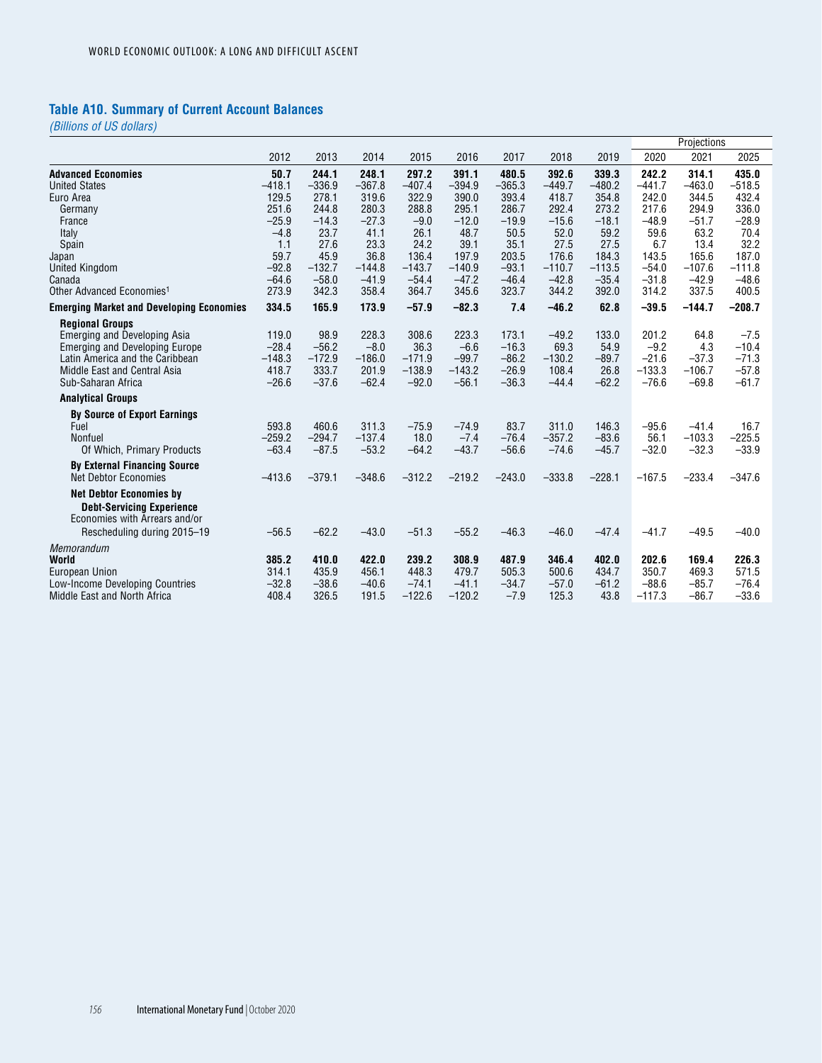## Table A10. Summary of Current Account Balances

*(Billions of US dollars)*

| | 2012 | 2013 | 2014 | 2015 | 2016 | 2017 | 2018 | 2019 | Projections 2020 | 2021 | 2025 |
|---|---|---|---|---|---|---|---|---|---|---|---|
| **Advanced Economies** | **50.7** | **244.1** | **248.1** | **297.2** | **391.1** | **480.5** | **392.6** | **339.3** | **242.2** | **314.1** | **435.0** |
| United States | –418.1 | –336.9 | –367.8 | –407.4 | –394.9 | –365.3 | –449.7 | –480.2 | –441.7 | –463.0 | –518.5 |
| Euro Area | 129.5 | 278.1 | 319.6 | 322.9 | 390.0 | 393.4 | 418.7 | 354.8 | 242.0 | 344.5 | 432.4 |
| Germany | 251.6 | 244.8 | 280.3 | 288.8 | 295.1 | 286.7 | 292.4 | 273.2 | 217.6 | 294.9 | 336.0 |
| France | –25.9 | –14.3 | –27.3 | –9.0 | –12.0 | –19.9 | –15.6 | –18.1 | –48.9 | –51.7 | –28.9 |
| Italy | –4.8 | 23.7 | 41.1 | 26.1 | 48.7 | 50.5 | 52.0 | 59.2 | 59.6 | 63.2 | 70.4 |
| Spain | 1.1 | 27.6 | 23.3 | 24.2 | 39.1 | 35.1 | 27.5 | 27.5 | 6.7 | 13.4 | 32.2 |
| Japan | 59.7 | 45.9 | 36.8 | 136.4 | 197.9 | 203.5 | 176.6 | 184.3 | 143.5 | 165.6 | 187.0 |
| United Kingdom | –92.8 | –132.7 | –144.8 | –143.7 | –140.9 | –93.1 | –110.7 | –113.5 | –54.0 | –107.6 | –111.8 |
| Canada | –64.6 | –58.0 | –41.9 | –54.4 | –47.2 | –46.4 | –42.8 | –35.4 | –31.8 | –42.9 | –48.6 |
| Other Advanced Economies[1] | 273.9 | 342.3 | 358.4 | 364.7 | 345.6 | 323.7 | 344.2 | 392.0 | 314.2 | 337.5 | 400.5 |
| **Emerging Market and Developing Economies** | **334.5** | **165.9** | **173.9** | **–57.9** | **–82.3** | **7.4** | **–46.2** | **62.8** | **–39.5** | **–144.7** | **–208.7** |
| **Regional Groups** | | | | | | | | | | | |
| Emerging and Developing Asia | 119.0 | 98.9 | 228.3 | 308.6 | 223.3 | 173.1 | –49.2 | 133.0 | 201.2 | 64.8 | –7.5 |
| Emerging and Developing Europe | –28.4 | –56.2 | –8.0 | 36.3 | –6.6 | –16.3 | 69.3 | 54.9 | –9.2 | 4.3 | –10.4 |
| Latin America and the Caribbean | –148.3 | –172.9 | –186.0 | –171.9 | –99.7 | –86.2 | –130.2 | –89.7 | –21.6 | –37.3 | –71.3 |
| Middle East and Central Asia | 418.7 | 333.7 | 201.9 | –138.9 | –143.2 | –26.9 | 108.4 | 26.8 | –133.3 | –106.7 | –57.8 |
| Sub-Saharan Africa | –26.6 | –37.6 | –62.4 | –92.0 | –56.1 | –36.3 | –44.4 | –62.2 | –76.6 | –69.8 | –61.7 |
| **Analytical Groups** | | | | | | | | | | | |
| **By Source of Export Earnings** | | | | | | | | | | | |
| Fuel | 593.8 | 460.6 | 311.3 | –75.9 | –74.9 | 83.7 | 311.0 | 146.3 | –95.6 | –41.4 | 16.7 |
| Nonfuel | –259.2 | –294.7 | –137.4 | 18.0 | –7.4 | –76.4 | –357.2 | –83.6 | 56.1 | –103.3 | –225.5 |
| Of Which, Primary Products | –63.4 | –87.5 | –53.2 | –64.2 | –43.7 | –56.6 | –74.6 | –45.7 | –32.0 | –32.3 | –33.9 |
| **By External Financing Source** | | | | | | | | | | | |
| Net Debtor Economies | –413.6 | –379.1 | –348.6 | –312.2 | –219.2 | –243.0 | –333.8 | –228.1 | –167.5 | –233.4 | –347.6 |
| **Net Debtor Economies by Debt-Servicing Experience** | | | | | | | | | | | |
| Economies with Arrears and/or Rescheduling during 2015–19 | –56.5 | –62.2 | –43.0 | –51.3 | –55.2 | –46.3 | –46.0 | –47.4 | –41.7 | –49.5 | –40.0 |
| *Memorandum* | | | | | | | | | | | |
| **World** | **385.2** | **410.0** | **422.0** | **239.2** | **308.9** | **487.9** | **346.4** | **402.0** | **202.6** | **169.4** | **226.3** |
| European Union | 314.1 | 435.9 | 456.1 | 448.3 | 479.7 | 505.3 | 500.6 | 434.7 | 350.7 | 469.3 | 571.5 |
| Low-Income Developing Countries | –32.8 | –38.6 | –40.6 | –74.1 | –41.1 | –34.7 | –57.0 | –61.2 | –88.6 | –85.7 | –76.4 |
| Middle East and North Africa | 408.4 | 326.5 | 191.5 | –122.6 | –120.2 | –7.9 | 125.3 | 43.8 | –117.3 | –86.7 | –33.6 |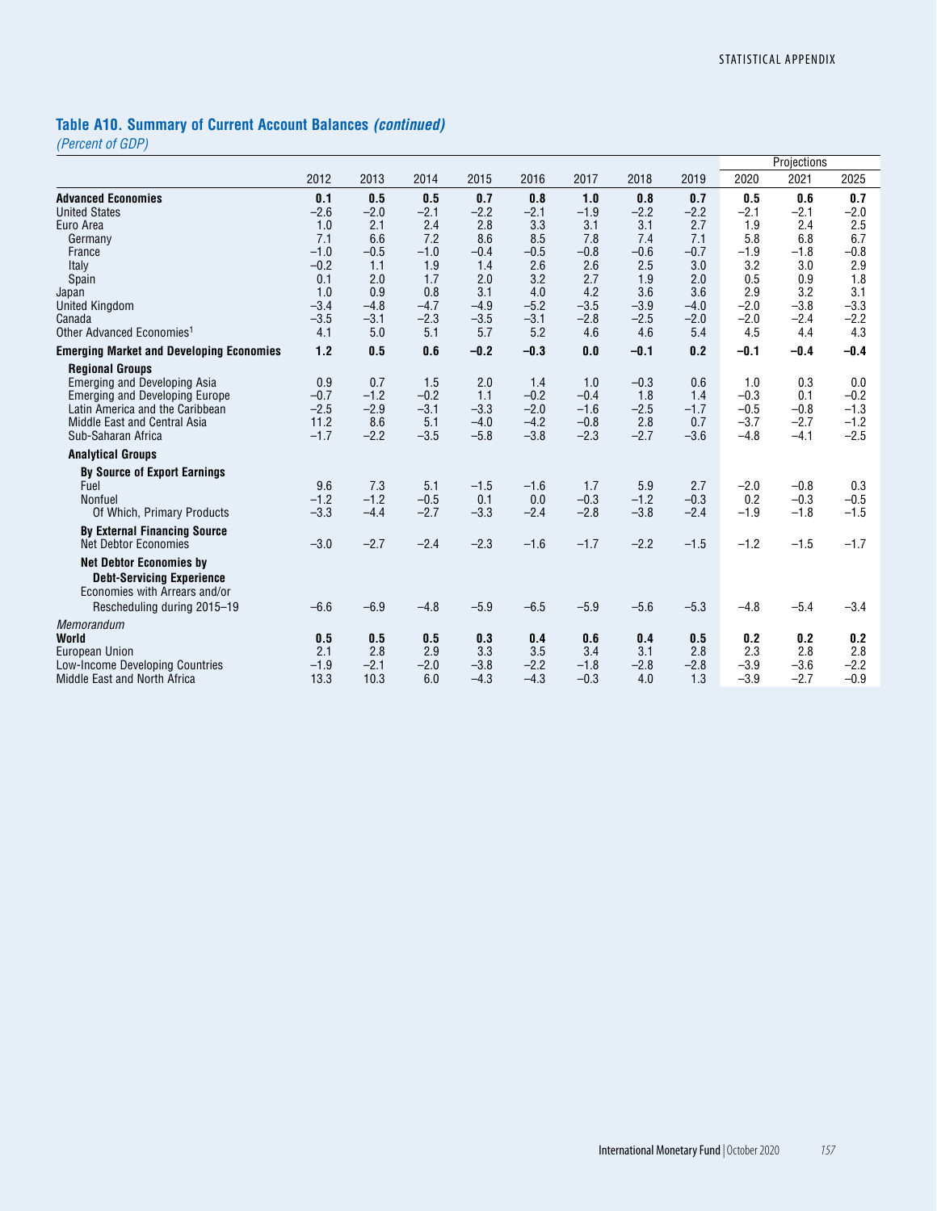### Table A10. Summary of Current Account Balances *(continued)*

*(Percent of GDP)*

| | 2012 | 2013 | 2014 | 2015 | 2016 | 2017 | 2018 | 2019 | Projections 2020 | 2021 | 2025 |
|---|---|---|---|---|---|---|---|---|---|---|---|
| **Advanced Economies** | **0.1** | **0.5** | **0.5** | **0.7** | **0.8** | **1.0** | **0.8** | **0.7** | **0.5** | **0.6** | **0.7** |
| United States | −2.6 | −2.0 | −2.1 | −2.2 | −2.1 | −1.9 | −2.2 | −2.2 | −2.1 | −2.1 | −2.0 |
| Euro Area | 1.0 | 2.1 | 2.4 | 2.8 | 3.3 | 3.1 | 3.1 | 2.7 | 1.9 | 2.4 | 2.5 |
| Germany | 7.1 | 6.6 | 7.2 | 8.6 | 8.5 | 7.8 | 7.4 | 7.1 | 5.8 | 6.8 | 6.7 |
| France | −1.0 | −0.5 | −1.0 | −0.4 | −0.5 | −0.8 | −0.6 | −0.7 | −1.9 | −1.8 | −0.8 |
| Italy | −0.2 | 1.1 | 1.9 | 1.4 | 2.6 | 2.6 | 2.5 | 3.0 | 3.2 | 3.0 | 2.9 |
| Spain | 0.1 | 2.0 | 1.7 | 2.0 | 3.2 | 2.7 | 1.9 | 2.0 | 0.5 | 0.9 | 1.8 |
| Japan | 1.0 | 0.9 | 0.8 | 3.1 | 4.0 | 4.2 | 3.6 | 3.6 | 2.9 | 3.2 | 3.1 |
| United Kingdom | −3.4 | −4.8 | −4.7 | −4.9 | −5.2 | −3.5 | −3.9 | −4.0 | −2.0 | −3.8 | −3.3 |
| Canada | −3.5 | −3.1 | −2.3 | −3.5 | −3.1 | −2.8 | −2.5 | −2.0 | −2.0 | −2.4 | −2.2 |
| Other Advanced Economies[1] | 4.1 | 5.0 | 5.1 | 5.7 | 5.2 | 4.6 | 4.6 | 5.4 | 4.5 | 4.4 | 4.3 |
| **Emerging Market and Developing Economies** | **1.2** | **0.5** | **0.6** | **−0.2** | **−0.3** | **0.0** | **−0.1** | **0.2** | **−0.1** | **−0.4** | **−0.4** |
| **Regional Groups** | | | | | | | | | | | |
| Emerging and Developing Asia | 0.9 | 0.7 | 1.5 | 2.0 | 1.4 | 1.0 | −0.3 | 0.6 | 1.0 | 0.3 | 0.0 |
| Emerging and Developing Europe | −0.7 | −1.2 | −0.2 | 1.1 | −0.2 | −0.4 | 1.8 | 1.4 | −0.3 | 0.1 | −0.2 |
| Latin America and the Caribbean | −2.5 | −2.9 | −3.1 | −3.3 | −2.0 | −1.6 | −2.5 | −1.7 | −0.5 | −0.8 | −1.3 |
| Middle East and Central Asia | 11.2 | 8.6 | 5.1 | −4.0 | −4.2 | −0.8 | 2.8 | 0.7 | −3.7 | −2.7 | −1.2 |
| Sub-Saharan Africa | −1.7 | −2.2 | −3.5 | −5.8 | −3.8 | −2.3 | −2.7 | −3.6 | −4.8 | −4.1 | −2.5 |
| **Analytical Groups** | | | | | | | | | | | |
| **By Source of Export Earnings** | | | | | | | | | | | |
| Fuel | 9.6 | 7.3 | 5.1 | −1.5 | −1.6 | 1.7 | 5.9 | 2.7 | −2.0 | −0.8 | 0.3 |
| Nonfuel | −1.2 | −1.2 | −0.5 | 0.1 | 0.0 | −0.3 | −1.2 | −0.3 | 0.2 | −0.3 | −0.5 |
| Of Which, Primary Products | −3.3 | −4.4 | −2.7 | −3.3 | −2.4 | −2.8 | −3.8 | −2.4 | −1.9 | −1.8 | −1.5 |
| **By External Financing Source** | | | | | | | | | | | |
| Net Debtor Economies | −3.0 | −2.7 | −2.4 | −2.3 | −1.6 | −1.7 | −2.2 | −1.5 | −1.2 | −1.5 | −1.7 |
| **Net Debtor Economies by Debt-Servicing Experience** | | | | | | | | | | | |
| Economies with Arrears and/or Rescheduling during 2015–19 | −6.6 | −6.9 | −4.8 | −5.9 | −6.5 | −5.9 | −5.6 | −5.3 | −4.8 | −5.4 | −3.4 |
| *Memorandum* | | | | | | | | | | | |
| **World** | **0.5** | **0.5** | **0.5** | **0.3** | **0.4** | **0.6** | **0.4** | **0.5** | **0.2** | **0.2** | **0.2** |
| European Union | 2.1 | 2.8 | 2.9 | 3.3 | 3.5 | 3.4 | 3.1 | 2.8 | 2.3 | 2.8 | 2.8 |
| Low-Income Developing Countries | −1.9 | −2.1 | −2.0 | −3.8 | −2.2 | −1.8 | −2.8 | −2.8 | −3.9 | −3.6 | −2.2 |
| Middle East and North Africa | 13.3 | 10.3 | 6.0 | −4.3 | −4.3 | −0.3 | 4.0 | 1.3 | −3.9 | −2.7 | −0.9 |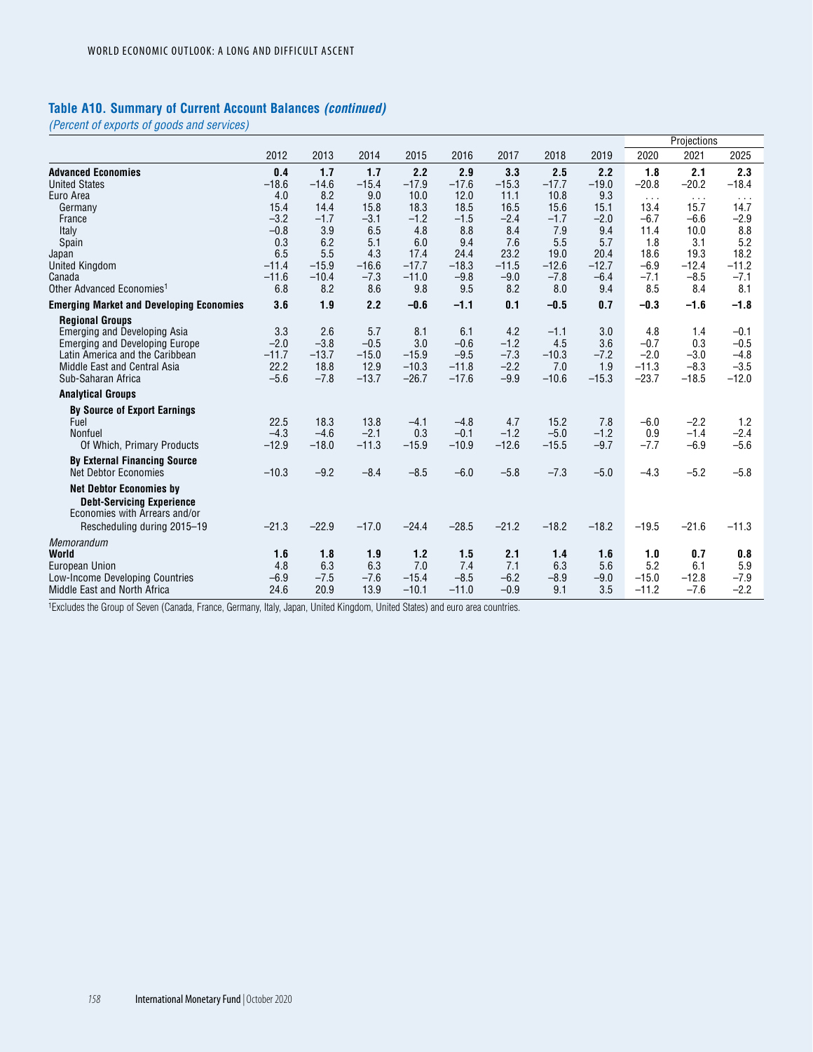## Table A10. Summary of Current Account Balances *(continued)*

*(Percent of exports of goods and services)*

| | 2012 | 2013 | 2014 | 2015 | 2016 | 2017 | 2018 | 2019 | Projections 2020 | 2021 | 2025 |
|---|---|---|---|---|---|---|---|---|---|---|---|
| **Advanced Economies** | **0.4** | **1.7** | **1.7** | **2.2** | **2.9** | **3.3** | **2.5** | **2.2** | **1.8** | **2.1** | **2.3** |
| United States | −18.6 | −14.6 | −15.4 | −17.9 | −17.6 | −15.3 | −17.7 | −19.0 | −20.8 | −20.2 | −18.4 |
| Euro Area | 4.0 | 8.2 | 9.0 | 10.0 | 12.0 | 11.1 | 10.8 | 9.3 | . . . | . . . | . . . |
| Germany | 15.4 | 14.4 | 15.8 | 18.3 | 18.5 | 16.5 | 15.6 | 15.1 | 13.4 | 15.7 | 14.7 |
| France | −3.2 | −1.7 | −3.1 | −1.2 | −1.5 | −2.4 | −1.7 | −2.0 | −6.7 | −6.6 | −2.9 |
| Italy | −0.8 | 3.9 | 6.5 | 4.8 | 8.8 | 8.4 | 7.9 | 9.4 | 11.4 | 10.0 | 8.8 |
| Spain | 0.3 | 6.2 | 5.1 | 6.0 | 9.4 | 7.6 | 5.5 | 5.7 | 1.8 | 3.1 | 5.2 |
| Japan | 6.5 | 5.5 | 4.3 | 17.4 | 24.4 | 23.2 | 19.0 | 20.4 | 18.6 | 19.3 | 18.2 |
| United Kingdom | −11.4 | −15.9 | −16.6 | −17.7 | −18.3 | −11.5 | −12.6 | −12.7 | −6.9 | −12.4 | −11.2 |
| Canada | −11.6 | −10.4 | −7.3 | −11.0 | −9.8 | −9.0 | −7.8 | −6.4 | −7.1 | −8.5 | −7.1 |
| Other Advanced Economies[1] | 6.8 | 8.2 | 8.6 | 9.8 | 9.5 | 8.2 | 8.0 | 9.4 | 8.5 | 8.4 | 8.1 |
| **Emerging Market and Developing Economies** | **3.6** | **1.9** | **2.2** | **−0.6** | **−1.1** | **0.1** | **−0.5** | **0.7** | **−0.3** | **−1.6** | **−1.8** |
| **Regional Groups** | | | | | | | | | | | |
| Emerging and Developing Asia | 3.3 | 2.6 | 5.7 | 8.1 | 6.1 | 4.2 | −1.1 | 3.0 | 4.8 | 1.4 | −0.1 |
| Emerging and Developing Europe | −2.0 | −3.8 | −0.5 | 3.0 | −0.6 | −1.2 | 4.5 | 3.6 | −0.7 | 0.3 | −0.5 |
| Latin America and the Caribbean | −11.7 | −13.7 | −15.0 | −15.9 | −9.5 | −7.3 | −10.3 | −7.2 | −2.0 | −3.0 | −4.8 |
| Middle East and Central Asia | 22.2 | 18.8 | 12.9 | −10.3 | −11.8 | −2.2 | 7.0 | 1.9 | −11.3 | −8.3 | −3.5 |
| Sub-Saharan Africa | −5.6 | −7.8 | −13.7 | −26.7 | −17.6 | −9.9 | −10.6 | −15.3 | −23.7 | −18.5 | −12.0 |
| **Analytical Groups** | | | | | | | | | | | |
| **By Source of Export Earnings** | | | | | | | | | | | |
| Fuel | 22.5 | 18.3 | 13.8 | −4.1 | −4.8 | 4.7 | 15.2 | 7.8 | −6.0 | −2.2 | 1.2 |
| Nonfuel | −4.3 | −4.6 | −2.1 | 0.3 | −0.1 | −1.2 | −5.0 | −1.2 | 0.9 | −1.4 | −2.4 |
| Of Which, Primary Products | −12.9 | −18.0 | −11.3 | −15.9 | −10.9 | −12.6 | −15.5 | −9.7 | −7.7 | −6.9 | −5.6 |
| **By External Financing Source** | | | | | | | | | | | |
| Net Debtor Economies | −10.3 | −9.2 | −8.4 | −8.5 | −6.0 | −5.8 | −7.3 | −5.0 | −4.3 | −5.2 | −5.8 |
| **Net Debtor Economies by Debt-Servicing Experience** | | | | | | | | | | | |
| Economies with Arrears and/or Rescheduling during 2015–19 | −21.3 | −22.9 | −17.0 | −24.4 | −28.5 | −21.2 | −18.2 | −18.2 | −19.5 | −21.6 | −11.3 |
| *Memorandum* | | | | | | | | | | | |
| **World** | **1.6** | **1.8** | **1.9** | **1.2** | **1.5** | **2.1** | **1.4** | **1.6** | **1.0** | **0.7** | **0.8** |
| European Union | 4.8 | 6.3 | 6.3 | 7.0 | 7.4 | 7.1 | 6.3 | 5.6 | 5.2 | 6.1 | 5.9 |
| Low-Income Developing Countries | −6.9 | −7.5 | −7.6 | −15.4 | −8.5 | −6.2 | −8.9 | −9.0 | −15.0 | −12.8 | −7.9 |
| Middle East and North Africa | 24.6 | 20.9 | 13.9 | −10.1 | −11.0 | −0.9 | 9.1 | 3.5 | −11.2 | −7.6 | −2.2 |

[1]Excludes the Group of Seven (Canada, France, Germany, Italy, Japan, United Kingdom, United States) and euro area countries.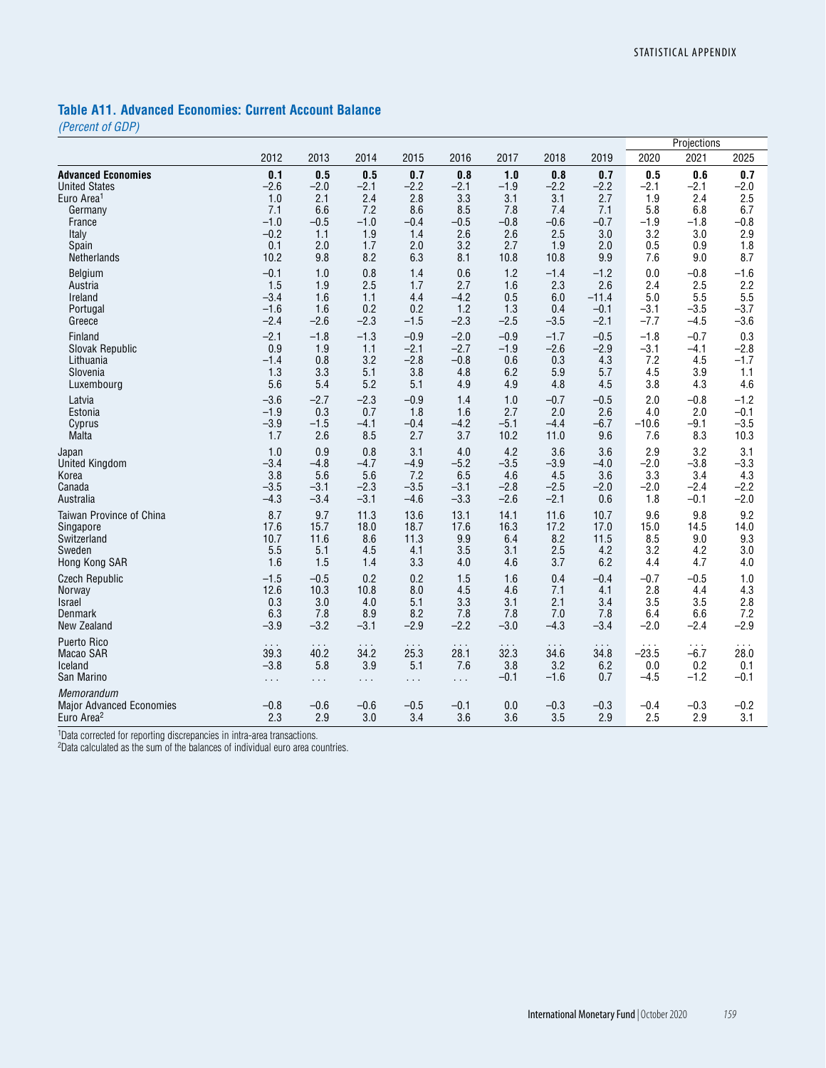## Table A11. Advanced Economies: Current Account Balance

*(Percent of GDP)*

| | 2012 | 2013 | 2014 | 2015 | 2016 | 2017 | 2018 | 2019 | Projections 2020 | 2021 | 2025 |
|---|---|---|---|---|---|---|---|---|---|---|---|
| **Advanced Economies** | **0.1** | **0.5** | **0.5** | **0.7** | **0.8** | **1.0** | **0.8** | **0.7** | **0.5** | **0.6** | **0.7** |
| United States | –2.6 | –2.0 | –2.1 | –2.2 | –2.1 | –1.9 | –2.2 | –2.2 | –2.1 | –2.1 | –2.0 |
| Euro Area[1] | 1.0 | 2.1 | 2.4 | 2.8 | 3.3 | 3.1 | 3.1 | 2.7 | 1.9 | 2.4 | 2.5 |
| Germany | 7.1 | 6.6 | 7.2 | 8.6 | 8.5 | 7.8 | 7.4 | 7.1 | 5.8 | 6.8 | 6.7 |
| France | –1.0 | –0.5 | –1.0 | –0.4 | –0.5 | –0.8 | –0.6 | –0.7 | –1.9 | –1.8 | –0.8 |
| Italy | –0.2 | 1.1 | 1.9 | 1.4 | 2.6 | 2.6 | 2.5 | 3.0 | 3.2 | 3.0 | 2.9 |
| Spain | 0.1 | 2.0 | 1.7 | 2.0 | 3.2 | 2.7 | 1.9 | 2.0 | 0.5 | 0.9 | 1.8 |
| Netherlands | 10.2 | 9.8 | 8.2 | 6.3 | 8.1 | 10.8 | 10.8 | 9.9 | 7.6 | 9.0 | 8.7 |
| Belgium | –0.1 | 1.0 | 0.8 | 1.4 | 0.6 | 1.2 | –1.4 | –1.2 | 0.0 | –0.8 | –1.6 |
| Austria | 1.5 | 1.9 | 2.5 | 1.7 | 2.7 | 1.6 | 2.3 | 2.6 | 2.4 | 2.5 | 2.2 |
| Ireland | –3.4 | 1.6 | 1.1 | 4.4 | –4.2 | 0.5 | 6.0 | –11.4 | 5.0 | 5.5 | 5.5 |
| Portugal | –1.6 | 1.6 | 0.2 | 0.2 | 1.2 | 1.3 | 0.4 | –0.1 | –3.1 | –3.5 | –3.7 |
| Greece | –2.4 | –2.6 | –2.3 | –1.5 | –2.3 | –2.5 | –3.5 | –2.1 | –7.7 | –4.5 | –3.6 |
| Finland | –2.1 | –1.8 | –1.3 | –0.9 | –2.0 | –0.9 | –1.7 | –0.5 | –1.8 | –0.7 | 0.3 |
| Slovak Republic | 0.9 | 1.9 | 1.1 | –2.1 | –2.7 | –1.9 | –2.6 | –2.9 | –3.1 | –4.1 | –2.8 |
| Lithuania | –1.4 | 0.8 | 3.2 | –2.8 | –0.8 | 0.6 | 0.3 | 4.3 | 7.2 | 4.5 | –1.7 |
| Slovenia | 1.3 | 3.3 | 5.1 | 3.8 | 4.8 | 6.2 | 5.9 | 5.7 | 4.5 | 3.9 | 1.1 |
| Luxembourg | 5.6 | 5.4 | 5.2 | 5.1 | 4.9 | 4.9 | 4.8 | 4.5 | 3.8 | 4.3 | 4.6 |
| Latvia | –3.6 | –2.7 | –2.3 | –0.9 | 1.4 | 1.0 | –0.7 | –0.5 | 2.0 | –0.8 | –1.2 |
| Estonia | –1.9 | 0.3 | 0.7 | 1.8 | 1.6 | 2.7 | 2.0 | 2.6 | 4.0 | 2.0 | –0.1 |
| Cyprus | –3.9 | –1.5 | –4.1 | –0.4 | –4.2 | –5.1 | –4.4 | –6.7 | –10.6 | –9.1 | –3.5 |
| Malta | 1.7 | 2.6 | 8.5 | 2.7 | 3.7 | 10.2 | 11.0 | 9.6 | 7.6 | 8.3 | 10.3 |
| Japan | 1.0 | 0.9 | 0.8 | 3.1 | 4.0 | 4.2 | 3.6 | 3.6 | 2.9 | 3.2 | 3.1 |
| United Kingdom | –3.4 | –4.8 | –4.7 | –4.9 | –5.2 | –3.5 | –3.9 | –4.0 | –2.0 | –3.8 | –3.3 |
| Korea | 3.8 | 5.6 | 5.6 | 7.2 | 6.5 | 4.6 | 4.5 | 3.6 | 3.3 | 3.4 | 4.3 |
| Canada | –3.5 | –3.1 | –2.3 | –3.5 | –3.1 | –2.8 | –2.5 | –2.0 | –2.0 | –2.4 | –2.2 |
| Australia | –4.3 | –3.4 | –3.1 | –4.6 | –3.3 | –2.6 | –2.1 | 0.6 | 1.8 | –0.1 | –2.0 |
| Taiwan Province of China | 8.7 | 9.7 | 11.3 | 13.6 | 13.1 | 14.1 | 11.6 | 10.7 | 9.6 | 9.8 | 9.2 |
| Singapore | 17.6 | 15.7 | 18.0 | 18.7 | 17.6 | 16.3 | 17.2 | 17.0 | 15.0 | 14.5 | 14.0 |
| Switzerland | 10.7 | 11.6 | 8.6 | 11.3 | 9.9 | 6.4 | 8.2 | 11.5 | 8.5 | 9.0 | 9.3 |
| Sweden | 5.5 | 5.1 | 4.5 | 4.1 | 3.5 | 3.1 | 2.5 | 4.2 | 3.2 | 4.2 | 3.0 |
| Hong Kong SAR | 1.6 | 1.5 | 1.4 | 3.3 | 4.0 | 4.6 | 3.7 | 6.2 | 4.4 | 4.7 | 4.0 |
| Czech Republic | –1.5 | –0.5 | 0.2 | 0.2 | 1.5 | 1.6 | 0.4 | –0.4 | –0.7 | –0.5 | 1.0 |
| Norway | 12.6 | 10.3 | 10.8 | 8.0 | 4.5 | 4.6 | 7.1 | 4.1 | 2.8 | 4.4 | 4.3 |
| Israel | 0.3 | 3.0 | 4.0 | 5.1 | 3.3 | 3.1 | 2.1 | 3.4 | 3.5 | 3.5 | 2.8 |
| Denmark | 6.3 | 7.8 | 8.9 | 8.2 | 7.8 | 7.8 | 7.0 | 7.8 | 6.4 | 6.6 | 7.2 |
| New Zealand | –3.9 | –3.2 | –3.1 | –2.9 | –2.2 | –3.0 | –4.3 | –3.4 | –2.0 | –2.4 | –2.9 |
| Puerto Rico | . . . | . . . | . . . | . . . | . . . | . . . | . . . | . . . | . . . | . . . | . . . |
| Macao SAR | 39.3 | 40.2 | 34.2 | 25.3 | 28.1 | 32.3 | 34.6 | 34.8 | –23.5 | –6.7 | 28.0 |
| Iceland | –3.8 | 5.8 | 3.9 | 5.1 | 7.6 | 3.8 | 3.2 | 6.2 | 0.0 | 0.2 | 0.1 |
| San Marino | . . . | . . . | . . . | . . . | . . . | –0.1 | –1.6 | 0.7 | –4.5 | –1.2 | –0.1 |
| *Memorandum* | | | | | | | | | | | |
| Major Advanced Economies | –0.8 | –0.6 | –0.6 | –0.5 | –0.1 | 0.0 | –0.3 | –0.3 | –0.4 | –0.3 | –0.2 |
| Euro Area[2] | 2.3 | 2.9 | 3.0 | 3.4 | 3.6 | 3.6 | 3.5 | 2.9 | 2.5 | 2.9 | 3.1 |

[1]Data corrected for reporting discrepancies in intra-area transactions.
[2]Data calculated as the sum of the balances of individual euro area countries.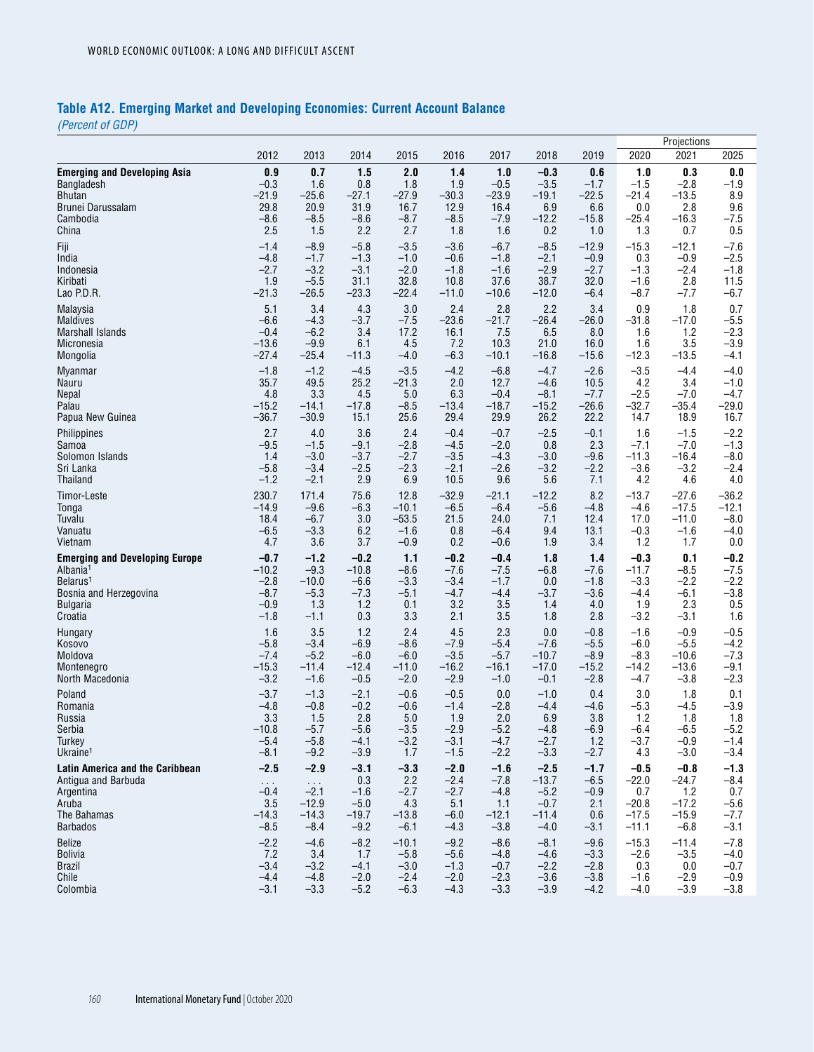## Table A12. Emerging Market and Developing Economies: Current Account Balance

*(Percent of GDP)*

| | 2012 | 2013 | 2014 | 2015 | 2016 | 2017 | 2018 | 2019 | Projections 2020 | 2021 | 2025 |
|---|---|---|---|---|---|---|---|---|---|---|---|
| **Emerging and Developing Asia** | **0.9** | **0.7** | **1.5** | **2.0** | **1.4** | **1.0** | **–0.3** | **0.6** | **1.0** | **0.3** | **0.0** |
| Bangladesh | –0.3 | 1.6 | 0.8 | 1.8 | 1.9 | –0.5 | –3.5 | –1.7 | –1.5 | –2.8 | –1.9 |
| Bhutan | –21.9 | –25.6 | –27.1 | –27.9 | –30.3 | –23.9 | –19.1 | –22.5 | –21.4 | –13.5 | 8.9 |
| Brunei Darussalam | 29.8 | 20.9 | 31.9 | 16.7 | 12.9 | 16.4 | 6.9 | 6.6 | 0.0 | 2.8 | 9.6 |
| Cambodia | –8.6 | –8.5 | –8.6 | –8.7 | –8.5 | –7.9 | –12.2 | –15.8 | –25.4 | –16.3 | –7.5 |
| China | 2.5 | 1.5 | 2.2 | 2.7 | 1.8 | 1.6 | 0.2 | 1.0 | 1.3 | 0.7 | 0.5 |
| Fiji | –1.4 | –8.9 | –5.8 | –3.5 | –3.6 | –6.7 | –8.5 | –12.9 | –15.3 | –12.1 | –7.6 |
| India | –4.8 | –1.7 | –1.3 | –1.0 | –0.6 | –1.8 | –2.1 | –0.9 | 0.3 | –0.9 | –2.5 |
| Indonesia | –2.7 | –3.2 | –3.1 | –2.0 | –1.8 | –1.6 | –2.9 | –2.7 | –1.3 | –2.4 | –1.8 |
| Kiribati | 1.9 | –5.5 | 31.1 | 32.8 | 10.8 | 37.6 | 38.7 | 32.0 | –1.6 | 2.8 | 11.5 |
| Lao P.D.R. | –21.3 | –26.5 | –23.3 | –22.4 | –11.0 | –10.6 | –12.0 | –6.4 | –8.7 | –7.7 | –6.7 |
| Malaysia | 5.1 | 3.4 | 4.3 | 3.0 | 2.4 | 2.8 | 2.2 | 3.4 | 0.9 | 1.8 | 0.7 |
| Maldives | –6.6 | –4.3 | –3.7 | –7.5 | –23.6 | –21.7 | –26.4 | –26.0 | –31.8 | –17.0 | –5.5 |
| Marshall Islands | –0.4 | –6.2 | 3.4 | 17.2 | 16.1 | 7.5 | 6.5 | 8.0 | 1.6 | 1.2 | –2.3 |
| Micronesia | –13.6 | –9.9 | 6.1 | 4.5 | 7.2 | 10.3 | 21.0 | 16.0 | 1.6 | 3.5 | –3.9 |
| Mongolia | –27.4 | –25.4 | –11.3 | –4.0 | –6.3 | –10.1 | –16.8 | –15.6 | –12.3 | –13.5 | –4.1 |
| Myanmar | –1.8 | –1.2 | –4.5 | –3.5 | –4.2 | –6.8 | –4.7 | –2.6 | –3.5 | –4.4 | –4.0 |
| Nauru | 35.7 | 49.5 | 25.2 | –21.3 | 2.0 | 12.7 | –4.6 | 10.5 | 4.2 | 3.4 | –1.0 |
| Nepal | 4.8 | 3.3 | 4.5 | 5.0 | 6.3 | –0.4 | –8.1 | –7.7 | –2.5 | –7.0 | –4.7 |
| Palau | –15.2 | –14.1 | –17.8 | –8.5 | –13.4 | –18.7 | –15.2 | –26.6 | –32.7 | –35.4 | –29.0 |
| Papua New Guinea | –36.7 | –30.9 | 15.1 | 25.6 | 29.4 | 29.9 | 26.2 | 22.2 | 14.7 | 18.9 | 16.7 |
| Philippines | 2.7 | 4.0 | 3.6 | 2.4 | –0.4 | –0.7 | –2.5 | –0.1 | 1.6 | –1.5 | –2.2 |
| Samoa | –9.5 | –1.5 | –9.1 | –2.8 | –4.5 | –2.0 | 0.8 | 2.3 | –7.1 | –7.0 | –1.3 |
| Solomon Islands | 1.4 | –3.0 | –3.7 | –2.7 | –3.5 | –4.3 | –3.0 | –9.6 | –11.3 | –16.4 | –8.0 |
| Sri Lanka | –5.8 | –3.4 | –2.5 | –2.3 | –2.1 | –2.6 | –3.2 | –2.2 | –3.6 | –3.2 | –2.4 |
| Thailand | –1.2 | –2.1 | 2.9 | 6.9 | 10.5 | 9.6 | 5.6 | 7.1 | 4.2 | 4.6 | 4.0 |
| Timor-Leste | 230.7 | 171.4 | 75.6 | 12.8 | –32.9 | –21.1 | –12.2 | 8.2 | –13.7 | –27.6 | –36.2 |
| Tonga | –14.9 | –9.6 | –6.3 | –10.1 | –6.5 | –6.4 | –5.6 | –4.8 | –4.6 | –17.5 | –12.1 |
| Tuvalu | 18.4 | –6.7 | 3.0 | –53.5 | 21.5 | 24.0 | 7.1 | 12.4 | 17.0 | –11.0 | –8.0 |
| Vanuatu | –6.5 | –3.3 | 6.2 | –1.6 | 0.8 | –6.4 | 9.4 | 13.1 | –0.3 | –1.6 | –4.0 |
| Vietnam | 4.7 | 3.6 | 3.7 | –0.9 | 0.2 | –0.6 | 1.9 | 3.4 | 1.2 | 1.7 | 0.0 |
| **Emerging and Developing Europe** | **–0.7** | **–1.2** | **–0.2** | **1.1** | **–0.2** | **–0.4** | **1.8** | **1.4** | **–0.3** | **0.1** | **–0.2** |
| Albania[1] | –10.2 | –9.3 | –10.8 | –8.6 | –7.6 | –7.5 | –6.8 | –7.6 | –11.7 | –8.5 | –7.5 |
| Belarus[1] | –2.8 | –10.0 | –6.6 | –3.3 | –3.4 | –1.7 | 0.0 | –1.8 | –3.3 | –2.2 | –2.2 |
| Bosnia and Herzegovina | –8.7 | –5.3 | –7.3 | –5.1 | –4.7 | –4.4 | –3.7 | –3.6 | –4.4 | –6.1 | –3.8 |
| Bulgaria | –0.9 | 1.3 | 1.2 | 0.1 | 3.2 | 3.5 | 1.4 | 4.0 | 1.9 | 2.3 | 0.5 |
| Croatia | –1.8 | –1.1 | 0.3 | 3.3 | 2.1 | 3.5 | 1.8 | 2.8 | –3.2 | –3.1 | 1.6 |
| Hungary | 1.6 | 3.5 | 1.2 | 2.4 | 4.5 | 2.3 | 0.0 | –0.8 | –1.6 | –0.9 | –0.5 |
| Kosovo | –5.8 | –3.4 | –6.9 | –8.6 | –7.9 | –5.4 | –7.6 | –5.5 | –6.0 | –5.5 | –4.2 |
| Moldova | –7.4 | –5.2 | –6.0 | –6.0 | –3.5 | –5.7 | –10.7 | –8.9 | –8.3 | –10.6 | –7.3 |
| Montenegro | –15.3 | –11.4 | –12.4 | –11.0 | –16.2 | –16.1 | –17.0 | –15.2 | –14.2 | –13.6 | –9.1 |
| North Macedonia | –3.2 | –1.6 | –0.5 | –2.0 | –2.9 | –1.0 | –0.1 | –2.8 | –4.7 | –3.8 | –2.3 |
| Poland | –3.7 | –1.3 | –2.1 | –0.6 | –0.5 | 0.0 | –1.0 | 0.4 | 3.0 | 1.8 | 0.1 |
| Romania | –4.8 | –0.8 | –0.2 | –0.6 | –1.4 | –2.8 | –4.4 | –4.6 | –5.3 | –4.5 | –3.9 |
| Russia | 3.3 | 1.5 | 2.8 | 5.0 | 1.9 | 2.0 | 6.9 | 3.8 | 1.2 | 1.8 | 1.8 |
| Serbia | –10.8 | –5.7 | –5.6 | –3.5 | –2.9 | –5.2 | –4.8 | –6.9 | –6.4 | –6.5 | –5.2 |
| Turkey | –5.4 | –5.8 | –4.1 | –3.2 | –3.1 | –4.7 | –2.7 | 1.2 | –3.7 | –0.9 | –1.4 |
| Ukraine[1] | –8.1 | –9.2 | –3.9 | 1.7 | –1.5 | –2.2 | –3.3 | –2.7 | 4.3 | –3.0 | –3.4 |
| **Latin America and the Caribbean** | **–2.5** | **–2.9** | **–3.1** | **–3.3** | **–2.0** | **–1.6** | **–2.5** | **–1.7** | **–0.5** | **–0.8** | **–1.3** |
| Antigua and Barbuda | . . . | . . . | 0.3 | 2.2 | –2.4 | –7.8 | –13.7 | –6.5 | –22.0 | –24.7 | –8.4 |
| Argentina | –0.4 | –2.1 | –1.6 | –2.7 | –2.7 | –4.8 | –5.2 | –0.9 | 0.7 | 1.2 | 0.7 |
| Aruba | 3.5 | –12.9 | –5.0 | 4.3 | 5.1 | 1.1 | –0.7 | 2.1 | –20.8 | –17.2 | –5.6 |
| The Bahamas | –14.3 | –14.3 | –19.7 | –13.8 | –6.0 | –12.1 | –11.4 | 0.6 | –17.5 | –15.9 | –7.7 |
| Barbados | –8.5 | –8.4 | –9.2 | –6.1 | –4.3 | –3.8 | –4.0 | –3.1 | –11.1 | –6.8 | –3.1 |
| Belize | –2.2 | –4.6 | –8.2 | –10.1 | –9.2 | –8.6 | –8.1 | –9.6 | –15.3 | –11.4 | –7.8 |
| Bolivia | 7.2 | 3.4 | 1.7 | –5.8 | –5.6 | –4.8 | –4.6 | –3.3 | –2.6 | –3.5 | –4.0 |
| Brazil | –3.4 | –3.2 | –4.1 | –3.0 | –1.3 | –0.7 | –2.2 | –2.8 | 0.3 | 0.0 | –0.7 |
| Chile | –4.4 | –4.8 | –2.0 | –2.4 | –2.0 | –2.3 | –3.6 | –3.8 | –1.6 | –2.9 | –0.9 |
| Colombia | –3.1 | –3.3 | –5.2 | –6.3 | –4.3 | –3.3 | –3.9 | –4.2 | –4.0 | –3.9 | –3.8 |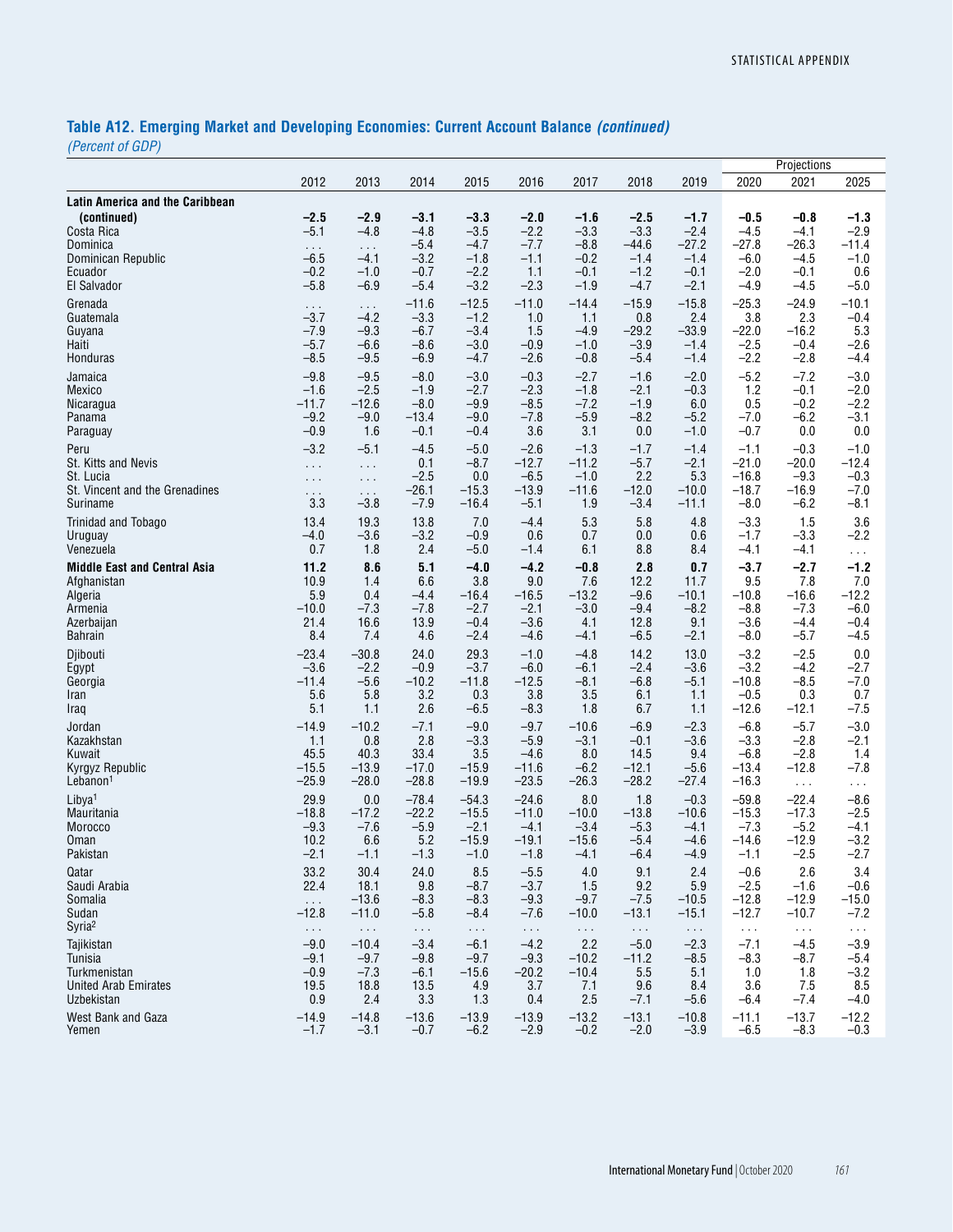## Table A12. Emerging Market and Developing Economies: Current Account Balance *(continued)*

*(Percent of GDP)*

| | 2012 | 2013 | 2014 | 2015 | 2016 | 2017 | 2018 | 2019 | Projections 2020 | 2021 | 2025 |
|---|---|---|---|---|---|---|---|---|---|---|---|
| **Latin America and the Caribbean (continued)** | **–2.5** | **–2.9** | **–3.1** | **–3.3** | **–2.0** | **–1.6** | **–2.5** | **–1.7** | **–0.5** | **–0.8** | **–1.3** |
| Costa Rica | –5.1 | –4.8 | –4.8 | –3.5 | –2.2 | –3.3 | –3.3 | –2.4 | –4.5 | –4.1 | –2.9 |
| Dominica | . . . | . . . | –5.4 | –4.7 | –7.7 | –8.8 | –44.6 | –27.2 | –27.8 | –26.3 | –11.4 |
| Dominican Republic | –6.5 | –4.1 | –3.2 | –1.8 | –1.1 | –0.2 | –1.4 | –1.4 | –6.0 | –4.5 | –1.0 |
| Ecuador | –0.2 | –1.0 | –0.7 | –2.2 | 1.1 | –0.1 | –1.2 | –0.1 | –2.0 | –0.1 | 0.6 |
| El Salvador | –5.8 | –6.9 | –5.4 | –3.2 | –2.3 | –1.9 | –4.7 | –2.1 | –4.9 | –4.5 | –5.0 |
| Grenada | . . . | . . . | –11.6 | –12.5 | –11.0 | –14.4 | –15.9 | –15.8 | –25.3 | –24.9 | –10.1 |
| Guatemala | –3.7 | –4.2 | –3.3 | –1.2 | 1.0 | 1.1 | 0.8 | 2.4 | 3.8 | 2.3 | –0.4 |
| Guyana | –7.9 | –9.3 | –6.7 | –3.4 | 1.5 | –4.9 | –29.2 | –33.9 | –22.0 | –16.2 | 5.3 |
| Haiti | –5.7 | –6.6 | –8.6 | –3.0 | –0.9 | –1.0 | –3.9 | –1.4 | –2.5 | –0.4 | –2.6 |
| Honduras | –8.5 | –9.5 | –6.9 | –4.7 | –2.6 | –0.8 | –5.4 | –1.4 | –2.2 | –2.8 | –4.4 |
| Jamaica | –9.8 | –9.5 | –8.0 | –3.0 | –0.3 | –2.7 | –1.6 | –2.0 | –5.2 | –7.2 | –3.0 |
| Mexico | –1.6 | –2.5 | –1.9 | –2.7 | –2.3 | –1.8 | –2.1 | –0.3 | 1.2 | –0.1 | –2.0 |
| Nicaragua | –11.7 | –12.6 | –8.0 | –9.9 | –8.5 | –7.2 | –1.9 | 6.0 | 0.5 | –0.2 | –2.2 |
| Panama | –9.2 | –9.0 | –13.4 | –9.0 | –7.8 | –5.9 | –8.2 | –5.2 | –7.0 | –6.2 | –3.1 |
| Paraguay | –0.9 | 1.6 | –0.1 | –0.4 | 3.6 | 3.1 | 0.0 | –1.0 | –0.7 | 0.0 | 0.0 |
| Peru | –3.2 | –5.1 | –4.5 | –5.0 | –2.6 | –1.3 | –1.7 | –1.4 | –1.1 | –0.3 | –1.0 |
| St. Kitts and Nevis | . . . | . . . | 0.1 | –8.7 | –12.7 | –11.2 | –5.7 | –2.1 | –21.0 | –20.0 | –12.4 |
| St. Lucia | . . . | . . . | –2.5 | 0.0 | –6.5 | –1.0 | 2.2 | 5.3 | –16.8 | –9.3 | –0.3 |
| St. Vincent and the Grenadines | . . . | . . . | –26.1 | –15.3 | –13.9 | –11.6 | –12.0 | –10.0 | –18.7 | –16.9 | –7.0 |
| Suriname | 3.3 | –3.8 | –7.9 | –16.4 | –5.1 | 1.9 | –3.4 | –11.1 | –8.0 | –6.2 | –8.1 |
| Trinidad and Tobago | 13.4 | 19.3 | 13.8 | 7.0 | –4.4 | 5.3 | 5.8 | 4.8 | –3.3 | 1.5 | 3.6 |
| Uruguay | –4.0 | –3.6 | –3.2 | –0.9 | 0.6 | 0.7 | 0.0 | 0.6 | –1.7 | –3.3 | –2.2 |
| Venezuela | 0.7 | 1.8 | 2.4 | –5.0 | –1.4 | 6.1 | 8.8 | 8.4 | –4.1 | –4.1 | . . . |
| **Middle East and Central Asia** | **11.2** | **8.6** | **5.1** | **–4.0** | **–4.2** | **–0.8** | **2.8** | **0.7** | **–3.7** | **–2.7** | **–1.2** |
| Afghanistan | 10.9 | 1.4 | 6.6 | 3.8 | 9.0 | 7.6 | 12.2 | 11.7 | 9.5 | 7.8 | 7.0 |
| Algeria | 5.9 | 0.4 | –4.4 | –16.4 | –16.5 | –13.2 | –9.6 | –10.1 | –10.8 | –16.6 | –12.2 |
| Armenia | –10.0 | –7.3 | –7.8 | –2.7 | –2.1 | –3.0 | –9.4 | –8.2 | –8.8 | –7.3 | –6.0 |
| Azerbaijan | 21.4 | 16.6 | 13.9 | –0.4 | –3.6 | 4.1 | 12.8 | 9.1 | –3.6 | –4.4 | –0.4 |
| Bahrain | 8.4 | 7.4 | 4.6 | –2.4 | –4.6 | –4.1 | –6.5 | –2.1 | –8.0 | –5.7 | –4.5 |
| Djibouti | –23.4 | –30.8 | 24.0 | 29.3 | –1.0 | –4.8 | 14.2 | 13.0 | –3.2 | –2.5 | 0.0 |
| Egypt | –3.6 | –2.2 | –0.9 | –3.7 | –6.0 | –6.1 | –2.4 | –3.6 | –3.2 | –4.2 | –2.7 |
| Georgia | –11.4 | –5.6 | –10.2 | –11.8 | –12.5 | –8.1 | –6.8 | –5.1 | –10.8 | –8.5 | –7.0 |
| Iran | 5.6 | 5.8 | 3.2 | 0.3 | 3.8 | 3.5 | 6.1 | 1.1 | –0.5 | 0.3 | 0.7 |
| Iraq | 5.1 | 1.1 | 2.6 | –6.5 | –8.3 | 1.8 | 6.7 | 1.1 | –12.6 | –12.1 | –7.5 |
| Jordan | –14.9 | –10.2 | –7.1 | –9.0 | –9.7 | –10.6 | –6.9 | –2.3 | –6.8 | –5.7 | –3.0 |
| Kazakhstan | 1.1 | 0.8 | 2.8 | –3.3 | –5.9 | –3.1 | –0.1 | –3.6 | –3.3 | –2.8 | –2.1 |
| Kuwait | 45.5 | 40.3 | 33.4 | 3.5 | –4.6 | 8.0 | 14.5 | 9.4 | –6.8 | –2.8 | 1.4 |
| Kyrgyz Republic | –15.5 | –13.9 | –17.0 | –15.9 | –11.6 | –6.2 | –12.1 | –5.6 | –13.4 | –12.8 | –7.8 |
| Lebanon[1] | –25.9 | –28.0 | –28.8 | –19.9 | –23.5 | –26.3 | –28.2 | –27.4 | –16.3 | . . . | . . . |
| Libya[1] | 29.9 | 0.0 | –78.4 | –54.3 | –24.6 | 8.0 | 1.8 | –0.3 | –59.8 | –22.4 | –8.6 |
| Mauritania | –18.8 | –17.2 | –22.2 | –15.5 | –11.0 | –10.0 | –13.8 | –10.6 | –15.3 | –17.3 | –2.5 |
| Morocco | –9.3 | –7.6 | –5.9 | –2.1 | –4.1 | –3.4 | –5.3 | –4.1 | –7.3 | –5.2 | –4.1 |
| Oman | 10.2 | 6.6 | 5.2 | –15.9 | –19.1 | –15.6 | –5.4 | –4.6 | –14.6 | –12.9 | –3.2 |
| Pakistan | –2.1 | –1.1 | –1.3 | –1.0 | –1.8 | –4.1 | –6.4 | –4.9 | –1.1 | –2.5 | –2.7 |
| Qatar | 33.2 | 30.4 | 24.0 | 8.5 | –5.5 | 4.0 | 9.1 | 2.4 | –0.6 | 2.6 | 3.4 |
| Saudi Arabia | 22.4 | 18.1 | 9.8 | –8.7 | –3.7 | 1.5 | 9.2 | 5.9 | –2.5 | –1.6 | –0.6 |
| Somalia | . . . | –13.6 | –8.3 | –8.3 | –9.3 | –9.7 | –7.5 | –10.5 | –12.8 | –12.9 | –15.0 |
| Sudan | –12.8 | –11.0 | –5.8 | –8.4 | –7.6 | –10.0 | –13.1 | –15.1 | –12.7 | –10.7 | –7.2 |
| Syria[2] | . . . | . . . | . . . | . . . | . . . | . . . | . . . | . . . | . . . | . . . | . . . |
| Tajikistan | –9.0 | –10.4 | –3.4 | –6.1 | –4.2 | 2.2 | –5.0 | –2.3 | –7.1 | –4.5 | –3.9 |
| Tunisia | –9.1 | –9.7 | –9.8 | –9.7 | –9.3 | –10.2 | –11.2 | –8.5 | –8.3 | –8.7 | –5.4 |
| Turkmenistan | –0.9 | –7.3 | –6.1 | –15.6 | –20.2 | –10.4 | 5.5 | 5.1 | 1.0 | 1.8 | –3.2 |
| United Arab Emirates | 19.5 | 18.8 | 13.5 | 4.9 | 3.7 | 7.1 | 9.6 | 8.4 | 3.6 | 7.5 | 8.5 |
| Uzbekistan | 0.9 | 2.4 | 3.3 | 1.3 | 0.4 | 2.5 | –7.1 | –5.6 | –6.4 | –7.4 | –4.0 |
| West Bank and Gaza | –14.9 | –14.8 | –13.6 | –13.9 | –13.9 | –13.2 | –13.1 | –10.8 | –11.1 | –13.7 | –12.2 |
| Yemen | –1.7 | –3.1 | –0.7 | –6.2 | –2.9 | –0.2 | –2.0 | –3.9 | –6.5 | –8.3 | –0.3 |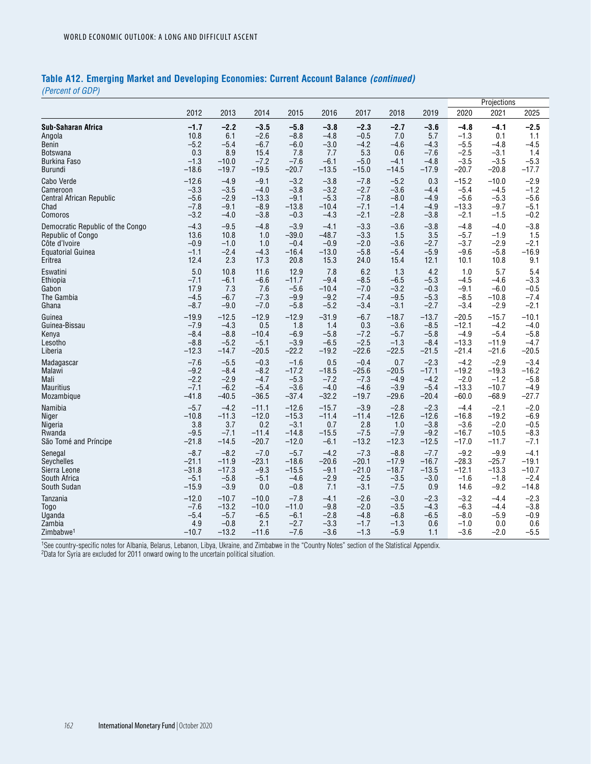## Table A12. Emerging Market and Developing Economies: Current Account Balance *(continued)*

*(Percent of GDP)*

| | 2012 | 2013 | 2014 | 2015 | 2016 | 2017 | 2018 | 2019 | Projections 2020 | 2021 | 2025 |
|---|---|---|---|---|---|---|---|---|---|---|---|
| **Sub-Saharan Africa** | **–1.7** | **–2.2** | **–3.5** | **–5.8** | **–3.8** | **–2.3** | **–2.7** | **–3.6** | **–4.8** | **–4.1** | **–2.5** |
| Angola | 10.8 | 6.1 | –2.6 | –8.8 | –4.8 | –0.5 | 7.0 | 5.7 | –1.3 | 0.1 | 1.1 |
| Benin | –5.2 | –5.4 | –6.7 | –6.0 | –3.0 | –4.2 | –4.6 | –4.3 | –5.5 | –4.8 | –4.5 |
| Botswana | 0.3 | 8.9 | 15.4 | 7.8 | 7.7 | 5.3 | 0.6 | –7.6 | –2.5 | –3.1 | 1.4 |
| Burkina Faso | –1.3 | –10.0 | –7.2 | –7.6 | –6.1 | –5.0 | –4.1 | –4.8 | –3.5 | –3.5 | –5.3 |
| Burundi | –18.6 | –19.7 | –19.5 | –20.7 | –13.5 | –15.0 | –14.5 | –17.9 | –20.7 | –20.8 | –17.7 |
| Cabo Verde | –12.6 | –4.9 | –9.1 | –3.2 | –3.8 | –7.8 | –5.2 | 0.3 | –15.2 | –10.0 | –2.9 |
| Cameroon | –3.3 | –3.5 | –4.0 | –3.8 | –3.2 | –2.7 | –3.6 | –4.4 | –5.4 | –4.5 | –1.2 |
| Central African Republic | –5.6 | –2.9 | –13.3 | –9.1 | –5.3 | –7.8 | –8.0 | –4.9 | –5.6 | –5.3 | –5.6 |
| Chad | –7.8 | –9.1 | –8.9 | –13.8 | –10.4 | –7.1 | –1.4 | –4.9 | –13.3 | –9.7 | –5.1 |
| Comoros | –3.2 | –4.0 | –3.8 | –0.3 | –4.3 | –2.1 | –2.8 | –3.8 | –2.1 | –1.5 | –0.2 |
| Democratic Republic of the Congo | –4.3 | –9.5 | –4.8 | –3.9 | –4.1 | –3.3 | –3.6 | –3.8 | –4.8 | –4.0 | –3.8 |
| Republic of Congo | 13.6 | 10.8 | 1.0 | –39.0 | –48.7 | –3.3 | 1.5 | 3.5 | –5.7 | –1.9 | 1.5 |
| Côte d'Ivoire | –0.9 | –1.0 | 1.0 | –0.4 | –0.9 | –2.0 | –3.6 | –2.7 | –3.7 | –2.9 | –2.1 |
| Equatorial Guinea | –1.1 | –2.4 | –4.3 | –16.4 | –13.0 | –5.8 | –5.4 | –5.9 | –9.6 | –5.8 | –16.9 |
| Eritrea | 12.4 | 2.3 | 17.3 | 20.8 | 15.3 | 24.0 | 15.4 | 12.1 | 10.1 | 10.8 | 9.1 |
| Eswatini | 5.0 | 10.8 | 11.6 | 12.9 | 7.8 | 6.2 | 1.3 | 4.2 | 1.0 | 5.7 | 5.4 |
| Ethiopia | –7.1 | –6.1 | –6.6 | –11.7 | –9.4 | –8.5 | –6.5 | –5.3 | –4.5 | –4.6 | –3.3 |
| Gabon | 17.9 | 7.3 | 7.6 | –5.6 | –10.4 | –7.0 | –3.2 | –0.3 | –9.1 | –6.0 | –0.5 |
| The Gambia | –4.5 | –6.7 | –7.3 | –9.9 | –9.2 | –7.4 | –9.5 | –5.3 | –8.5 | –10.8 | –7.4 |
| Ghana | –8.7 | –9.0 | –7.0 | –5.8 | –5.2 | –3.4 | –3.1 | –2.7 | –3.4 | –2.9 | –2.1 |
| Guinea | –19.9 | –12.5 | –12.9 | –12.9 | –31.9 | –6.7 | –18.7 | –13.7 | –20.5 | –15.7 | –10.1 |
| Guinea-Bissau | –7.9 | –4.3 | 0.5 | 1.8 | 1.4 | 0.3 | –3.6 | –8.5 | –12.1 | –4.2 | –4.0 |
| Kenya | –8.4 | –8.8 | –10.4 | –6.9 | –5.8 | –7.2 | –5.7 | –5.8 | –4.9 | –5.4 | –5.8 |
| Lesotho | –8.8 | –5.2 | –5.1 | –3.9 | –6.5 | –2.5 | –1.3 | –8.4 | –13.3 | –11.9 | –4.7 |
| Liberia | –12.3 | –14.7 | –20.5 | –22.2 | –19.2 | –22.6 | –22.5 | –21.5 | –21.4 | –21.6 | –20.5 |
| Madagascar | –7.6 | –5.5 | –0.3 | –1.6 | 0.5 | –0.4 | 0.7 | –2.3 | –4.2 | –2.9 | –3.4 |
| Malawi | –9.2 | –8.4 | –8.2 | –17.2 | –18.5 | –25.6 | –20.5 | –17.1 | –19.2 | –19.3 | –16.2 |
| Mali | –2.2 | –2.9 | –4.7 | –5.3 | –7.2 | –7.3 | –4.9 | –4.2 | –2.0 | –1.2 | –5.8 |
| Mauritius | –7.1 | –6.2 | –5.4 | –3.6 | –4.0 | –4.6 | –3.9 | –5.4 | –13.3 | –10.7 | –4.9 |
| Mozambique | –41.8 | –40.5 | –36.5 | –37.4 | –32.2 | –19.7 | –29.6 | –20.4 | –60.0 | –68.9 | –27.7 |
| Namibia | –5.7 | –4.2 | –11.1 | –12.6 | –15.7 | –3.9 | –2.8 | –2.3 | –4.4 | –2.1 | –2.0 |
| Niger | –10.8 | –11.3 | –12.0 | –15.3 | –11.4 | –11.4 | –12.6 | –12.6 | –16.8 | –19.2 | –6.9 |
| Nigeria | 3.8 | 3.7 | 0.2 | –3.1 | 0.7 | 2.8 | 1.0 | –3.8 | –3.6 | –2.0 | –0.5 |
| Rwanda | –9.5 | –7.1 | –11.4 | –14.8 | –15.5 | –7.5 | –7.9 | –9.2 | –16.7 | –10.5 | –8.3 |
| São Tomé and Príncipe | –21.8 | –14.5 | –20.7 | –12.0 | –6.1 | –13.2 | –12.3 | –12.5 | –17.0 | –11.7 | –7.1 |
| Senegal | –8.7 | –8.2 | –7.0 | –5.7 | –4.2 | –7.3 | –8.8 | –7.7 | –9.2 | –9.9 | –4.1 |
| Seychelles | –21.1 | –11.9 | –23.1 | –18.6 | –20.6 | –20.1 | –17.9 | –16.7 | –28.3 | –25.7 | –19.1 |
| Sierra Leone | –31.8 | –17.3 | –9.3 | –15.5 | –9.1 | –21.0 | –18.7 | –13.5 | –12.1 | –13.3 | –10.7 |
| South Africa | –5.1 | –5.8 | –5.1 | –4.6 | –2.9 | –2.5 | –3.5 | –3.0 | –1.6 | –1.8 | –2.4 |
| South Sudan | –15.9 | –3.9 | 0.0 | –0.8 | 7.1 | –3.1 | –7.5 | 0.9 | 14.6 | –9.2 | –14.8 |
| Tanzania | –12.0 | –10.7 | –10.0 | –7.8 | –4.1 | –2.6 | –3.0 | –2.3 | –3.2 | –4.4 | –2.3 |
| Togo | –7.6 | –13.2 | –10.0 | –11.0 | –9.8 | –2.0 | –3.5 | –4.3 | –6.3 | –4.4 | –3.8 |
| Uganda | –5.4 | –5.7 | –6.5 | –6.1 | –2.8 | –4.8 | –6.8 | –6.5 | –8.0 | –5.9 | –0.9 |
| Zambia | 4.9 | –0.8 | 2.1 | –2.7 | –3.3 | –1.7 | –1.3 | 0.6 | –1.0 | 0.0 | 0.6 |
| Zimbabwe[1] | –10.7 | –13.2 | –11.6 | –7.6 | –3.6 | –1.3 | –5.9 | 1.1 | –3.6 | –2.0 | –5.5 |

[1]See country-specific notes for Albania, Belarus, Lebanon, Libya, Ukraine, and Zimbabwe in the "Country Notes" section of the Statistical Appendix.
[2]Data for Syria are excluded for 2011 onward owing to the uncertain political situation.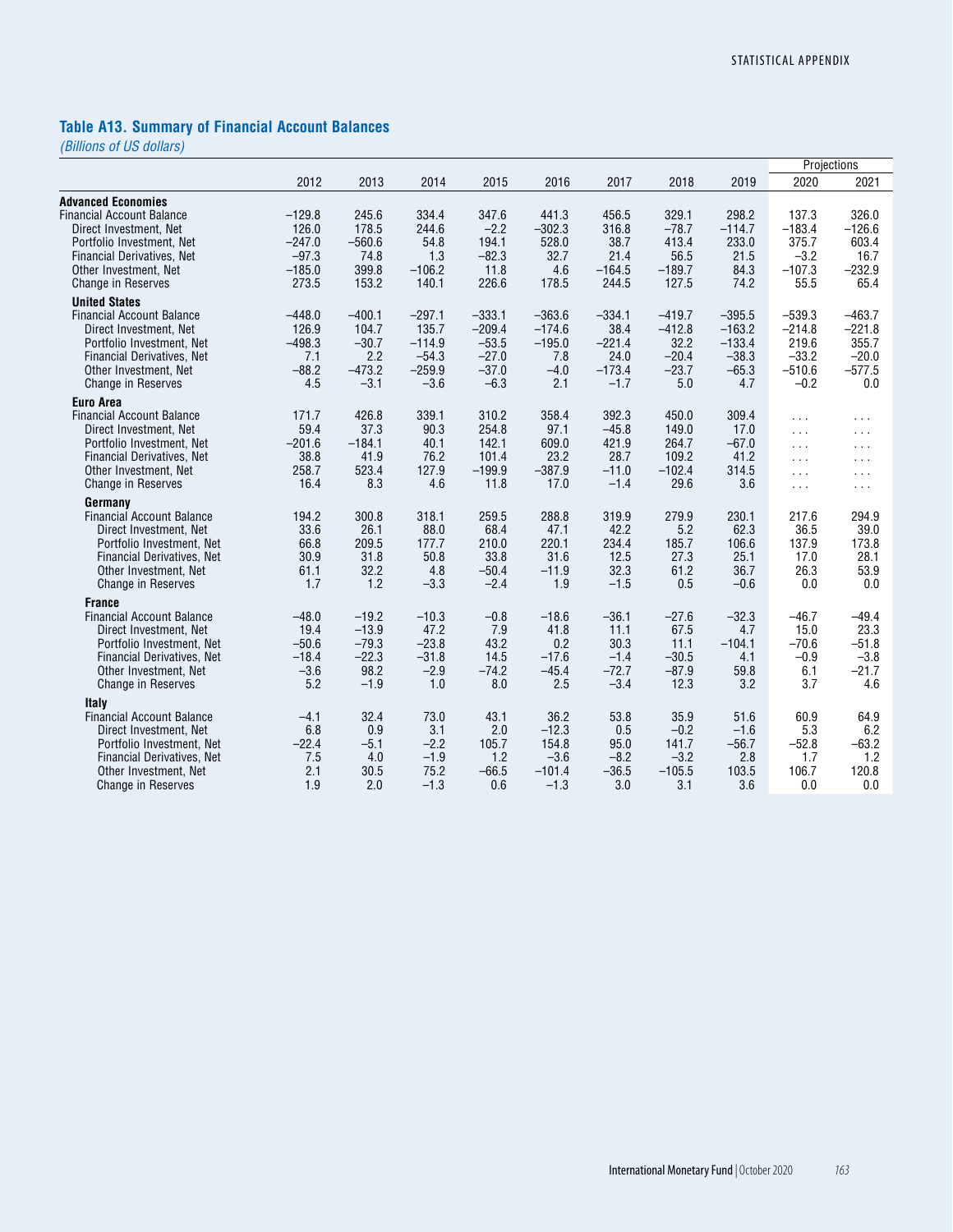## Table A13. Summary of Financial Account Balances

*(Billions of US dollars)*

| | 2012 | 2013 | 2014 | 2015 | 2016 | 2017 | 2018 | 2019 | Projections 2020 | Projections 2021 |
|---|---|---|---|---|---|---|---|---|---|---|
| **Advanced Economies** | | | | | | | | | | |
| Financial Account Balance | −129.8 | 245.6 | 334.4 | 347.6 | 441.3 | 456.5 | 329.1 | 298.2 | 137.3 | 326.0 |
| Direct Investment, Net | 126.0 | 178.5 | 244.6 | −2.2 | −302.3 | 316.8 | −78.7 | −114.7 | −183.4 | −126.6 |
| Portfolio Investment, Net | −247.0 | −560.6 | 54.8 | 194.1 | 528.0 | 38.7 | 413.4 | 233.0 | 375.7 | 603.4 |
| Financial Derivatives, Net | −97.3 | 74.8 | 1.3 | −82.3 | 32.7 | 21.4 | 56.5 | 21.5 | −3.2 | 16.7 |
| Other Investment, Net | −185.0 | 399.8 | −106.2 | 11.8 | 4.6 | −164.5 | −189.7 | 84.3 | −107.3 | −232.9 |
| Change in Reserves | 273.5 | 153.2 | 140.1 | 226.6 | 178.5 | 244.5 | 127.5 | 74.2 | 55.5 | 65.4 |
| **United States** | | | | | | | | | | |
| Financial Account Balance | −448.0 | −400.1 | −297.1 | −333.1 | −363.6 | −334.1 | −419.7 | −395.5 | −539.3 | −463.7 |
| Direct Investment, Net | 126.9 | 104.7 | 135.7 | −209.4 | −174.6 | 38.4 | −412.8 | −163.2 | −214.8 | −221.8 |
| Portfolio Investment, Net | −498.3 | −30.7 | −114.9 | −53.5 | −195.0 | −221.4 | 32.2 | −133.4 | 219.6 | 355.7 |
| Financial Derivatives, Net | 7.1 | 2.2 | −54.3 | −27.0 | 7.8 | 24.0 | −20.4 | −38.3 | −33.2 | −20.0 |
| Other Investment, Net | −88.2 | −473.2 | −259.9 | −37.0 | −4.0 | −173.4 | −23.7 | −65.3 | −510.6 | −577.5 |
| Change in Reserves | 4.5 | −3.1 | −3.6 | −6.3 | 2.1 | −1.7 | 5.0 | 4.7 | −0.2 | 0.0 |
| **Euro Area** | | | | | | | | | | |
| Financial Account Balance | 171.7 | 426.8 | 339.1 | 310.2 | 358.4 | 392.3 | 450.0 | 309.4 | ... | ... |
| Direct Investment, Net | 59.4 | 37.3 | 90.3 | 254.8 | 97.1 | −45.8 | 149.0 | 17.0 | ... | ... |
| Portfolio Investment, Net | −201.6 | −184.1 | 40.1 | 142.1 | 609.0 | 421.9 | 264.7 | −67.0 | ... | ... |
| Financial Derivatives, Net | 38.8 | 41.9 | 76.2 | 101.4 | 23.2 | 28.7 | 109.2 | 41.2 | ... | ... |
| Other Investment, Net | 258.7 | 523.4 | 127.9 | −199.9 | −387.9 | −11.0 | −102.4 | 314.5 | ... | ... |
| Change in Reserves | 16.4 | 8.3 | 4.6 | 11.8 | 17.0 | −1.4 | 29.6 | 3.6 | ... | ... |
| **Germany** | | | | | | | | | | |
| Financial Account Balance | 194.2 | 300.8 | 318.1 | 259.5 | 288.8 | 319.9 | 279.9 | 230.1 | 217.6 | 294.9 |
| Direct Investment, Net | 33.6 | 26.1 | 88.0 | 68.4 | 47.1 | 42.2 | 5.2 | 62.3 | 36.5 | 39.0 |
| Portfolio Investment, Net | 66.8 | 209.5 | 177.7 | 210.0 | 220.1 | 234.4 | 185.7 | 106.6 | 137.9 | 173.8 |
| Financial Derivatives, Net | 30.9 | 31.8 | 50.8 | 33.8 | 31.6 | 12.5 | 27.3 | 25.1 | 17.0 | 28.1 |
| Other Investment, Net | 61.1 | 32.2 | 4.8 | −50.4 | −11.9 | 32.3 | 61.2 | 36.7 | 26.3 | 53.9 |
| Change in Reserves | 1.7 | 1.2 | −3.3 | −2.4 | 1.9 | −1.5 | 0.5 | −0.6 | 0.0 | 0.0 |
| **France** | | | | | | | | | | |
| Financial Account Balance | −48.0 | −19.2 | −10.3 | −0.8 | −18.6 | −36.1 | −27.6 | −32.3 | −46.7 | −49.4 |
| Direct Investment, Net | 19.4 | −13.9 | 47.2 | 7.9 | 41.8 | 11.1 | 67.5 | 4.7 | 15.0 | 23.3 |
| Portfolio Investment, Net | −50.6 | −79.3 | −23.8 | 43.2 | 0.2 | 30.3 | 11.1 | −104.1 | −70.6 | −51.8 |
| Financial Derivatives, Net | −18.4 | −22.3 | −31.8 | 14.5 | −17.6 | −1.4 | −30.5 | 4.1 | −0.9 | −3.8 |
| Other Investment, Net | −3.6 | 98.2 | −2.9 | −74.2 | −45.4 | −72.7 | −87.9 | 59.8 | 6.1 | −21.7 |
| Change in Reserves | 5.2 | −1.9 | 1.0 | 8.0 | 2.5 | −3.4 | 12.3 | 3.2 | 3.7 | 4.6 |
| **Italy** | | | | | | | | | | |
| Financial Account Balance | −4.1 | 32.4 | 73.0 | 43.1 | 36.2 | 53.8 | 35.9 | 51.6 | 60.9 | 64.9 |
| Direct Investment, Net | 6.8 | 0.9 | 3.1 | 2.0 | −12.3 | 0.5 | −0.2 | −1.6 | 5.3 | 6.2 |
| Portfolio Investment, Net | −22.4 | −5.1 | −2.2 | 105.7 | 154.8 | 95.0 | 141.7 | −56.7 | −52.8 | −63.2 |
| Financial Derivatives, Net | 7.5 | 4.0 | −1.9 | 1.2 | −3.6 | −8.2 | −3.2 | 2.8 | 1.7 | 1.2 |
| Other Investment, Net | 2.1 | 30.5 | 75.2 | −66.5 | −101.4 | −36.5 | −105.5 | 103.5 | 106.7 | 120.8 |
| Change in Reserves | 1.9 | 2.0 | −1.3 | 0.6 | −1.3 | 3.0 | 3.1 | 3.6 | 0.0 | 0.0 |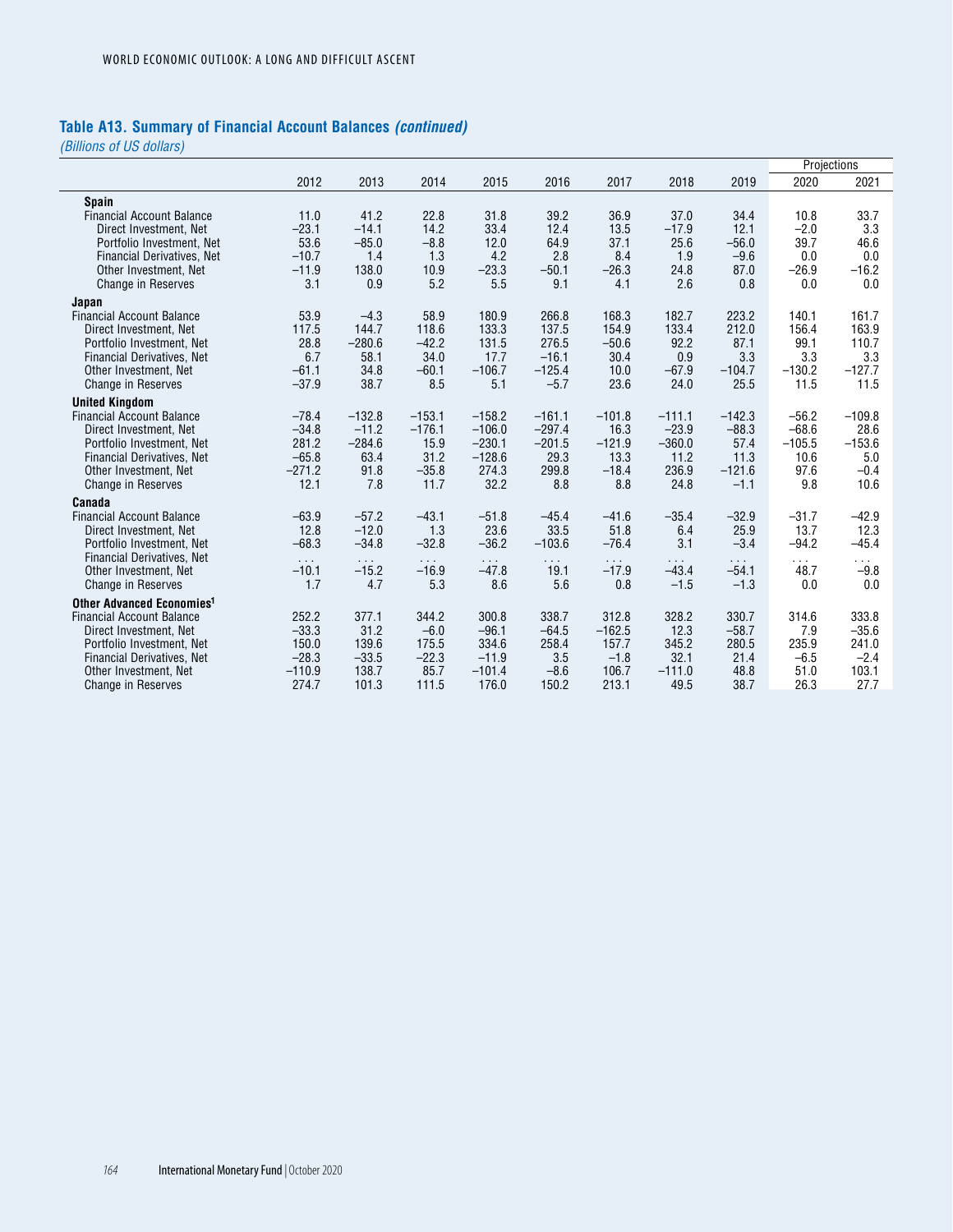## Table A13. Summary of Financial Account Balances *(continued)*

*(Billions of US dollars)*

| | 2012 | 2013 | 2014 | 2015 | 2016 | 2017 | 2018 | 2019 | Projections 2020 | 2021 |
|---|---|---|---|---|---|---|---|---|---|---|
| **Spain** | | | | | | | | | | |
| Financial Account Balance | 11.0 | 41.2 | 22.8 | 31.8 | 39.2 | 36.9 | 37.0 | 34.4 | 10.8 | 33.7 |
| Direct Investment, Net | −23.1 | −14.1 | 14.2 | 33.4 | 12.4 | 13.5 | −17.9 | 12.1 | −2.0 | 3.3 |
| Portfolio Investment, Net | 53.6 | −85.0 | −8.8 | 12.0 | 64.9 | 37.1 | 25.6 | −56.0 | 39.7 | 46.6 |
| Financial Derivatives, Net | −10.7 | 1.4 | 1.3 | 4.2 | 2.8 | 8.4 | 1.9 | −9.6 | 0.0 | 0.0 |
| Other Investment, Net | −11.9 | 138.0 | 10.9 | −23.3 | −50.1 | −26.3 | 24.8 | 87.0 | −26.9 | −16.2 |
| Change in Reserves | 3.1 | 0.9 | 5.2 | 5.5 | 9.1 | 4.1 | 2.6 | 0.8 | 0.0 | 0.0 |
| **Japan** | | | | | | | | | | |
| Financial Account Balance | 53.9 | −4.3 | 58.9 | 180.9 | 266.8 | 168.3 | 182.7 | 223.2 | 140.1 | 161.7 |
| Direct Investment, Net | 117.5 | 144.7 | 118.6 | 133.3 | 137.5 | 154.9 | 133.4 | 212.0 | 156.4 | 163.9 |
| Portfolio Investment, Net | 28.8 | −280.6 | −42.2 | 131.5 | 276.5 | −50.6 | 92.2 | 87.1 | 99.1 | 110.7 |
| Financial Derivatives, Net | 6.7 | 58.1 | 34.0 | 17.7 | −16.1 | 30.4 | 0.9 | 3.3 | 3.3 | 3.3 |
| Other Investment, Net | −61.1 | 34.8 | −60.1 | −106.7 | −125.4 | 10.0 | −67.9 | −104.7 | −130.2 | −127.7 |
| Change in Reserves | −37.9 | 38.7 | 8.5 | 5.1 | −5.7 | 23.6 | 24.0 | 25.5 | 11.5 | 11.5 |
| **United Kingdom** | | | | | | | | | | |
| Financial Account Balance | −78.4 | −132.8 | −153.1 | −158.2 | −161.1 | −101.8 | −111.1 | −142.3 | −56.2 | −109.8 |
| Direct Investment, Net | −34.8 | −11.2 | −176.1 | −106.0 | −297.4 | 16.3 | −23.9 | −88.3 | −68.6 | 28.6 |
| Portfolio Investment, Net | 281.2 | −284.6 | 15.9 | −230.1 | −201.5 | −121.9 | −360.0 | 57.4 | −105.5 | −153.6 |
| Financial Derivatives, Net | −65.8 | 63.4 | 31.2 | −128.6 | 29.3 | 13.3 | 11.2 | 11.3 | 10.6 | 5.0 |
| Other Investment, Net | −271.2 | 91.8 | −35.8 | 274.3 | 299.8 | −18.4 | 236.9 | −121.6 | 97.6 | −0.4 |
| Change in Reserves | 12.1 | 7.8 | 11.7 | 32.2 | 8.8 | 8.8 | 24.8 | −1.1 | 9.8 | 10.6 |
| **Canada** | | | | | | | | | | |
| Financial Account Balance | −63.9 | −57.2 | −43.1 | −51.8 | −45.4 | −41.6 | −35.4 | −32.9 | −31.7 | −42.9 |
| Direct Investment, Net | 12.8 | −12.0 | 1.3 | 23.6 | 33.5 | 51.8 | 6.4 | 25.9 | 13.7 | 12.3 |
| Portfolio Investment, Net | −68.3 | −34.8 | −32.8 | −36.2 | −103.6 | −76.4 | 3.1 | −3.4 | −94.2 | −45.4 |
| Financial Derivatives, Net | ... | ... | ... | ... | ... | ... | ... | ... | ... | ... |
| Other Investment, Net | −10.1 | −15.2 | −16.9 | −47.8 | 19.1 | −17.9 | −43.4 | −54.1 | 48.7 | −9.8 |
| Change in Reserves | 1.7 | 4.7 | 5.3 | 8.6 | 5.6 | 0.8 | −1.5 | −1.3 | 0.0 | 0.0 |
| **Other Advanced Economies[1]** | | | | | | | | | | |
| Financial Account Balance | 252.2 | 377.1 | 344.2 | 300.8 | 338.7 | 312.8 | 328.2 | 330.7 | 314.6 | 333.8 |
| Direct Investment, Net | −33.3 | 31.2 | −6.0 | −96.1 | −64.5 | −162.5 | 12.3 | −58.7 | 7.9 | −35.6 |
| Portfolio Investment, Net | 150.0 | 139.6 | 175.5 | 334.6 | 258.4 | 157.7 | 345.2 | 280.5 | 235.9 | 241.0 |
| Financial Derivatives, Net | −28.3 | −33.5 | −22.3 | −11.9 | 3.5 | −1.8 | 32.1 | 21.4 | −6.5 | −2.4 |
| Other Investment, Net | −110.9 | 138.7 | 85.7 | −101.4 | −8.6 | 106.7 | −111.0 | 48.8 | 51.0 | 103.1 |
| Change in Reserves | 274.7 | 101.3 | 111.5 | 176.0 | 150.2 | 213.1 | 49.5 | 38.7 | 26.3 | 27.7 |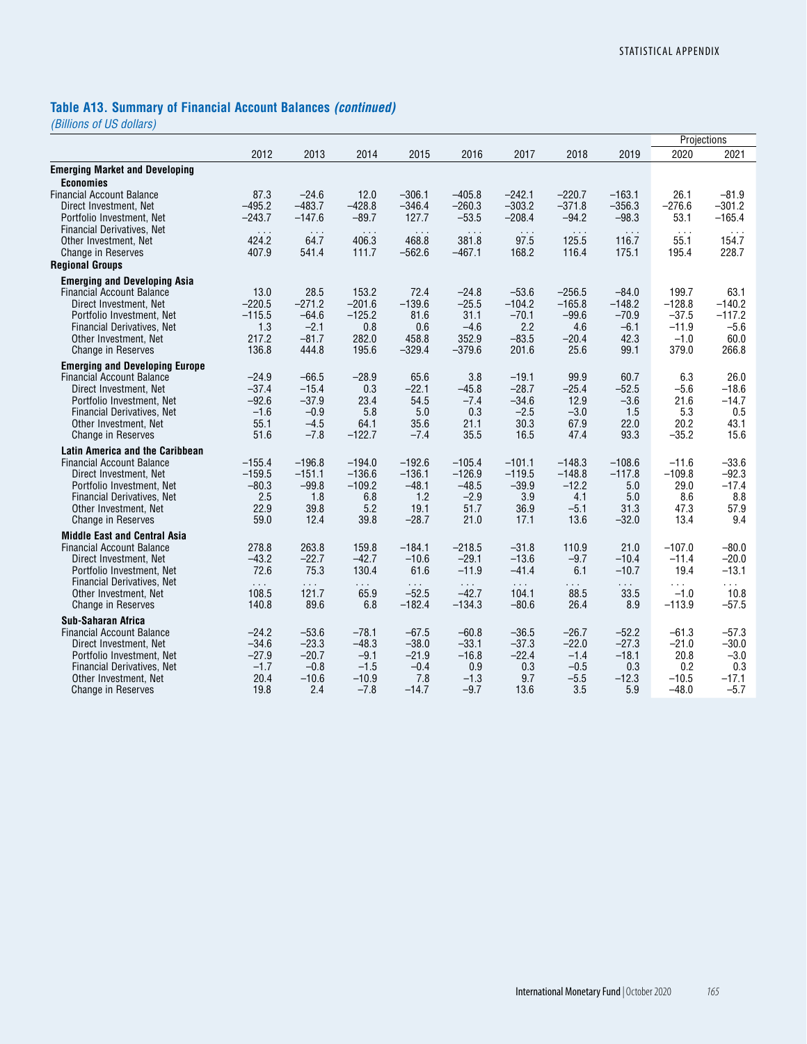## Table A13. Summary of Financial Account Balances *(continued)*

*(Billions of US dollars)*

| | 2012 | 2013 | 2014 | 2015 | 2016 | 2017 | 2018 | 2019 | Projections 2020 | 2021 |
|---|---|---|---|---|---|---|---|---|---|---|
| **Emerging Market and Developing Economies** | | | | | | | | | | |
| Financial Account Balance | 87.3 | −24.6 | 12.0 | −306.1 | −405.8 | −242.1 | −220.7 | −163.1 | 26.1 | −81.9 |
| Direct Investment, Net | −495.2 | −483.7 | −428.8 | −346.4 | −260.3 | −303.2 | −371.8 | −356.3 | −276.6 | −301.2 |
| Portfolio Investment, Net | −243.7 | −147.6 | −89.7 | 127.7 | −53.5 | −208.4 | −94.2 | −98.3 | 53.1 | −165.4 |
| Financial Derivatives, Net | . . . | . . . | . . . | . . . | . . . | . . . | . . . | . . . | . . . | . . . |
| Other Investment, Net | 424.2 | 64.7 | 406.3 | 468.8 | 381.8 | 97.5 | 125.5 | 116.7 | 55.1 | 154.7 |
| Change in Reserves | 407.9 | 541.4 | 111.7 | −562.6 | −467.1 | 168.2 | 116.4 | 175.1 | 195.4 | 228.7 |
| **Regional Groups** | | | | | | | | | | |
| **Emerging and Developing Asia** | | | | | | | | | | |
| Financial Account Balance | 13.0 | 28.5 | 153.2 | 72.4 | −24.8 | −53.6 | −256.5 | −84.0 | 199.7 | 63.1 |
| Direct Investment, Net | −220.5 | −271.2 | −201.6 | −139.6 | −25.5 | −104.2 | −165.8 | −148.2 | −128.8 | −140.2 |
| Portfolio Investment, Net | −115.5 | −64.6 | −125.2 | 81.6 | 31.1 | −70.1 | −99.6 | −70.9 | −37.5 | −117.2 |
| Financial Derivatives, Net | 1.3 | −2.1 | 0.8 | 0.6 | −4.6 | 2.2 | 4.6 | −6.1 | −11.9 | −5.6 |
| Other Investment, Net | 217.2 | −81.7 | 282.0 | 458.8 | 352.9 | −83.5 | −20.4 | 42.3 | −1.0 | 60.0 |
| Change in Reserves | 136.8 | 444.8 | 195.6 | −329.4 | −379.6 | 201.6 | 25.6 | 99.1 | 379.0 | 266.8 |
| **Emerging and Developing Europe** | | | | | | | | | | |
| Financial Account Balance | −24.9 | −66.5 | −28.9 | 65.6 | 3.8 | −19.1 | 99.9 | 60.7 | 6.3 | 26.0 |
| Direct Investment, Net | −37.4 | −15.4 | 0.3 | −22.1 | −45.8 | −28.7 | −25.4 | −52.5 | −5.6 | −18.6 |
| Portfolio Investment, Net | −92.6 | −37.9 | 23.4 | 54.5 | −7.4 | −34.6 | 12.9 | −3.6 | 21.6 | −14.7 |
| Financial Derivatives, Net | −1.6 | −0.9 | 5.8 | 5.0 | 0.3 | −2.5 | −3.0 | 1.5 | 5.3 | 0.5 |
| Other Investment, Net | 55.1 | −4.5 | 64.1 | 35.6 | 21.1 | 30.3 | 67.9 | 22.0 | 20.2 | 43.1 |
| Change in Reserves | 51.6 | −7.8 | −122.7 | −7.4 | 35.5 | 16.5 | 47.4 | 93.3 | −35.2 | 15.6 |
| **Latin America and the Caribbean** | | | | | | | | | | |
| Financial Account Balance | −155.4 | −196.8 | −194.0 | −192.6 | −105.4 | −101.1 | −148.3 | −108.6 | −11.6 | −33.6 |
| Direct Investment, Net | −159.5 | −151.1 | −136.6 | −136.1 | −126.9 | −119.5 | −148.8 | −117.8 | −109.8 | −92.3 |
| Portfolio Investment, Net | −80.3 | −99.8 | −109.2 | −48.1 | −48.5 | −39.9 | −12.2 | 5.0 | 29.0 | −17.4 |
| Financial Derivatives, Net | 2.5 | 1.8 | 6.8 | 1.2 | −2.9 | 3.9 | 4.1 | 5.0 | 8.6 | 8.8 |
| Other Investment, Net | 22.9 | 39.8 | 5.2 | 19.1 | 51.7 | 36.9 | −5.1 | 31.3 | 47.3 | 57.9 |
| Change in Reserves | 59.0 | 12.4 | 39.8 | −28.7 | 21.0 | 17.1 | 13.6 | −32.0 | 13.4 | 9.4 |
| **Middle East and Central Asia** | | | | | | | | | | |
| Financial Account Balance | 278.8 | 263.8 | 159.8 | −184.1 | −218.5 | −31.8 | 110.9 | 21.0 | −107.0 | −80.0 |
| Direct Investment, Net | −43.2 | −22.7 | −42.7 | −10.6 | −29.1 | −13.6 | −9.7 | −10.4 | −11.4 | −20.0 |
| Portfolio Investment, Net | 72.6 | 75.3 | 130.4 | 61.6 | −11.9 | −41.4 | 6.1 | −10.7 | 19.4 | −13.1 |
| Financial Derivatives, Net | . . . | . . . | . . . | . . . | . . . | . . . | . . . | . . . | . . . | . . . |
| Other Investment, Net | 108.5 | 121.7 | 65.9 | −52.5 | −42.7 | 104.1 | 88.5 | 33.5 | −1.0 | 10.8 |
| Change in Reserves | 140.8 | 89.6 | 6.8 | −182.4 | −134.3 | −80.6 | 26.4 | 8.9 | −113.9 | −57.5 |
| **Sub-Saharan Africa** | | | | | | | | | | |
| Financial Account Balance | −24.2 | −53.6 | −78.1 | −67.5 | −60.8 | −36.5 | −26.7 | −52.2 | −61.3 | −57.3 |
| Direct Investment, Net | −34.6 | −23.3 | −48.3 | −38.0 | −33.1 | −37.3 | −22.0 | −27.3 | −21.0 | −30.0 |
| Portfolio Investment, Net | −27.9 | −20.7 | −9.1 | −21.9 | −16.8 | −22.4 | −1.4 | −18.1 | 20.8 | −3.0 |
| Financial Derivatives, Net | −1.7 | −0.8 | −1.5 | −0.4 | 0.9 | 0.3 | −0.5 | 0.3 | 0.2 | 0.3 |
| Other Investment, Net | 20.4 | −10.6 | −10.9 | 7.8 | −1.3 | 9.7 | −5.5 | −12.3 | −10.5 | −17.1 |
| Change in Reserves | 19.8 | 2.4 | −7.8 | −14.7 | −9.7 | 13.6 | 3.5 | 5.9 | −48.0 | −5.7 |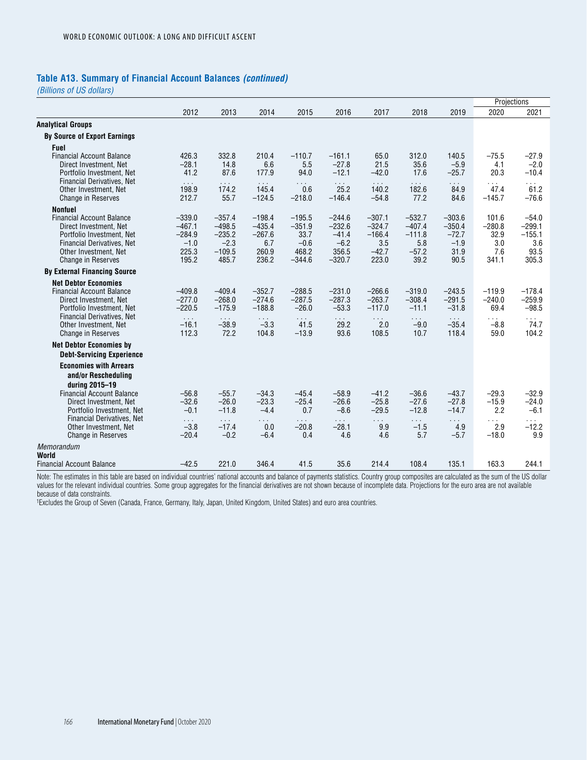## Table A13. Summary of Financial Account Balances *(continued)*

*(Billions of US dollars)*

| | 2012 | 2013 | 2014 | 2015 | 2016 | 2017 | 2018 | 2019 | Projections 2020 | Projections 2021 |
|---|---|---|---|---|---|---|---|---|---|---|
| **Analytical Groups** | | | | | | | | | | |
| **By Source of Export Earnings** | | | | | | | | | | |
| **Fuel** | | | | | | | | | | |
| Financial Account Balance | 426.3 | 332.8 | 210.4 | –110.7 | –161.1 | 65.0 | 312.0 | 140.5 | –75.5 | –27.9 |
| Direct Investment, Net | –28.1 | 14.8 | 6.6 | 5.5 | –27.8 | 21.5 | 35.6 | –5.9 | 4.1 | –2.0 |
| Portfolio Investment, Net | 41.2 | 87.6 | 177.9 | 94.0 | –12.1 | –42.0 | 17.6 | –25.7 | 20.3 | –10.4 |
| Financial Derivatives, Net | . . . | . . . | . . . | . . . | . . . | . . . | . . . | . . . | . . . | . . . |
| Other Investment, Net | 198.9 | 174.2 | 145.4 | 0.6 | 25.2 | 140.2 | 182.6 | 84.9 | 47.4 | 61.2 |
| Change in Reserves | 212.7 | 55.7 | –124.5 | –218.0 | –146.4 | –54.8 | 77.2 | 84.6 | –145.7 | –76.6 |
| **Nonfuel** | | | | | | | | | | |
| Financial Account Balance | –339.0 | –357.4 | –198.4 | –195.5 | –244.6 | –307.1 | –532.7 | –303.6 | 101.6 | –54.0 |
| Direct Investment, Net | –467.1 | –498.5 | –435.4 | –351.9 | –232.6 | –324.7 | –407.4 | –350.4 | –280.8 | –299.1 |
| Portfolio Investment, Net | –284.9 | –235.2 | –267.6 | 33.7 | –41.4 | –166.4 | –111.8 | –72.7 | 32.9 | –155.1 |
| Financial Derivatives, Net | –1.0 | –2.3 | 6.7 | –0.6 | –6.2 | 3.5 | 5.8 | –1.9 | 3.0 | 3.6 |
| Other Investment, Net | 225.3 | –109.5 | 260.9 | 468.2 | 356.5 | –42.7 | –57.2 | 31.9 | 7.6 | 93.5 |
| Change in Reserves | 195.2 | 485.7 | 236.2 | –344.6 | –320.7 | 223.0 | 39.2 | 90.5 | 341.1 | 305.3 |
| **By External Financing Source** | | | | | | | | | | |
| **Net Debtor Economies** | | | | | | | | | | |
| Financial Account Balance | –409.8 | –409.4 | –352.7 | –288.5 | –231.0 | –266.6 | –319.0 | –243.5 | –119.9 | –178.4 |
| Direct Investment, Net | –277.0 | –268.0 | –274.6 | –287.5 | –287.3 | –263.7 | –308.4 | –291.5 | –240.0 | –259.9 |
| Portfolio Investment, Net | –220.5 | –175.9 | –188.8 | –26.0 | –53.3 | –117.0 | –11.1 | –31.8 | 69.4 | –98.5 |
| Financial Derivatives, Net | . . . | . . . | . . . | . . . | . . . | . . . | . . . | . . . | . . . | . . . |
| Other Investment, Net | –16.1 | –38.9 | –3.3 | 41.5 | 29.2 | 2.0 | –9.0 | –35.4 | –8.8 | 74.7 |
| Change in Reserves | 112.3 | 72.2 | 104.8 | –13.9 | 93.6 | 108.5 | 10.7 | 118.4 | 59.0 | 104.2 |
| **Net Debtor Economies by Debt-Servicing Experience** | | | | | | | | | | |
| **Economies with Arrears and/or Rescheduling during 2015–19** | | | | | | | | | | |
| Financial Account Balance | –56.8 | –55.7 | –34.3 | –45.4 | –58.9 | –41.2 | –36.6 | –43.7 | –29.3 | –32.9 |
| Direct Investment, Net | –32.6 | –26.0 | –23.3 | –25.4 | –26.6 | –25.8 | –27.6 | –27.8 | –15.9 | –24.0 |
| Portfolio Investment, Net | –0.1 | –11.8 | –4.4 | 0.7 | –8.6 | –29.5 | –12.8 | –14.7 | 2.2 | –6.1 |
| Financial Derivatives, Net | . . . | . . . | . . . | . . . | . . . | . . . | . . . | . . . | . . . | . . . |
| Other Investment, Net | –3.8 | –17.4 | 0.0 | –20.8 | –28.1 | 9.9 | –1.5 | 4.9 | 2.9 | –12.2 |
| Change in Reserves | –20.4 | –0.2 | –6.4 | 0.4 | 4.6 | 4.6 | 5.7 | –5.7 | –18.0 | 9.9 |
| *Memorandum* | | | | | | | | | | |
| **World** | | | | | | | | | | |
| Financial Account Balance | –42.5 | 221.0 | 346.4 | 41.5 | 35.6 | 214.4 | 108.4 | 135.1 | 163.3 | 244.1 |

Note: The estimates in this table are based on individual countries' national accounts and balance of payments statistics. Country group composites are calculated as the sum of the US dollar values for the relevant individual countries. Some group aggregates for the financial derivatives are not shown because of incomplete data. Projections for the euro area are not available because of data constraints.

[1]Excludes the Group of Seven (Canada, France, Germany, Italy, Japan, United Kingdom, United States) and euro area countries.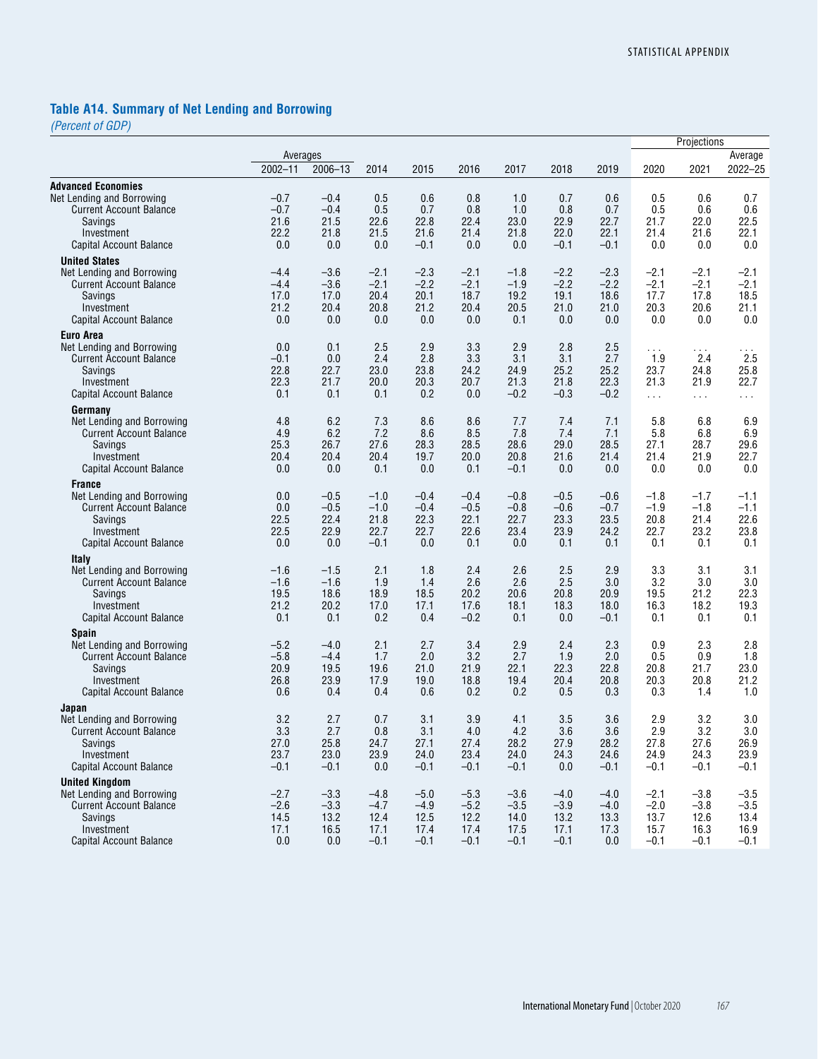## Table A14. Summary of Net Lending and Borrowing

*(Percent of GDP)*

| | Averages | | | | | | | | Projections | | |
|---|---|---|---|---|---|---|---|---|---|---|---|
| | 2002–11 | 2006–13 | 2014 | 2015 | 2016 | 2017 | 2018 | 2019 | 2020 | 2021 | Average 2022–25 |
| **Advanced Economies** | | | | | | | | | | | |
| Net Lending and Borrowing | –0.7 | –0.4 | 0.5 | 0.6 | 0.8 | 1.0 | 0.7 | 0.6 | 0.5 | 0.6 | 0.7 |
| Current Account Balance | –0.7 | –0.4 | 0.5 | 0.7 | 0.8 | 1.0 | 0.8 | 0.7 | 0.5 | 0.6 | 0.6 |
| Savings | 21.6 | 21.5 | 22.6 | 22.8 | 22.4 | 23.0 | 22.9 | 22.7 | 21.7 | 22.0 | 22.5 |
| Investment | 22.2 | 21.8 | 21.5 | 21.6 | 21.4 | 21.8 | 22.0 | 22.1 | 21.4 | 21.6 | 22.1 |
| Capital Account Balance | 0.0 | 0.0 | 0.0 | –0.1 | 0.0 | 0.0 | –0.1 | –0.1 | 0.0 | 0.0 | 0.0 |
| **United States** | | | | | | | | | | | |
| Net Lending and Borrowing | –4.4 | –3.6 | –2.1 | –2.3 | –2.1 | –1.8 | –2.2 | –2.3 | –2.1 | –2.1 | –2.1 |
| Current Account Balance | –4.4 | –3.6 | –2.1 | –2.2 | –2.1 | –1.9 | –2.2 | –2.2 | –2.1 | –2.1 | –2.1 |
| Savings | 17.0 | 17.0 | 20.4 | 20.1 | 18.7 | 19.2 | 19.1 | 18.6 | 17.7 | 17.8 | 18.5 |
| Investment | 21.2 | 20.4 | 20.8 | 21.2 | 20.4 | 20.5 | 21.0 | 21.0 | 20.3 | 20.6 | 21.1 |
| Capital Account Balance | 0.0 | 0.0 | 0.0 | 0.0 | 0.0 | 0.1 | 0.0 | 0.0 | 0.0 | 0.0 | 0.0 |
| **Euro Area** | | | | | | | | | | | |
| Net Lending and Borrowing | 0.0 | 0.1 | 2.5 | 2.9 | 3.3 | 2.9 | 2.8 | 2.5 | . . . | . . . | . . . |
| Current Account Balance | –0.1 | 0.0 | 2.4 | 2.8 | 3.3 | 3.1 | 3.1 | 2.7 | 1.9 | 2.4 | 2.5 |
| Savings | 22.8 | 22.7 | 23.0 | 23.8 | 24.2 | 24.9 | 25.2 | 25.2 | 23.7 | 24.8 | 25.8 |
| Investment | 22.3 | 21.7 | 20.0 | 20.3 | 20.7 | 21.3 | 21.8 | 22.3 | 21.3 | 21.9 | 22.7 |
| Capital Account Balance | 0.1 | 0.1 | 0.1 | 0.2 | 0.0 | –0.2 | –0.3 | –0.2 | . . . | . . . | . . . |
| **Germany** | | | | | | | | | | | |
| Net Lending and Borrowing | 4.8 | 6.2 | 7.3 | 8.6 | 8.6 | 7.7 | 7.4 | 7.1 | 5.8 | 6.8 | 6.9 |
| Current Account Balance | 4.9 | 6.2 | 7.2 | 8.6 | 8.5 | 7.8 | 7.4 | 7.1 | 5.8 | 6.8 | 6.9 |
| Savings | 25.3 | 26.7 | 27.6 | 28.3 | 28.5 | 28.6 | 29.0 | 28.5 | 27.1 | 28.7 | 29.6 |
| Investment | 20.4 | 20.4 | 20.4 | 19.7 | 20.0 | 20.8 | 21.6 | 21.4 | 21.4 | 21.9 | 22.7 |
| Capital Account Balance | 0.0 | 0.0 | 0.1 | 0.0 | 0.1 | –0.1 | 0.0 | 0.0 | 0.0 | 0.0 | 0.0 |
| **France** | | | | | | | | | | | |
| Net Lending and Borrowing | 0.0 | –0.5 | –1.0 | –0.4 | –0.4 | –0.8 | –0.5 | –0.6 | –1.8 | –1.7 | –1.1 |
| Current Account Balance | 0.0 | –0.5 | –1.0 | –0.4 | –0.5 | –0.8 | –0.6 | –0.7 | –1.9 | –1.8 | –1.1 |
| Savings | 22.5 | 22.4 | 21.8 | 22.3 | 22.1 | 22.7 | 23.3 | 23.5 | 20.8 | 21.4 | 22.6 |
| Investment | 22.5 | 22.9 | 22.7 | 22.7 | 22.6 | 23.4 | 23.9 | 24.2 | 22.7 | 23.2 | 23.8 |
| Capital Account Balance | 0.0 | 0.0 | –0.1 | 0.0 | 0.1 | 0.0 | 0.1 | 0.1 | 0.1 | 0.1 | 0.1 |
| **Italy** | | | | | | | | | | | |
| Net Lending and Borrowing | –1.6 | –1.5 | 2.1 | 1.8 | 2.4 | 2.6 | 2.5 | 2.9 | 3.3 | 3.1 | 3.1 |
| Current Account Balance | –1.6 | –1.6 | 1.9 | 1.4 | 2.6 | 2.6 | 2.5 | 3.0 | 3.2 | 3.0 | 3.0 |
| Savings | 19.5 | 18.6 | 18.9 | 18.5 | 20.2 | 20.6 | 20.8 | 20.9 | 19.5 | 21.2 | 22.3 |
| Investment | 21.2 | 20.2 | 17.0 | 17.1 | 17.6 | 18.1 | 18.3 | 18.0 | 16.3 | 18.2 | 19.3 |
| Capital Account Balance | 0.1 | 0.1 | 0.2 | 0.4 | –0.2 | 0.1 | 0.0 | –0.1 | 0.1 | 0.1 | 0.1 |
| **Spain** | | | | | | | | | | | |
| Net Lending and Borrowing | –5.2 | –4.0 | 2.1 | 2.7 | 3.4 | 2.9 | 2.4 | 2.3 | 0.9 | 2.3 | 2.8 |
| Current Account Balance | –5.8 | –4.4 | 1.7 | 2.0 | 3.2 | 2.7 | 1.9 | 2.0 | 0.5 | 0.9 | 1.8 |
| Savings | 20.9 | 19.5 | 19.6 | 21.0 | 21.9 | 22.1 | 22.3 | 22.8 | 20.8 | 21.7 | 23.0 |
| Investment | 26.8 | 23.9 | 17.9 | 19.0 | 18.8 | 19.4 | 20.4 | 20.8 | 20.3 | 20.8 | 21.2 |
| Capital Account Balance | 0.6 | 0.4 | 0.4 | 0.6 | 0.2 | 0.2 | 0.5 | 0.3 | 0.3 | 1.4 | 1.0 |
| **Japan** | | | | | | | | | | | |
| Net Lending and Borrowing | 3.2 | 2.7 | 0.7 | 3.1 | 3.9 | 4.1 | 3.5 | 3.6 | 2.9 | 3.2 | 3.0 |
| Current Account Balance | 3.3 | 2.7 | 0.8 | 3.1 | 4.0 | 4.2 | 3.6 | 3.6 | 2.9 | 3.2 | 3.0 |
| Savings | 27.0 | 25.8 | 24.7 | 27.1 | 27.4 | 28.2 | 27.9 | 28.2 | 27.8 | 27.6 | 26.9 |
| Investment | 23.7 | 23.0 | 23.9 | 24.0 | 23.4 | 24.0 | 24.3 | 24.6 | 24.9 | 24.3 | 23.9 |
| Capital Account Balance | –0.1 | –0.1 | 0.0 | –0.1 | –0.1 | –0.1 | 0.0 | –0.1 | –0.1 | –0.1 | –0.1 |
| **United Kingdom** | | | | | | | | | | | |
| Net Lending and Borrowing | –2.7 | –3.3 | –4.8 | –5.0 | –5.3 | –3.6 | –4.0 | –4.0 | –2.1 | –3.8 | –3.5 |
| Current Account Balance | –2.6 | –3.3 | –4.7 | –4.9 | –5.2 | –3.5 | –3.9 | –4.0 | –2.0 | –3.8 | –3.5 |
| Savings | 14.5 | 13.2 | 12.4 | 12.5 | 12.2 | 14.0 | 13.2 | 13.3 | 13.7 | 12.6 | 13.4 |
| Investment | 17.1 | 16.5 | 17.1 | 17.4 | 17.4 | 17.5 | 17.1 | 17.3 | 15.7 | 16.3 | 16.9 |
| Capital Account Balance | 0.0 | 0.0 | –0.1 | –0.1 | –0.1 | –0.1 | –0.1 | 0.0 | –0.1 | –0.1 | –0.1 |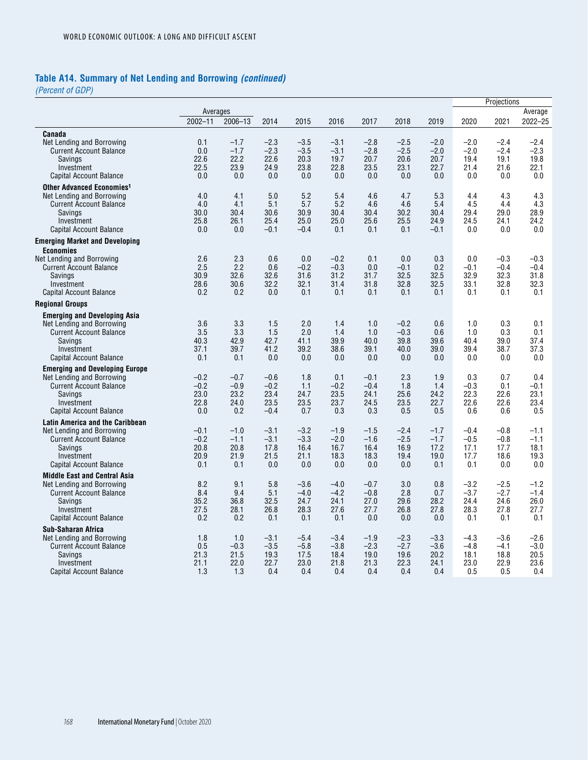## Table A14. Summary of Net Lending and Borrowing *(continued)*

*(Percent of GDP)*

| | Averages | | | | | | | | Projections | | |
|---|---|---|---|---|---|---|---|---|---|---|---|
| | 2002–11 | 2006–13 | 2014 | 2015 | 2016 | 2017 | 2018 | 2019 | 2020 | 2021 | Average 2022–25 |
| **Canada** | | | | | | | | | | | |
| Net Lending and Borrowing | 0.1 | –1.7 | –2.3 | –3.5 | –3.1 | –2.8 | –2.5 | –2.0 | –2.0 | –2.4 | –2.4 |
| Current Account Balance | 0.0 | –1.7 | –2.3 | –3.5 | –3.1 | –2.8 | –2.5 | –2.0 | –2.0 | –2.4 | –2.3 |
| Savings | 22.6 | 22.2 | 22.6 | 20.3 | 19.7 | 20.7 | 20.6 | 20.7 | 19.4 | 19.1 | 19.8 |
| Investment | 22.5 | 23.9 | 24.9 | 23.8 | 22.8 | 23.5 | 23.1 | 22.7 | 21.4 | 21.6 | 22.1 |
| Capital Account Balance | 0.0 | 0.0 | 0.0 | 0.0 | 0.0 | 0.0 | 0.0 | 0.0 | 0.0 | 0.0 | 0.0 |
| **Other Advanced Economies[1]** | | | | | | | | | | | |
| Net Lending and Borrowing | 4.0 | 4.1 | 5.0 | 5.2 | 5.4 | 4.6 | 4.7 | 5.3 | 4.4 | 4.3 | 4.3 |
| Current Account Balance | 4.0 | 4.1 | 5.1 | 5.7 | 5.2 | 4.6 | 4.6 | 5.4 | 4.5 | 4.4 | 4.3 |
| Savings | 30.0 | 30.4 | 30.6 | 30.9 | 30.4 | 30.4 | 30.2 | 30.4 | 29.4 | 29.0 | 28.9 |
| Investment | 25.8 | 26.1 | 25.4 | 25.0 | 25.0 | 25.6 | 25.5 | 24.9 | 24.5 | 24.1 | 24.2 |
| Capital Account Balance | 0.0 | 0.0 | –0.1 | –0.4 | 0.1 | 0.1 | 0.1 | –0.1 | 0.0 | 0.0 | 0.0 |
| **Emerging Market and Developing Economies** | | | | | | | | | | | |
| Net Lending and Borrowing | 2.6 | 2.3 | 0.6 | 0.0 | –0.2 | 0.1 | 0.0 | 0.3 | 0.0 | –0.3 | –0.3 |
| Current Account Balance | 2.5 | 2.2 | 0.6 | –0.2 | –0.3 | 0.0 | –0.1 | 0.2 | –0.1 | –0.4 | –0.4 |
| Savings | 30.9 | 32.6 | 32.6 | 31.6 | 31.2 | 31.7 | 32.5 | 32.5 | 32.9 | 32.3 | 31.8 |
| Investment | 28.6 | 30.6 | 32.2 | 32.1 | 31.4 | 31.8 | 32.8 | 32.5 | 33.1 | 32.8 | 32.3 |
| Capital Account Balance | 0.2 | 0.2 | 0.0 | 0.1 | 0.1 | 0.1 | 0.1 | 0.1 | 0.1 | 0.1 | 0.1 |
| **Regional Groups** | | | | | | | | | | | |
| **Emerging and Developing Asia** | | | | | | | | | | | |
| Net Lending and Borrowing | 3.6 | 3.3 | 1.5 | 2.0 | 1.4 | 1.0 | –0.2 | 0.6 | 1.0 | 0.3 | 0.1 |
| Current Account Balance | 3.5 | 3.3 | 1.5 | 2.0 | 1.4 | 1.0 | –0.3 | 0.6 | 1.0 | 0.3 | 0.1 |
| Savings | 40.3 | 42.9 | 42.7 | 41.1 | 39.9 | 40.0 | 39.8 | 39.6 | 40.4 | 39.0 | 37.4 |
| Investment | 37.1 | 39.7 | 41.2 | 39.2 | 38.6 | 39.1 | 40.0 | 39.0 | 39.4 | 38.7 | 37.3 |
| Capital Account Balance | 0.1 | 0.1 | 0.0 | 0.0 | 0.0 | 0.0 | 0.0 | 0.0 | 0.0 | 0.0 | 0.0 |
| **Emerging and Developing Europe** | | | | | | | | | | | |
| Net Lending and Borrowing | –0.2 | –0.7 | –0.6 | 1.8 | 0.1 | –0.1 | 2.3 | 1.9 | 0.3 | 0.7 | 0.4 |
| Current Account Balance | –0.2 | –0.9 | –0.2 | 1.1 | –0.2 | –0.4 | 1.8 | 1.4 | –0.3 | 0.1 | –0.1 |
| Savings | 23.0 | 23.2 | 23.4 | 24.7 | 23.5 | 24.1 | 25.6 | 24.2 | 22.3 | 22.6 | 23.1 |
| Investment | 22.8 | 24.0 | 23.5 | 23.5 | 23.7 | 24.5 | 23.5 | 22.7 | 22.6 | 22.6 | 23.4 |
| Capital Account Balance | 0.0 | 0.2 | –0.4 | 0.7 | 0.3 | 0.3 | 0.5 | 0.5 | 0.6 | 0.6 | 0.5 |
| **Latin America and the Caribbean** | | | | | | | | | | | |
| Net Lending and Borrowing | –0.1 | –1.0 | –3.1 | –3.2 | –1.9 | –1.5 | –2.4 | –1.7 | –0.4 | –0.8 | –1.1 |
| Current Account Balance | –0.2 | –1.1 | –3.1 | –3.3 | –2.0 | –1.6 | –2.5 | –1.7 | –0.5 | –0.8 | –1.1 |
| Savings | 20.8 | 20.8 | 17.8 | 16.4 | 16.7 | 16.4 | 16.9 | 17.2 | 17.1 | 17.7 | 18.1 |
| Investment | 20.9 | 21.9 | 21.5 | 21.1 | 18.3 | 18.3 | 19.4 | 19.0 | 17.7 | 18.6 | 19.3 |
| Capital Account Balance | 0.1 | 0.1 | 0.0 | 0.0 | 0.0 | 0.0 | 0.0 | 0.1 | 0.1 | 0.0 | 0.0 |
| **Middle East and Central Asia** | | | | | | | | | | | |
| Net Lending and Borrowing | 8.2 | 9.1 | 5.8 | –3.6 | –4.0 | –0.7 | 3.0 | 0.8 | –3.2 | –2.5 | –1.2 |
| Current Account Balance | 8.4 | 9.4 | 5.1 | –4.0 | –4.2 | –0.8 | 2.8 | 0.7 | –3.7 | –2.7 | –1.4 |
| Savings | 35.2 | 36.8 | 32.5 | 24.7 | 24.1 | 27.0 | 29.6 | 28.2 | 24.4 | 24.6 | 26.0 |
| Investment | 27.5 | 28.1 | 26.8 | 28.3 | 27.6 | 27.7 | 26.8 | 27.8 | 28.3 | 27.8 | 27.7 |
| Capital Account Balance | 0.2 | 0.2 | 0.1 | 0.1 | 0.1 | 0.0 | 0.0 | 0.0 | 0.1 | 0.1 | 0.1 |
| **Sub-Saharan Africa** | | | | | | | | | | | |
| Net Lending and Borrowing | 1.8 | 1.0 | –3.1 | –5.4 | –3.4 | –1.9 | –2.3 | –3.3 | –4.3 | –3.6 | –2.6 |
| Current Account Balance | 0.5 | –0.3 | –3.5 | –5.8 | –3.8 | –2.3 | –2.7 | –3.6 | –4.8 | –4.1 | –3.0 |
| Savings | 21.3 | 21.5 | 19.3 | 17.5 | 18.4 | 19.0 | 19.6 | 20.2 | 18.1 | 18.8 | 20.5 |
| Investment | 21.1 | 22.0 | 22.7 | 23.0 | 21.8 | 21.3 | 22.3 | 24.1 | 23.0 | 22.9 | 23.6 |
| Capital Account Balance | 1.3 | 1.3 | 0.4 | 0.4 | 0.4 | 0.4 | 0.4 | 0.4 | 0.5 | 0.5 | 0.4 |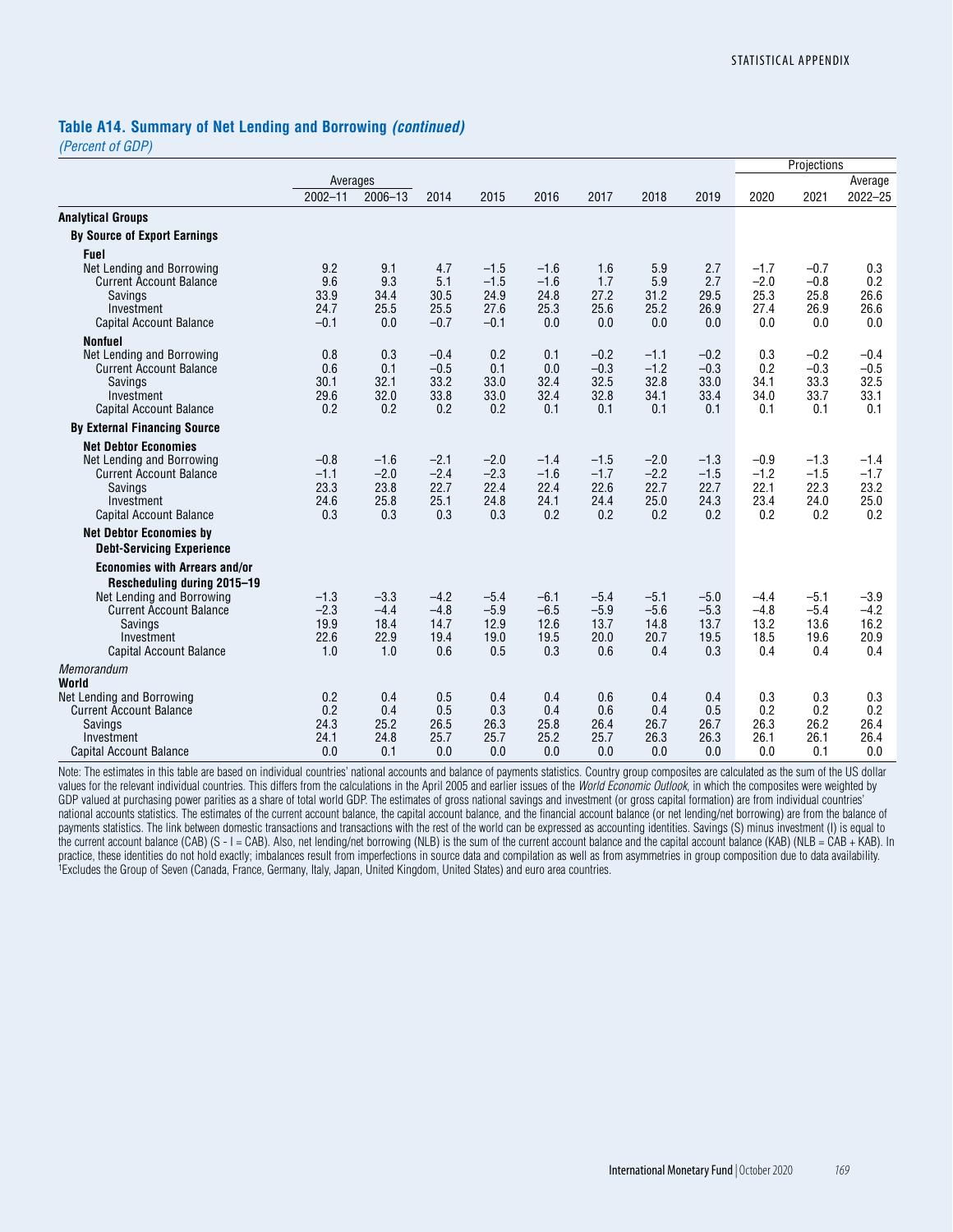## Table A14. Summary of Net Lending and Borrowing *(continued)*

*(Percent of GDP)*

| | Averages | | | | | | | | Projections | | |
|---|---|---|---|---|---|---|---|---|---|---|---|
| | 2002–11 | 2006–13 | 2014 | 2015 | 2016 | 2017 | 2018 | 2019 | 2020 | 2021 | Average 2022–25 |
| **Analytical Groups** | | | | | | | | | | | |
| **By Source of Export Earnings** | | | | | | | | | | | |
| **Fuel** | | | | | | | | | | | |
| Net Lending and Borrowing | 9.2 | 9.1 | 4.7 | –1.5 | –1.6 | 1.6 | 5.9 | 2.7 | –1.7 | –0.7 | 0.3 |
| Current Account Balance | 9.6 | 9.3 | 5.1 | –1.5 | –1.6 | 1.7 | 5.9 | 2.7 | –2.0 | –0.8 | 0.2 |
| Savings | 33.9 | 34.4 | 30.5 | 24.9 | 24.8 | 27.2 | 31.2 | 29.5 | 25.3 | 25.8 | 26.6 |
| Investment | 24.7 | 25.5 | 25.5 | 27.6 | 25.3 | 25.6 | 25.2 | 26.9 | 27.4 | 26.9 | 26.6 |
| Capital Account Balance | –0.1 | 0.0 | –0.7 | –0.1 | 0.0 | 0.0 | 0.0 | 0.0 | 0.0 | 0.0 | 0.0 |
| **Nonfuel** | | | | | | | | | | | |
| Net Lending and Borrowing | 0.8 | 0.3 | –0.4 | 0.2 | 0.1 | –0.2 | –1.1 | –0.2 | 0.3 | –0.2 | –0.4 |
| Current Account Balance | 0.6 | 0.1 | –0.5 | 0.1 | 0.0 | –0.3 | –1.2 | –0.3 | 0.2 | –0.3 | –0.5 |
| Savings | 30.1 | 32.1 | 33.2 | 33.0 | 32.4 | 32.5 | 32.8 | 33.0 | 34.1 | 33.3 | 32.5 |
| Investment | 29.6 | 32.0 | 33.8 | 33.0 | 32.4 | 32.8 | 34.1 | 33.4 | 34.0 | 33.7 | 33.1 |
| Capital Account Balance | 0.2 | 0.2 | 0.2 | 0.2 | 0.1 | 0.1 | 0.1 | 0.1 | 0.1 | 0.1 | 0.1 |
| **By External Financing Source** | | | | | | | | | | | |
| **Net Debtor Economies** | | | | | | | | | | | |
| Net Lending and Borrowing | –0.8 | –1.6 | –2.1 | –2.0 | –1.4 | –1.5 | –2.0 | –1.3 | –0.9 | –1.3 | –1.4 |
| Current Account Balance | –1.1 | –2.0 | –2.4 | –2.3 | –1.6 | –1.7 | –2.2 | –1.5 | –1.2 | –1.5 | –1.7 |
| Savings | 23.3 | 23.8 | 22.7 | 22.4 | 22.4 | 22.6 | 22.7 | 22.7 | 22.1 | 22.3 | 23.2 |
| Investment | 24.6 | 25.8 | 25.1 | 24.8 | 24.1 | 24.4 | 25.0 | 24.3 | 23.4 | 24.0 | 25.0 |
| Capital Account Balance | 0.3 | 0.3 | 0.3 | 0.3 | 0.2 | 0.2 | 0.2 | 0.2 | 0.2 | 0.2 | 0.2 |
| **Net Debtor Economies by Debt-Servicing Experience** | | | | | | | | | | | |
| **Economies with Arrears and/or Rescheduling during 2015–19** | | | | | | | | | | | |
| Net Lending and Borrowing | –1.3 | –3.3 | –4.2 | –5.4 | –6.1 | –5.4 | –5.1 | –5.0 | –4.4 | –5.1 | –3.9 |
| Current Account Balance | –2.3 | –4.4 | –4.8 | –5.9 | –6.5 | –5.9 | –5.6 | –5.3 | –4.8 | –5.4 | –4.2 |
| Savings | 19.9 | 18.4 | 14.7 | 12.9 | 12.6 | 13.7 | 14.8 | 13.7 | 13.2 | 13.6 | 16.2 |
| Investment | 22.6 | 22.9 | 19.4 | 19.0 | 19.5 | 20.0 | 20.7 | 19.5 | 18.5 | 19.6 | 20.9 |
| Capital Account Balance | 1.0 | 1.0 | 0.6 | 0.5 | 0.3 | 0.6 | 0.4 | 0.3 | 0.4 | 0.4 | 0.4 |
| *Memorandum* | | | | | | | | | | | |
| **World** | | | | | | | | | | | |
| Net Lending and Borrowing | 0.2 | 0.4 | 0.5 | 0.4 | 0.4 | 0.6 | 0.4 | 0.4 | 0.3 | 0.3 | 0.3 |
| Current Account Balance | 0.2 | 0.4 | 0.5 | 0.3 | 0.4 | 0.6 | 0.4 | 0.5 | 0.2 | 0.2 | 0.2 |
| Savings | 24.3 | 25.2 | 26.5 | 26.3 | 25.8 | 26.4 | 26.7 | 26.7 | 26.3 | 26.2 | 26.4 |
| Investment | 24.1 | 24.8 | 25.7 | 25.7 | 25.2 | 25.7 | 26.3 | 26.3 | 26.1 | 26.1 | 26.4 |
| Capital Account Balance | 0.0 | 0.1 | 0.0 | 0.0 | 0.0 | 0.0 | 0.0 | 0.0 | 0.0 | 0.1 | 0.0 |

Note: The estimates in this table are based on individual countries' national accounts and balance of payments statistics. Country group composites are calculated as the sum of the US dollar values for the relevant individual countries. This differs from the calculations in the April 2005 and earlier issues of the *World Economic Outlook*, in which the composites were weighted by GDP valued at purchasing power parities as a share of total world GDP. The estimates of gross national savings and investment (or gross capital formation) are from individual countries' national accounts statistics. The estimates of the current account balance, the capital account balance, and the financial account balance (or net lending/net borrowing) are from the balance of payments statistics. The link between domestic transactions and transactions with the rest of the world can be expressed as accounting identities. Savings (S) minus investment (I) is equal to the current account balance (CAB) (S - I = CAB). Also, net lending/net borrowing (NLB) is the sum of the current account balance and the capital account balance (KAB) (NLB = CAB + KAB). In practice, these identities do not hold exactly; imbalances result from imperfections in source data and compilation as well as from asymmetries in group composition due to data availability.
[1]Excludes the Group of Seven (Canada, France, Germany, Italy, Japan, United Kingdom, United States) and euro area countries.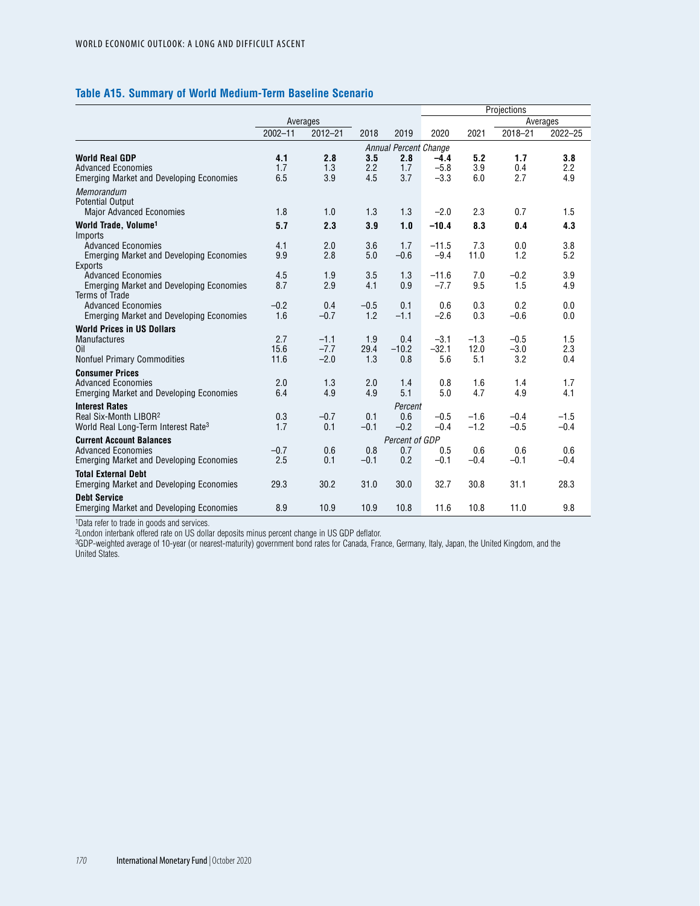## Table A15. Summary of World Medium-Term Baseline Scenario

| | Averages | | | | Projections | | | |
|---|---|---|---|---|---|---|---|---|
| | | | | | | | Averages | |
| | 2002–11 | 2012–21 | 2018 | 2019 | 2020 | 2021 | 2018–21 | 2022–25 |
| | *Annual Percent Change* | | | | | | | |
| **World Real GDP** | **4.1** | **2.8** | **3.5** | **2.8** | **–4.4** | **5.2** | **1.7** | **3.8** |
| Advanced Economies | 1.7 | 1.3 | 2.2 | 1.7 | –5.8 | 3.9 | 0.4 | 2.2 |
| Emerging Market and Developing Economies | 6.5 | 3.9 | 4.5 | 3.7 | –3.3 | 6.0 | 2.7 | 4.9 |
| *Memorandum* | | | | | | | | |
| Potential Output | | | | | | | | |
| Major Advanced Economies | 1.8 | 1.0 | 1.3 | 1.3 | –2.0 | 2.3 | 0.7 | 1.5 |
| **World Trade, Volume**[1] | **5.7** | **2.3** | **3.9** | **1.0** | **–10.4** | **8.3** | **0.4** | **4.3** |
| Imports | | | | | | | | |
| Advanced Economies | 4.1 | 2.0 | 3.6 | 1.7 | –11.5 | 7.3 | 0.0 | 3.8 |
| Emerging Market and Developing Economies | 9.9 | 2.8 | 5.0 | –0.6 | –9.4 | 11.0 | 1.2 | 5.2 |
| Exports | | | | | | | | |
| Advanced Economies | 4.5 | 1.9 | 3.5 | 1.3 | –11.6 | 7.0 | –0.2 | 3.9 |
| Emerging Market and Developing Economies | 8.7 | 2.9 | 4.1 | 0.9 | –7.7 | 9.5 | 1.5 | 4.9 |
| Terms of Trade | | | | | | | | |
| Advanced Economies | –0.2 | 0.4 | –0.5 | 0.1 | 0.6 | 0.3 | 0.2 | 0.0 |
| Emerging Market and Developing Economies | 1.6 | –0.7 | 1.2 | –1.1 | –2.6 | 0.3 | –0.6 | 0.0 |
| **World Prices in US Dollars** | | | | | | | | |
| Manufactures | 2.7 | –1.1 | 1.9 | 0.4 | –3.1 | –1.3 | –0.5 | 1.5 |
| Oil | 15.6 | –7.7 | 29.4 | –10.2 | –32.1 | 12.0 | –3.0 | 2.3 |
| Nonfuel Primary Commodities | 11.6 | –2.0 | 1.3 | 0.8 | 5.6 | 5.1 | 3.2 | 0.4 |
| **Consumer Prices** | | | | | | | | |
| Advanced Economies | 2.0 | 1.3 | 2.0 | 1.4 | 0.8 | 1.6 | 1.4 | 1.7 |
| Emerging Market and Developing Economies | 6.4 | 4.9 | 4.9 | 5.1 | 5.0 | 4.7 | 4.9 | 4.1 |
| **Interest Rates** | | | | *Percent* | | | | |
| Real Six-Month LIBOR[2] | 0.3 | –0.7 | 0.1 | 0.6 | –0.5 | –1.6 | –0.4 | –1.5 |
| World Real Long-Term Interest Rate[3] | 1.7 | 0.1 | –0.1 | –0.2 | –0.4 | –1.2 | –0.5 | –0.4 |
| **Current Account Balances** | | | | *Percent of GDP* | | | | |
| Advanced Economies | –0.7 | 0.6 | 0.8 | 0.7 | 0.5 | 0.6 | 0.6 | 0.6 |
| Emerging Market and Developing Economies | 2.5 | 0.1 | –0.1 | 0.2 | –0.1 | –0.4 | –0.1 | –0.4 |
| **Total External Debt** | | | | | | | | |
| Emerging Market and Developing Economies | 29.3 | 30.2 | 31.0 | 30.0 | 32.7 | 30.8 | 31.1 | 28.3 |
| **Debt Service** | | | | | | | | |
| Emerging Market and Developing Economies | 8.9 | 10.9 | 10.9 | 10.8 | 11.6 | 10.8 | 11.0 | 9.8 |

[1]Data refer to trade in goods and services.
[2]London interbank offered rate on US dollar deposits minus percent change in US GDP deflator.
[3]GDP-weighted average of 10-year (or nearest-maturity) government bond rates for Canada, France, Germany, Italy, Japan, the United Kingdom, and the United States.